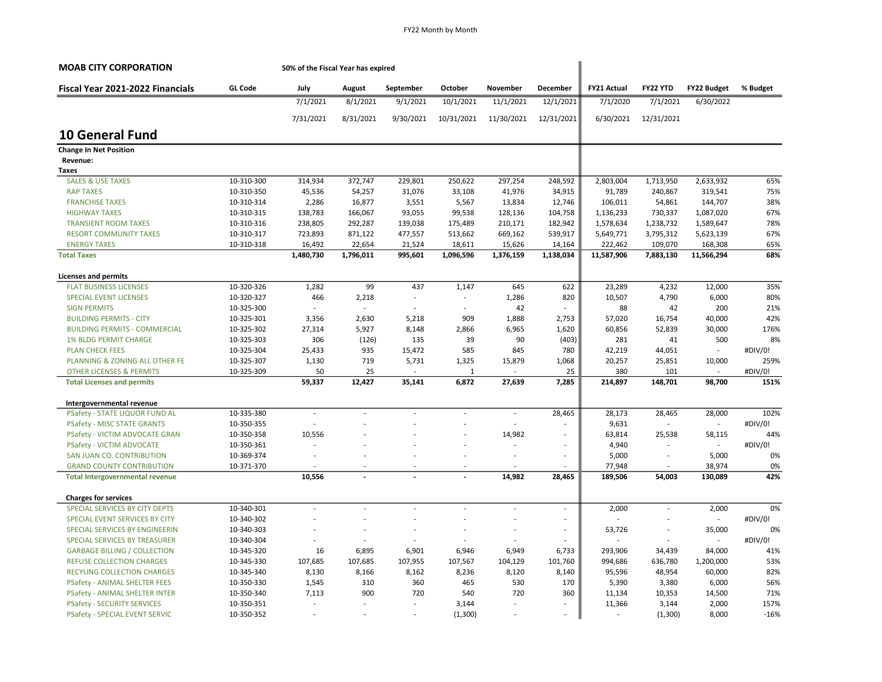FY22 Month by Month

**MOAB CITY CORPORATION** — 50% of the Fiscal Year has expired

| Fiscal Year 2021-2022 Financials | GL Code | July | August | September | October | November | December | FY21 Actual | FY22 YTD | FY22 Budget | % Budget |
|---|---|---|---|---|---|---|---|---|---|---|---|
| | | 7/1/2021 | 8/1/2021 | 9/1/2021 | 10/1/2021 | 11/1/2021 | 12/1/2021 | 7/1/2020 | 7/1/2021 | 6/30/2022 | |
| | | 7/31/2021 | 8/31/2021 | 9/30/2021 | 10/31/2021 | 11/30/2021 | 12/31/2021 | 6/30/2021 | 12/31/2021 | | |
| **10 General Fund** | | | | | | | | | | | |
| **Change In Net Position** | | | | | | | | | | | |
| **Revenue:** | | | | | | | | | | | |
| **Taxes** | | | | | | | | | | | |
| SALES & USE TAXES | 10-310-300 | 314,934 | 372,747 | 229,801 | 250,622 | 297,254 | 248,592 | 2,803,004 | 1,713,950 | 2,633,932 | 65% |
| RAP TAXES | 10-310-350 | 45,536 | 54,257 | 31,076 | 33,108 | 41,976 | 34,915 | 91,789 | 240,867 | 319,541 | 75% |
| FRANCHISE TAXES | 10-310-314 | 2,286 | 16,877 | 3,551 | 5,567 | 13,834 | 12,746 | 106,011 | 54,861 | 144,707 | 38% |
| HIGHWAY TAXES | 10-310-315 | 138,783 | 166,067 | 93,055 | 99,538 | 128,136 | 104,758 | 1,136,233 | 730,337 | 1,087,020 | 67% |
| TRANSIENT ROOM TAXES | 10-310-316 | 238,805 | 292,287 | 139,038 | 175,489 | 210,171 | 182,942 | 1,578,634 | 1,238,732 | 1,589,647 | 78% |
| RESORT COMMUNITY TAXES | 10-310-317 | 723,893 | 871,122 | 477,557 | 513,662 | 669,162 | 539,917 | 5,649,771 | 3,795,312 | 5,623,139 | 67% |
| ENERGY TAXES | 10-310-318 | 16,492 | 22,654 | 21,524 | 18,611 | 15,626 | 14,164 | 222,462 | 109,070 | 168,308 | 65% |
| **Total Taxes** | | **1,480,730** | **1,796,011** | **995,601** | **1,096,596** | **1,376,159** | **1,138,034** | **11,587,906** | **7,883,130** | **11,566,294** | **68%** |
| **Licenses and permits** | | | | | | | | | | | |
| FLAT BUSINESS LICENSES | 10-320-326 | 1,282 | 99 | 437 | 1,147 | 645 | 622 | 23,289 | 4,232 | 12,000 | 35% |
| SPECIAL EVENT LICENSES | 10-320-327 | 466 | 2,218 | - | - | 1,286 | 820 | 10,507 | 4,790 | 6,000 | 80% |
| SIGN PERMITS | 10-325-300 | - | - | - | - | 42 | - | 88 | 42 | 200 | 21% |
| BUILDING PERMITS - CITY | 10-325-301 | 3,356 | 2,630 | 5,218 | 909 | 1,888 | 2,753 | 57,020 | 16,754 | 40,000 | 42% |
| BUILDING PERMITS - COMMERCIAL | 10-325-302 | 27,314 | 5,927 | 8,148 | 2,866 | 6,965 | 1,620 | 60,856 | 52,839 | 30,000 | 176% |
| 1% BLDG PERMIT CHARGE | 10-325-303 | 306 | (126) | 135 | 39 | 90 | (403) | 281 | 41 | 500 | 8% |
| PLAN CHECK FEES | 10-325-304 | 25,433 | 935 | 15,472 | 585 | 845 | 780 | 42,219 | 44,051 | - | #DIV/0! |
| PLANNING & ZONING ALL OTHER FE | 10-325-307 | 1,130 | 719 | 5,731 | 1,325 | 15,879 | 1,068 | 20,257 | 25,851 | 10,000 | 259% |
| OTHER LICENSES & PERMITS | 10-325-309 | 50 | 25 | - | 1 | - | 25 | 380 | 101 | - | #DIV/0! |
| **Total Licenses and permits** | | **59,337** | **12,427** | **35,141** | **6,872** | **27,639** | **7,285** | **214,897** | **148,701** | **98,700** | **151%** |
| **Intergovernmental revenue** | | | | | | | | | | | |
| PSafety - STATE LIQUOR FUND AL | 10-335-380 | - | - | - | - | - | 28,465 | 28,173 | 28,465 | 28,000 | 102% |
| PSafety - MISC STATE GRANTS | 10-350-355 | - | - | - | - | - | - | 9,631 | - | - | #DIV/0! |
| PSafety - VICTIM ADVOCATE GRAN | 10-350-358 | 10,556 | - | - | - | 14,982 | - | 63,814 | 25,538 | 58,115 | 44% |
| PSafety - VICTIM ADVOCATE | 10-350-361 | - | - | - | - | - | - | 4,940 | - | - | #DIV/0! |
| SAN JUAN CO. CONTRIBUTION | 10-369-374 | - | - | - | - | - | - | 5,000 | - | 5,000 | 0% |
| GRAND COUNTY CONTRIBUTION | 10-371-370 | - | - | - | - | - | - | 77,948 | - | 38,974 | 0% |
| **Total Intergovernmental revenue** | | **10,556** | **-** | **-** | **-** | **14,982** | **28,465** | **189,506** | **54,003** | **130,089** | **42%** |
| **Charges for services** | | | | | | | | | | | |
| SPECIAL SERVICES BY CITY DEPTS | 10-340-301 | - | - | - | - | - | - | 2,000 | - | 2,000 | 0% |
| SPECIAL EVENT SERVICES BY CITY | 10-340-302 | - | - | - | - | - | - | - | - | - | #DIV/0! |
| SPECIAL SERVICES BY ENGINEERIN | 10-340-303 | - | - | - | - | - | - | 53,726 | - | 35,000 | 0% |
| SPECIAL SERVICES BY TREASURER | 10-340-304 | - | - | - | - | - | - | - | - | - | #DIV/0! |
| GARBAGE BILLING / COLLECTION | 10-345-320 | 16 | 6,895 | 6,901 | 6,946 | 6,949 | 6,733 | 293,906 | 34,439 | 84,000 | 41% |
| REFUSE COLLECTION CHARGES | 10-345-330 | 107,685 | 107,685 | 107,955 | 107,567 | 104,129 | 101,760 | 994,686 | 636,780 | 1,200,000 | 53% |
| RECYLING COLLECTION CHARGES | 10-345-340 | 8,130 | 8,166 | 8,162 | 8,236 | 8,120 | 8,140 | 95,596 | 48,954 | 60,000 | 82% |
| PSafety - ANIMAL SHELTER FEES | 10-350-330 | 1,545 | 310 | 360 | 465 | 530 | 170 | 5,390 | 3,380 | 6,000 | 56% |
| PSafety - ANIMAL SHELTER INTER | 10-350-340 | 7,113 | 900 | 720 | 540 | 720 | 360 | 11,134 | 10,353 | 14,500 | 71% |
| PSafety - SECURITY SERVICES | 10-350-351 | - | - | - | 3,144 | - | - | 11,366 | 3,144 | 2,000 | 157% |
| PSafety - SPECIAL EVENT SERVIC | 10-350-352 | - | - | - | (1,300) | - | - | - | (1,300) | 8,000 | -16% |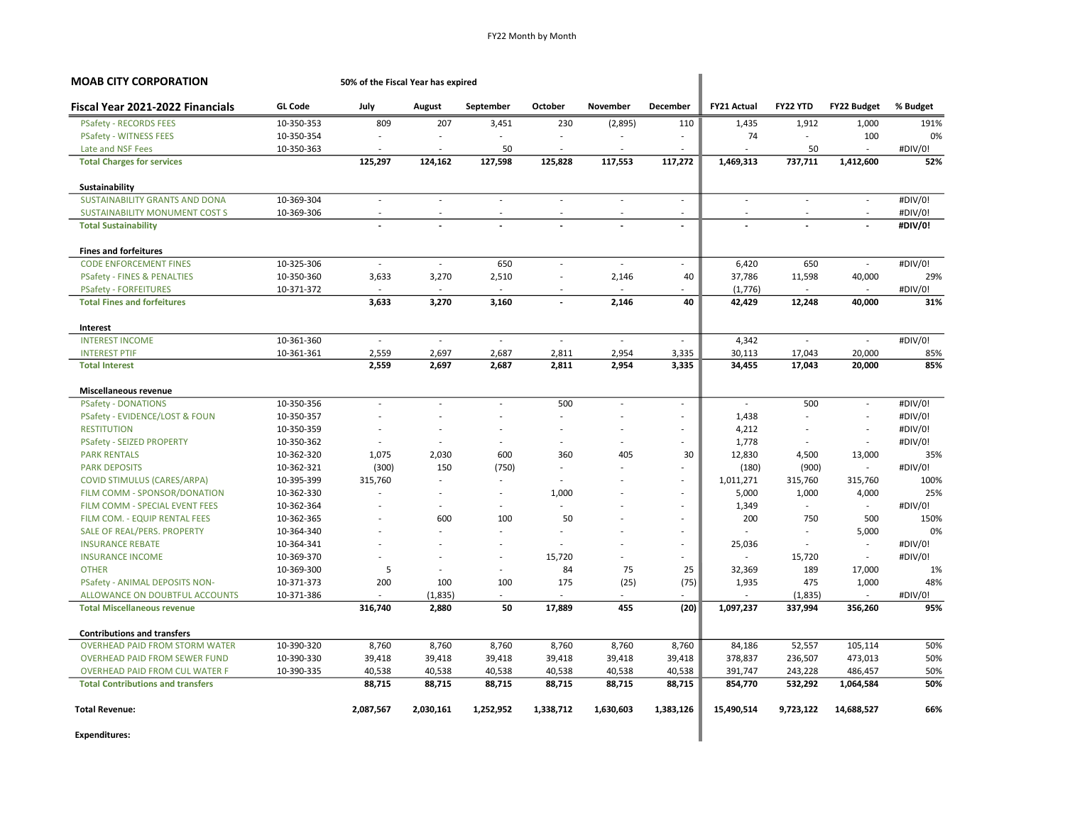FY22 Month by Month

**MOAB CITY CORPORATION** — 50% of the Fiscal Year has expired

| Fiscal Year 2021-2022 Financials | GL Code | July | August | September | October | November | December | FY21 Actual | FY22 YTD | FY22 Budget | % Budget |
|---|---|---|---|---|---|---|---|---|---|---|---|
| PSafety - RECORDS FEES | 10-350-353 | 809 | 207 | 3,451 | 230 | (2,895) | 110 | 1,435 | 1,912 | 1,000 | 191% |
| PSafety - WITNESS FEES | 10-350-354 | - | - | - | - | - | - | 74 | - | 100 | 0% |
| Late and NSF Fees | 10-350-363 | - | - | 50 | - | - | - | - | 50 | - | #DIV/0! |
| **Total Charges for services** | | **125,297** | **124,162** | **127,598** | **125,828** | **117,553** | **117,272** | **1,469,313** | **737,711** | **1,412,600** | **52%** |
| **Sustainability** | | | | | | | | | | | |
| SUSTAINABILITY GRANTS AND DONA | 10-369-304 | - | - | - | - | - | - | - | - | - | #DIV/0! |
| SUSTAINABILITY MONUMENT COST S | 10-369-306 | - | - | - | - | - | - | - | - | - | #DIV/0! |
| **Total Sustainability** | | **-** | **-** | **-** | **-** | **-** | **-** | **-** | **-** | **-** | **#DIV/0!** |
| **Fines and forfeitures** | | | | | | | | | | | |
| CODE ENFORCEMENT FINES | 10-325-306 | - | - | 650 | - | - | - | 6,420 | 650 | - | #DIV/0! |
| PSafety - FINES & PENALTIES | 10-350-360 | 3,633 | 3,270 | 2,510 | - | 2,146 | 40 | 37,786 | 11,598 | 40,000 | 29% |
| PSafety - FORFEITURES | 10-371-372 | - | - | - | - | - | - | (1,776) | - | - | #DIV/0! |
| **Total Fines and forfeitures** | | **3,633** | **3,270** | **3,160** | **-** | **2,146** | **40** | **42,429** | **12,248** | **40,000** | **31%** |
| **Interest** | | | | | | | | | | | |
| INTEREST INCOME | 10-361-360 | - | - | - | - | - | - | 4,342 | - | - | #DIV/0! |
| INTEREST PTIF | 10-361-361 | 2,559 | 2,697 | 2,687 | 2,811 | 2,954 | 3,335 | 30,113 | 17,043 | 20,000 | 85% |
| **Total Interest** | | **2,559** | **2,697** | **2,687** | **2,811** | **2,954** | **3,335** | **34,455** | **17,043** | **20,000** | **85%** |
| **Miscellaneous revenue** | | | | | | | | | | | |
| PSafety - DONATIONS | 10-350-356 | - | - | - | 500 | - | - | - | 500 | - | #DIV/0! |
| PSafety - EVIDENCE/LOST & FOUN | 10-350-357 | - | - | - | - | - | - | 1,438 | - | - | #DIV/0! |
| RESTITUTION | 10-350-359 | - | - | - | - | - | - | 4,212 | - | - | #DIV/0! |
| PSafety - SEIZED PROPERTY | 10-350-362 | - | - | - | - | - | - | 1,778 | - | - | #DIV/0! |
| PARK RENTALS | 10-362-320 | 1,075 | 2,030 | 600 | 360 | 405 | 30 | 12,830 | 4,500 | 13,000 | 35% |
| PARK DEPOSITS | 10-362-321 | (300) | 150 | (750) | - | - | - | (180) | (900) | - | #DIV/0! |
| COVID STIMULUS (CARES/ARPA) | 10-395-399 | 315,760 | - | - | - | - | - | 1,011,271 | 315,760 | 315,760 | 100% |
| FILM COMM - SPONSOR/DONATION | 10-362-330 | - | - | - | 1,000 | - | - | 5,000 | 1,000 | 4,000 | 25% |
| FILM COMM - SPECIAL EVENT FEES | 10-362-364 | - | - | - | - | - | - | 1,349 | - | - | #DIV/0! |
| FILM COM. - EQUIP RENTAL FEES | 10-362-365 | - | 600 | 100 | 50 | - | - | 200 | 750 | 500 | 150% |
| SALE OF REAL/PERS. PROPERTY | 10-364-340 | - | - | - | - | - | - | - | - | 5,000 | 0% |
| INSURANCE REBATE | 10-364-341 | - | - | - | - | - | - | 25,036 | - | - | #DIV/0! |
| INSURANCE INCOME | 10-369-370 | - | - | - | 15,720 | - | - | - | 15,720 | - | #DIV/0! |
| OTHER | 10-369-300 | 5 | - | - | 84 | 75 | 25 | 32,369 | 189 | 17,000 | 1% |
| PSafety - ANIMAL DEPOSITS NON- | 10-371-373 | 200 | 100 | 100 | 175 | (25) | (75) | 1,935 | 475 | 1,000 | 48% |
| ALLOWANCE ON DOUBTFUL ACCOUNTS | 10-371-386 | - | (1,835) | - | - | - | - | - | (1,835) | - | #DIV/0! |
| **Total Miscellaneous revenue** | | **316,740** | **2,880** | **50** | **17,889** | **455** | **(20)** | **1,097,237** | **337,994** | **356,260** | **95%** |
| **Contributions and transfers** | | | | | | | | | | | |
| OVERHEAD PAID FROM STORM WATER | 10-390-320 | 8,760 | 8,760 | 8,760 | 8,760 | 8,760 | 8,760 | 84,186 | 52,557 | 105,114 | 50% |
| OVERHEAD PAID FROM SEWER FUND | 10-390-330 | 39,418 | 39,418 | 39,418 | 39,418 | 39,418 | 39,418 | 378,837 | 236,507 | 473,013 | 50% |
| OVERHEAD PAID FROM CUL WATER F | 10-390-335 | 40,538 | 40,538 | 40,538 | 40,538 | 40,538 | 40,538 | 391,747 | 243,228 | 486,457 | 50% |
| **Total Contributions and transfers** | | **88,715** | **88,715** | **88,715** | **88,715** | **88,715** | **88,715** | **854,770** | **532,292** | **1,064,584** | **50%** |
| **Total Revenue:** | | **2,087,567** | **2,030,161** | **1,252,952** | **1,338,712** | **1,630,603** | **1,383,126** | **15,490,514** | **9,723,122** | **14,688,527** | **66%** |
| **Expenditures:** | | | | | | | | | | | |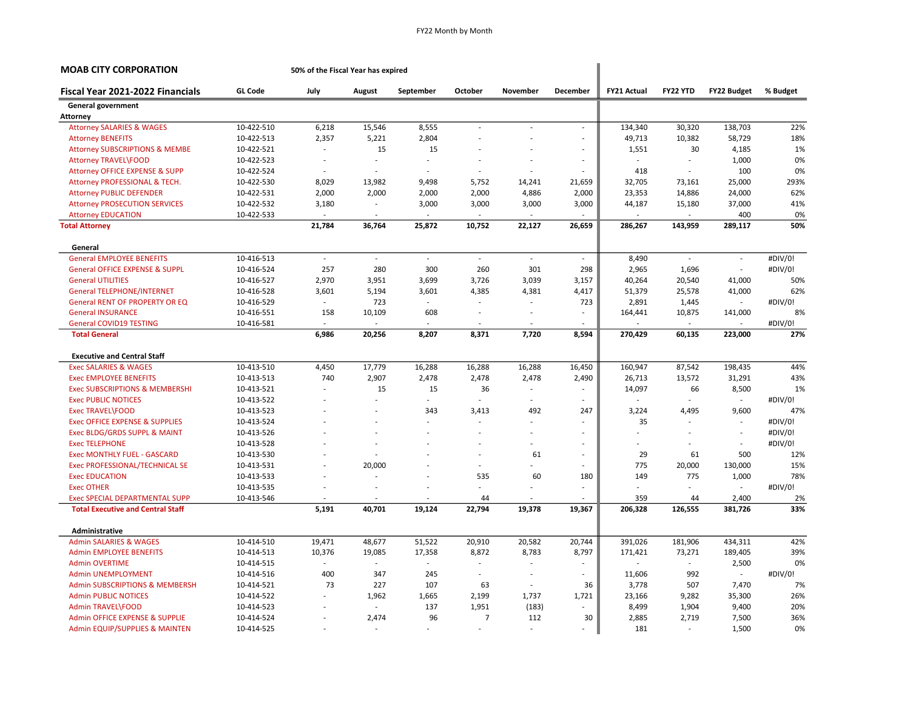FY22 Month by Month

**MOAB CITY CORPORATION** — 50% of the Fiscal Year has expired

| Fiscal Year 2021-2022 Financials | GL Code | July | August | September | October | November | December | FY21 Actual | FY22 YTD | FY22 Budget | % Budget |
|---|---|---|---|---|---|---|---|---|---|---|---|
| **General government** | | | | | | | | | | | |
| **Attorney** | | | | | | | | | | | |
| Attorney SALARIES & WAGES | 10-422-510 | 6,218 | 15,546 | 8,555 | - | - | - | 134,340 | 30,320 | 138,703 | 22% |
| Attorney BENEFITS | 10-422-513 | 2,357 | 5,221 | 2,804 | - | - | - | 49,713 | 10,382 | 58,729 | 18% |
| Attorney SUBSCRIPTIONS & MEMBE | 10-422-521 | - | 15 | 15 | - | - | - | 1,551 | 30 | 4,185 | 1% |
| Attorney TRAVEL\FOOD | 10-422-523 | - | - | - | - | - | - | - | - | 1,000 | 0% |
| Attorney OFFICE EXPENSE & SUPP | 10-422-524 | - | - | - | - | - | - | 418 | - | 100 | 0% |
| Attorney PROFESSIONAL & TECH. | 10-422-530 | 8,029 | 13,982 | 9,498 | 5,752 | 14,241 | 21,659 | 32,705 | 73,161 | 25,000 | 293% |
| Attorney PUBLIC DEFENDER | 10-422-531 | 2,000 | 2,000 | 2,000 | 2,000 | 4,886 | 2,000 | 23,353 | 14,886 | 24,000 | 62% |
| Attorney PROSECUTION SERVICES | 10-422-532 | 3,180 | - | 3,000 | 3,000 | 3,000 | 3,000 | 44,187 | 15,180 | 37,000 | 41% |
| Attorney EDUCATION | 10-422-533 | - | - | - | - | - | - | - | - | 400 | 0% |
| **Total Attorney** | | **21,784** | **36,764** | **25,872** | **10,752** | **22,127** | **26,659** | **286,267** | **143,959** | **289,117** | **50%** |
| **General** | | | | | | | | | | | |
| General EMPLOYEE BENEFITS | 10-416-513 | - | - | - | - | - | - | 8,490 | - | - | #DIV/0! |
| General OFFICE EXPENSE & SUPPL | 10-416-524 | 257 | 280 | 300 | 260 | 301 | 298 | 2,965 | 1,696 | - | #DIV/0! |
| General UTILITIES | 10-416-527 | 2,970 | 3,951 | 3,699 | 3,726 | 3,039 | 3,157 | 40,264 | 20,540 | 41,000 | 50% |
| General TELEPHONE/INTERNET | 10-416-528 | 3,601 | 5,194 | 3,601 | 4,385 | 4,381 | 4,417 | 51,379 | 25,578 | 41,000 | 62% |
| General RENT OF PROPERTY OR EQ | 10-416-529 | - | 723 | - | - | - | 723 | 2,891 | 1,445 | - | #DIV/0! |
| General INSURANCE | 10-416-551 | 158 | 10,109 | 608 | - | - | - | 164,441 | 10,875 | 141,000 | 8% |
| General COVID19 TESTING | 10-416-581 | - | - | - | - | - | - | - | - | - | #DIV/0! |
| **Total General** | | **6,986** | **20,256** | **8,207** | **8,371** | **7,720** | **8,594** | **270,429** | **60,135** | **223,000** | **27%** |
| **Executive and Central Staff** | | | | | | | | | | | |
| Exec SALARIES & WAGES | 10-413-510 | 4,450 | 17,779 | 16,288 | 16,288 | 16,288 | 16,450 | 160,947 | 87,542 | 198,435 | 44% |
| Exec EMPLOYEE BENEFITS | 10-413-513 | 740 | 2,907 | 2,478 | 2,478 | 2,478 | 2,490 | 26,713 | 13,572 | 31,291 | 43% |
| Exec SUBSCRIPTIONS & MEMBERSHI | 10-413-521 | - | 15 | 15 | 36 | - | - | 14,097 | 66 | 8,500 | 1% |
| Exec PUBLIC NOTICES | 10-413-522 | - | - | - | - | - | - | - | - | - | #DIV/0! |
| Exec TRAVEL\FOOD | 10-413-523 | - | - | 343 | 3,413 | 492 | 247 | 3,224 | 4,495 | 9,600 | 47% |
| Exec OFFICE EXPENSE & SUPPLIES | 10-413-524 | - | - | - | - | - | - | 35 | - | - | #DIV/0! |
| Exec BLDG/GRDS SUPPL & MAINT | 10-413-526 | - | - | - | - | - | - | - | - | - | #DIV/0! |
| Exec TELEPHONE | 10-413-528 | - | - | - | - | - | - | - | - | - | #DIV/0! |
| Exec MONTHLY FUEL - GASCARD | 10-413-530 | - | - | - | - | 61 | - | 29 | 61 | 500 | 12% |
| Exec PROFESSIONAL/TECHNICAL SE | 10-413-531 | - | 20,000 | - | - | - | - | 775 | 20,000 | 130,000 | 15% |
| Exec EDUCATION | 10-413-533 | - | - | - | 535 | 60 | 180 | 149 | 775 | 1,000 | 78% |
| Exec OTHER | 10-413-535 | - | - | - | - | - | - | - | - | - | #DIV/0! |
| Exec SPECIAL DEPARTMENTAL SUPP | 10-413-546 | - | - | - | 44 | - | - | 359 | 44 | 2,400 | 2% |
| **Total Executive and Central Staff** | | **5,191** | **40,701** | **19,124** | **22,794** | **19,378** | **19,367** | **206,328** | **126,555** | **381,726** | **33%** |
| **Administrative** | | | | | | | | | | | |
| Admin SALARIES & WAGES | 10-414-510 | 19,471 | 48,677 | 51,522 | 20,910 | 20,582 | 20,744 | 391,026 | 181,906 | 434,311 | 42% |
| Admin EMPLOYEE BENEFITS | 10-414-513 | 10,376 | 19,085 | 17,358 | 8,872 | 8,783 | 8,797 | 171,421 | 73,271 | 189,405 | 39% |
| Admin OVERTIME | 10-414-515 | - | - | - | - | - | - | - | - | 2,500 | 0% |
| Admin UNEMPLOYMENT | 10-414-516 | 400 | 347 | 245 | - | - | - | 11,606 | 992 | - | #DIV/0! |
| Admin SUBSCRIPTIONS & MEMBERSH | 10-414-521 | 73 | 227 | 107 | 63 | - | 36 | 3,778 | 507 | 7,470 | 7% |
| Admin PUBLIC NOTICES | 10-414-522 | - | 1,962 | 1,665 | 2,199 | 1,737 | 1,721 | 23,166 | 9,282 | 35,300 | 26% |
| Admin TRAVEL\FOOD | 10-414-523 | - | - | 137 | 1,951 | (183) | - | 8,499 | 1,904 | 9,400 | 20% |
| Admin OFFICE EXPENSE & SUPPLIE | 10-414-524 | - | 2,474 | 96 | 7 | 112 | 30 | 2,885 | 2,719 | 7,500 | 36% |
| Admin EQUIP/SUPPLIES & MAINTEN | 10-414-525 | - | - | - | - | - | - | 181 | - | 1,500 | 0% |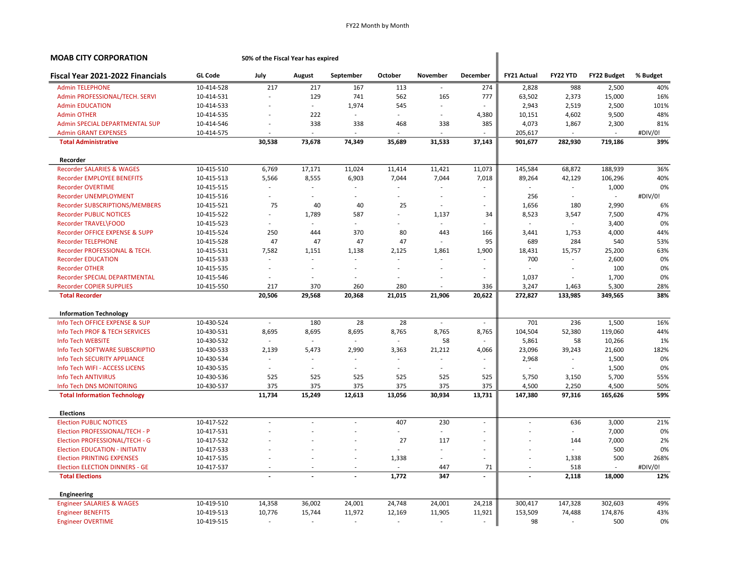**MOAB CITY CORPORATION** — **50% of the Fiscal Year has expired**

| Fiscal Year 2021-2022 Financials | GL Code | July | August | September | October | November | December | FY21 Actual | FY22 YTD | FY22 Budget | % Budget |
|---|---|---|---|---|---|---|---|---|---|---|---|
| Admin TELEPHONE | 10-414-528 | 217 | 217 | 167 | 113 | - | 274 | 2,828 | 988 | 2,500 | 40% |
| Admin PROFESSIONAL/TECH. SERVI | 10-414-531 | - | 129 | 741 | 562 | 165 | 777 | 63,502 | 2,373 | 15,000 | 16% |
| Admin EDUCATION | 10-414-533 | - | - | 1,974 | 545 | - | - | 2,943 | 2,519 | 2,500 | 101% |
| Admin OTHER | 10-414-535 | - | 222 | - | - | - | 4,380 | 10,151 | 4,602 | 9,500 | 48% |
| Admin SPECIAL DEPARTMENTAL SUP | 10-414-546 | - | 338 | 338 | 468 | 338 | 385 | 4,073 | 1,867 | 2,300 | 81% |
| Admin GRANT EXPENSES | 10-414-575 | - | - | - | - | - | - | 205,617 | - | - | #DIV/0! |
| **Total Administrative** | | **30,538** | **73,678** | **74,349** | **35,689** | **31,533** | **37,143** | **901,677** | **282,930** | **719,186** | **39%** |
| **Recorder** | | | | | | | | | | | |
| Recorder SALARIES & WAGES | 10-415-510 | 6,769 | 17,171 | 11,024 | 11,414 | 11,421 | 11,073 | 145,584 | 68,872 | 188,939 | 36% |
| Recorder EMPLOYEE BENEFITS | 10-415-513 | 5,566 | 8,555 | 6,903 | 7,044 | 7,044 | 7,018 | 89,264 | 42,129 | 106,296 | 40% |
| Recorder OVERTIME | 10-415-515 | - | - | - | - | - | - | - | - | 1,000 | 0% |
| Recorder UNEMPLOYMENT | 10-415-516 | - | - | - | - | - | - | 256 | - | - | #DIV/0! |
| Recorder SUBSCRIPTIONS/MEMBERS | 10-415-521 | 75 | 40 | 40 | 25 | - | - | 1,656 | 180 | 2,990 | 6% |
| Recorder PUBLIC NOTICES | 10-415-522 | - | 1,789 | 587 | - | 1,137 | 34 | 8,523 | 3,547 | 7,500 | 47% |
| Recorder TRAVEL\FOOD | 10-415-523 | - | - | - | - | - | - | - | - | 3,400 | 0% |
| Recorder OFFICE EXPENSE & SUPP | 10-415-524 | 250 | 444 | 370 | 80 | 443 | 166 | 3,441 | 1,753 | 4,000 | 44% |
| Recorder TELEPHONE | 10-415-528 | 47 | 47 | 47 | 47 | - | 95 | 689 | 284 | 540 | 53% |
| Recorder PROFESSIONAL & TECH. | 10-415-531 | 7,582 | 1,151 | 1,138 | 2,125 | 1,861 | 1,900 | 18,431 | 15,757 | 25,200 | 63% |
| Recorder EDUCATION | 10-415-533 | - | - | - | - | - | - | 700 | - | 2,600 | 0% |
| Recorder OTHER | 10-415-535 | - | - | - | - | - | - | - | - | 100 | 0% |
| Recorder SPECIAL DEPARTMENTAL | 10-415-546 | - | - | - | - | - | - | 1,037 | - | 1,700 | 0% |
| Recorder COPIER SUPPLIES | 10-415-550 | 217 | 370 | 260 | 280 | - | 336 | 3,247 | 1,463 | 5,300 | 28% |
| **Total Recorder** | | **20,506** | **29,568** | **20,368** | **21,015** | **21,906** | **20,622** | **272,827** | **133,985** | **349,565** | **38%** |
| **Information Technology** | | | | | | | | | | | |
| Info Tech OFFICE EXPENSE & SUP | 10-430-524 | - | 180 | 28 | 28 | - | - | 701 | 236 | 1,500 | 16% |
| Info Tech PROF & TECH SERVICES | 10-430-531 | 8,695 | 8,695 | 8,695 | 8,765 | 8,765 | 8,765 | 104,504 | 52,380 | 119,060 | 44% |
| Info Tech WEBSITE | 10-430-532 | - | - | - | - | 58 | - | 5,861 | 58 | 10,266 | 1% |
| Info Tech SOFTWARE SUBSCRIPTIO | 10-430-533 | 2,139 | 5,473 | 2,990 | 3,363 | 21,212 | 4,066 | 23,096 | 39,243 | 21,600 | 182% |
| Info Tech SECURITY APPLIANCE | 10-430-534 | - | - | - | - | - | - | 2,968 | - | 1,500 | 0% |
| Info Tech WIFI - ACCESS LICENS | 10-430-535 | - | - | - | - | - | - | - | - | 1,500 | 0% |
| Info Tech ANTIVIRUS | 10-430-536 | 525 | 525 | 525 | 525 | 525 | 525 | 5,750 | 3,150 | 5,700 | 55% |
| Info Tech DNS MONITORING | 10-430-537 | 375 | 375 | 375 | 375 | 375 | 375 | 4,500 | 2,250 | 4,500 | 50% |
| **Total Information Technology** | | **11,734** | **15,249** | **12,613** | **13,056** | **30,934** | **13,731** | **147,380** | **97,316** | **165,626** | **59%** |
| **Elections** | | | | | | | | | | | |
| Election PUBLIC NOTICES | 10-417-522 | - | - | - | 407 | 230 | - | - | 636 | 3,000 | 21% |
| Election PROFESSIONAL/TECH - P | 10-417-531 | - | - | - | - | - | - | - | - | 7,000 | 0% |
| Election PROFESSIONAL/TECH - G | 10-417-532 | - | - | - | 27 | 117 | - | - | 144 | 7,000 | 2% |
| Election EDUCATION - INITIATIV | 10-417-533 | - | - | - | - | - | - | - | - | 500 | 0% |
| Election PRINTING EXPENSES | 10-417-535 | - | - | - | 1,338 | - | - | - | 1,338 | 500 | 268% |
| Election ELECTION DINNERS - GE | 10-417-537 | - | - | - | - | 447 | 71 | - | 518 | - | #DIV/0! |
| **Total Elections** | | **-** | **-** | **-** | **1,772** | **347** | **-** | **-** | **2,118** | **18,000** | **12%** |
| **Engineering** | | | | | | | | | | | |
| Engineer SALARIES & WAGES | 10-419-510 | 14,358 | 36,002 | 24,001 | 24,748 | 24,001 | 24,218 | 300,417 | 147,328 | 302,603 | 49% |
| Engineer BENEFITS | 10-419-513 | 10,776 | 15,744 | 11,972 | 12,169 | 11,905 | 11,921 | 153,509 | 74,488 | 174,876 | 43% |
| Engineer OVERTIME | 10-419-515 | - | - | - | - | - | - | 98 | - | 500 | 0% |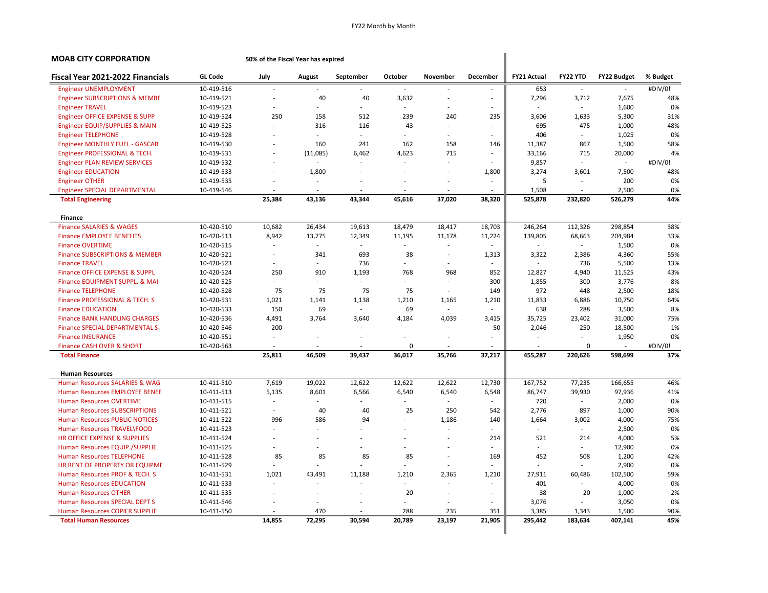**MOAB CITY CORPORATION** — 50% of the Fiscal Year has expired

| Fiscal Year 2021-2022 Financials | GL Code | July | August | September | October | November | December | FY21 Actual | FY22 YTD | FY22 Budget | % Budget |
|---|---|---|---|---|---|---|---|---|---|---|---|
| Engineer UNEMPLOYMENT | 10-419-516 | - | - | - | - | - | - | 653 | - | - | #DIV/0! |
| Engineer SUBSCRIPTIONS & MEMBE | 10-419-521 | - | 40 | 40 | 3,632 | - | - | 7,296 | 3,712 | 7,675 | 48% |
| Engineer TRAVEL | 10-419-523 | - | - | - | - | - | - | - | - | 1,600 | 0% |
| Engineer OFFICE EXPENSE & SUPP | 10-419-524 | 250 | 158 | 512 | 239 | 240 | 235 | 3,606 | 1,633 | 5,300 | 31% |
| Engineer EQUIP/SUPPLIES & MAIN | 10-419-525 | - | 316 | 116 | 43 | - | - | 695 | 475 | 1,000 | 48% |
| Engineer TELEPHONE | 10-419-528 | - | - | - | - | - | - | 406 | - | 1,025 | 0% |
| Engineer MONTHLY FUEL - GASCAR | 10-419-530 | - | 160 | 241 | 162 | 158 | 146 | 11,387 | 867 | 1,500 | 58% |
| Engineer PROFESSIONAL & TECH. | 10-419-531 | - | (11,085) | 6,462 | 4,623 | 715 | - | 33,166 | 715 | 20,000 | 4% |
| Engineer PLAN REVIEW SERVICES | 10-419-532 | - | - | - | - | - | - | 9,857 | - | - | #DIV/0! |
| Engineer EDUCATION | 10-419-533 | - | 1,800 | - | - | - | 1,800 | 3,274 | 3,601 | 7,500 | 48% |
| Engineer OTHER | 10-419-535 | - | - | - | - | - | - | 5 | - | 200 | 0% |
| Engineer SPECIAL DEPARTMENTAL | 10-419-546 | - | - | - | - | - | - | 1,508 | - | 2,500 | 0% |
| **Total Engineering** | | **25,384** | **43,136** | **43,344** | **45,616** | **37,020** | **38,320** | **525,878** | **232,820** | **526,279** | **44%** |
| **Finance** | | | | | | | | | | | |
| Finance SALARIES & WAGES | 10-420-510 | 10,682 | 26,434 | 19,613 | 18,479 | 18,417 | 18,703 | 246,264 | 112,326 | 298,854 | 38% |
| Finance EMPLOYEE BENEFITS | 10-420-513 | 8,942 | 13,775 | 12,349 | 11,195 | 11,178 | 11,224 | 139,805 | 68,663 | 204,984 | 33% |
| Finance OVERTIME | 10-420-515 | - | - | - | - | - | - | - | - | 1,500 | 0% |
| Finance SUBSCRIPTIONS & MEMBER | 10-420-521 | - | 341 | 693 | 38 | - | 1,313 | 3,322 | 2,386 | 4,360 | 55% |
| Finance TRAVEL | 10-420-523 | - | - | 736 | - | - | - | - | 736 | 5,500 | 13% |
| Finance OFFICE EXPENSE & SUPPL | 10-420-524 | 250 | 910 | 1,193 | 768 | 968 | 852 | 12,827 | 4,940 | 11,525 | 43% |
| Finance EQUIPMENT SUPPL. & MAI | 10-420-525 | - | - | - | - | - | 300 | 1,855 | 300 | 3,776 | 8% |
| Finance TELEPHONE | 10-420-528 | 75 | 75 | 75 | 75 | - | 149 | 972 | 448 | 2,500 | 18% |
| Finance PROFESSIONAL & TECH. S | 10-420-531 | 1,021 | 1,141 | 1,138 | 1,210 | 1,165 | 1,210 | 11,833 | 6,886 | 10,750 | 64% |
| Finance EDUCATION | 10-420-533 | 150 | 69 | - | 69 | - | - | 638 | 288 | 3,500 | 8% |
| Finance BANK HANDLING CHARGES | 10-420-536 | 4,491 | 3,764 | 3,640 | 4,184 | 4,039 | 3,415 | 35,725 | 23,402 | 31,000 | 75% |
| Finance SPECIAL DEPARTMENTAL S | 10-420-546 | 200 | - | - | - | - | 50 | 2,046 | 250 | 18,500 | 1% |
| Finance INSURANCE | 10-420-551 | - | - | - | - | - | - | - | - | 1,950 | 0% |
| Finance CASH OVER & SHORT | 10-420-563 | - | - | - | 0 | - | - | - | 0 | - | #DIV/0! |
| **Total Finance** | | **25,811** | **46,509** | **39,437** | **36,017** | **35,766** | **37,217** | **455,287** | **220,626** | **598,699** | **37%** |
| **Human Resources** | | | | | | | | | | | |
| Human Resources SALARIES & WAG | 10-411-510 | 7,619 | 19,022 | 12,622 | 12,622 | 12,622 | 12,730 | 167,752 | 77,235 | 166,655 | 46% |
| Human Resources EMPLOYEE BENEF | 10-411-513 | 5,135 | 8,601 | 6,566 | 6,540 | 6,540 | 6,548 | 86,747 | 39,930 | 97,936 | 41% |
| Human Resources OVERTIME | 10-411-515 | - | - | - | - | - | - | 720 | - | 2,000 | 0% |
| Human Resources SUBSCRIPTIONS | 10-411-521 | - | 40 | 40 | 25 | 250 | 542 | 2,776 | 897 | 1,000 | 90% |
| Human Resources PUBLIC NOTICES | 10-411-522 | 996 | 586 | 94 | - | 1,186 | 140 | 1,664 | 3,002 | 4,000 | 75% |
| Human Resources TRAVEL\FOOD | 10-411-523 | - | - | - | - | - | - | - | - | 2,500 | 0% |
| HR OFFICE EXPENSE & SUPPLIES | 10-411-524 | - | - | - | - | - | 214 | 521 | 214 | 4,000 | 5% |
| Human Resources EQUIP./SUPPLIE | 10-411-525 | - | - | - | - | - | - | - | - | 12,900 | 0% |
| Human Resources TELEPHONE | 10-411-528 | 85 | 85 | 85 | 85 | - | 169 | 452 | 508 | 1,200 | 42% |
| HR RENT OF PROPERTY OR EQUIPME | 10-411-529 | - | - | - | - | - | - | - | - | 2,900 | 0% |
| Human Resources PROF & TECH. S | 10-411-531 | 1,021 | 43,491 | 11,188 | 1,210 | 2,365 | 1,210 | 27,911 | 60,486 | 102,500 | 59% |
| Human Resources EDUCATION | 10-411-533 | - | - | - | - | - | - | 401 | - | 4,000 | 0% |
| Human Resources OTHER | 10-411-535 | - | - | - | 20 | - | - | 38 | 20 | 1,000 | 2% |
| Human Resources SPECIAL DEPT S | 10-411-546 | - | - | - | - | - | - | 3,076 | - | 3,050 | 0% |
| Human Resources COPIER SUPPLIE | 10-411-550 | - | 470 | - | 288 | 235 | 351 | 3,385 | 1,343 | 1,500 | 90% |
| **Total Human Resources** | | **14,855** | **72,295** | **30,594** | **20,789** | **23,197** | **21,905** | **295,442** | **183,634** | **407,141** | **45%** |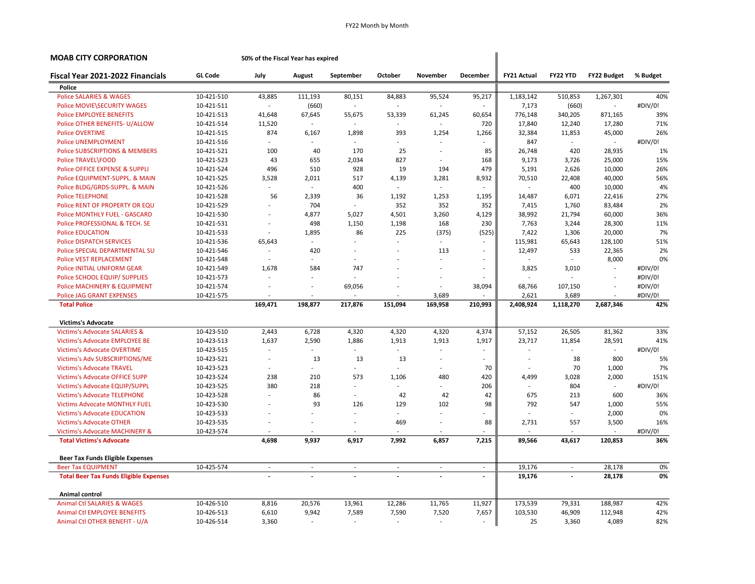FY22 Month by Month

**MOAB CITY CORPORATION** — 50% of the Fiscal Year has expired

| Fiscal Year 2021-2022 Financials | GL Code | July | August | September | October | November | December | FY21 Actual | FY22 YTD | FY22 Budget | % Budget |
|---|---|---|---|---|---|---|---|---|---|---|---|
| **Police** | | | | | | | | | | | |
| Police SALARIES & WAGES | 10-421-510 | 43,885 | 111,193 | 80,151 | 84,883 | 95,524 | 95,217 | 1,183,142 | 510,853 | 1,267,301 | 40% |
| Police MOVIE\SECURITY WAGES | 10-421-511 | - | (660) | - | - | - | - | 7,173 | (660) | - | #DIV/0! |
| Police EMPLOYEE BENEFITS | 10-421-513 | 41,648 | 67,645 | 55,675 | 53,339 | 61,245 | 60,654 | 776,148 | 340,205 | 871,165 | 39% |
| Police OTHER BENEFITS- U/ALLOW | 10-421-514 | 11,520 | - | - | - | - | 720 | 17,840 | 12,240 | 17,280 | 71% |
| Police OVERTIME | 10-421-515 | 874 | 6,167 | 1,898 | 393 | 1,254 | 1,266 | 32,384 | 11,853 | 45,000 | 26% |
| Police UNEMPLOYMENT | 10-421-516 | - | - | - | - | - | - | 847 | - | - | #DIV/0! |
| Police SUBSCRIPTIONS & MEMBERS | 10-421-521 | 100 | 40 | 170 | 25 | - | 85 | 26,748 | 420 | 28,935 | 1% |
| Police TRAVEL\FOOD | 10-421-523 | 43 | 655 | 2,034 | 827 | - | 168 | 9,173 | 3,726 | 25,000 | 15% |
| Police OFFICE EXPENSE & SUPPLI | 10-421-524 | 496 | 510 | 928 | 19 | 194 | 479 | 5,191 | 2,626 | 10,000 | 26% |
| Police EQUIPMENT-SUPPL. & MAIN | 10-421-525 | 3,528 | 2,011 | 517 | 4,139 | 3,281 | 8,932 | 70,510 | 22,408 | 40,000 | 56% |
| Police BLDG/GRDS-SUPPL. & MAIN | 10-421-526 | - | - | 400 | - | - | - | - | 400 | 10,000 | 4% |
| Police TELEPHONE | 10-421-528 | 56 | 2,339 | 36 | 1,192 | 1,253 | 1,195 | 14,487 | 6,071 | 22,416 | 27% |
| Police RENT OF PROPERTY OR EQU | 10-421-529 | - | 704 | - | 352 | 352 | 352 | 7,415 | 1,760 | 83,484 | 2% |
| Police MONTHLY FUEL - GASCARD | 10-421-530 | - | 4,877 | 5,027 | 4,501 | 3,260 | 4,129 | 38,992 | 21,794 | 60,000 | 36% |
| Police PROFESSIONAL & TECH. SE | 10-421-531 | - | 498 | 1,150 | 1,198 | 168 | 230 | 7,763 | 3,244 | 28,300 | 11% |
| Police EDUCATION | 10-421-533 | - | 1,895 | 86 | 225 | (375) | (525) | 7,422 | 1,306 | 20,000 | 7% |
| Police DISPATCH SERVICES | 10-421-536 | 65,643 | - | - | - | - | - | 115,981 | 65,643 | 128,100 | 51% |
| Police SPECIAL DEPARTMENTAL SU | 10-421-546 | - | 420 | - | - | 113 | - | 12,497 | 533 | 22,365 | 2% |
| Police VEST REPLACEMENT | 10-421-548 | - | - | - | - | - | - | - | - | 8,000 | 0% |
| Police INITIAL UNIFORM GEAR | 10-421-549 | 1,678 | 584 | 747 | - | - | - | 3,825 | 3,010 | - | #DIV/0! |
| Police SCHOOL EQUIP/ SUPPLIES | 10-421-573 | - | - | - | - | - | - | - | - | - | #DIV/0! |
| Police MACHINERY & EQUIPMENT | 10-421-574 | - | - | 69,056 | - | - | 38,094 | 68,766 | 107,150 | - | #DIV/0! |
| Police JAG GRANT EXPENSES | 10-421-575 | - | - | - | - | 3,689 | - | 2,621 | 3,689 | - | #DIV/0! |
| **Total Police** | | **169,471** | **198,877** | **217,876** | **151,094** | **169,958** | **210,993** | **2,408,924** | **1,118,270** | **2,687,346** | **42%** |
| | | | | | | | | | | | |
| **Victims's Advocate** | | | | | | | | | | | |
| Victims's Advocate SALARIES & | 10-423-510 | 2,443 | 6,728 | 4,320 | 4,320 | 4,320 | 4,374 | 57,152 | 26,505 | 81,362 | 33% |
| Victims's Advocate EMPLOYEE BE | 10-423-513 | 1,637 | 2,590 | 1,886 | 1,913 | 1,913 | 1,917 | 23,717 | 11,854 | 28,591 | 41% |
| Victims's Advocate OVERTIME | 10-423-515 | - | - | - | - | - | - | - | - | - | #DIV/0! |
| Victims's Adv SUBSCRIPTIONS/ME | 10-423-521 | - | 13 | 13 | 13 | - | - | - | 38 | 800 | 5% |
| Victims's Advocate TRAVEL | 10-423-523 | - | - | - | - | - | 70 | - | 70 | 1,000 | 7% |
| Victims's Advocate OFFICE SUPP | 10-423-524 | 238 | 210 | 573 | 1,106 | 480 | 420 | 4,499 | 3,028 | 2,000 | 151% |
| Victims's Advocate EQUIP/SUPPL | 10-423-525 | 380 | 218 | - | - | - | 206 | - | 804 | - | #DIV/0! |
| Victims's Advocate TELEPHONE | 10-423-528 | - | 86 | - | 42 | 42 | 42 | 675 | 213 | 600 | 36% |
| Victims Advocate MONTHLY FUEL | 10-423-530 | - | 93 | 126 | 129 | 102 | 98 | 792 | 547 | 1,000 | 55% |
| Victims's Advocate EDUCATION | 10-423-533 | - | - | - | - | - | - | - | - | 2,000 | 0% |
| Victims's Advocate OTHER | 10-423-535 | - | - | - | 469 | - | 88 | 2,731 | 557 | 3,500 | 16% |
| Victims's Advocate MACHINERY & | 10-423-574 | - | - | - | - | - | - | - | - | - | #DIV/0! |
| **Total Victims's Advocate** | | **4,698** | **9,937** | **6,917** | **7,992** | **6,857** | **7,215** | **89,566** | **43,617** | **120,853** | **36%** |
| | | | | | | | | | | | |
| **Beer Tax Funds Eligible Expenses** | | | | | | | | | | | |
| Beer Tax EQUIPMENT | 10-425-574 | - | - | - | - | - | - | 19,176 | - | 28,178 | 0% |
| **Total Beer Tax Funds Eligible Expenses** | | **-** | **-** | **-** | **-** | **-** | **-** | **19,176** | **-** | **28,178** | **0%** |
| | | | | | | | | | | | |
| **Animal control** | | | | | | | | | | | |
| Animal Ctl SALARIES & WAGES | 10-426-510 | 8,816 | 20,576 | 13,961 | 12,286 | 11,765 | 11,927 | 173,539 | 79,331 | 188,987 | 42% |
| Animal Ctl EMPLOYEE BENEFITS | 10-426-513 | 6,610 | 9,942 | 7,589 | 7,590 | 7,520 | 7,657 | 103,530 | 46,909 | 112,948 | 42% |
| Animal Ctl OTHER BENEFIT - U/A | 10-426-514 | 3,360 | - | - | - | - | - | 25 | 3,360 | 4,089 | 82% |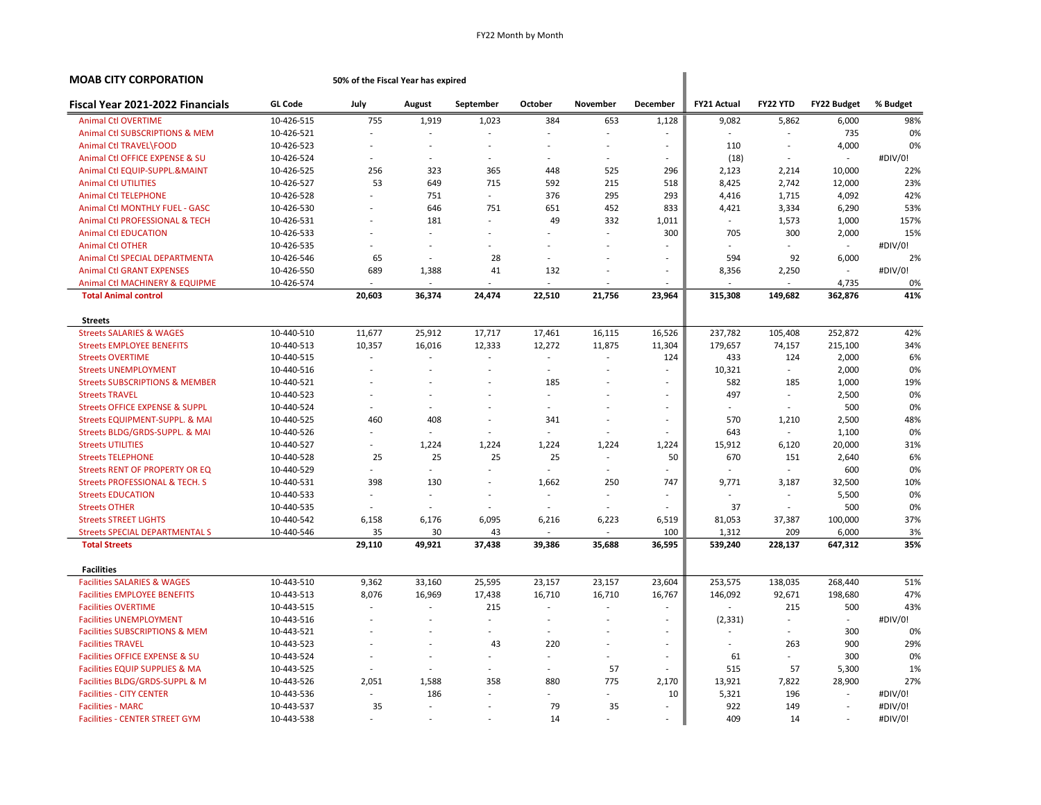## MOAB CITY CORPORATION

**50% of the Fiscal Year has expired**

| Fiscal Year 2021-2022 Financials | GL Code | July | August | September | October | November | December | FY21 Actual | FY22 YTD | FY22 Budget | % Budget |
|---|---|---|---|---|---|---|---|---|---|---|---|
| Animal Ctl OVERTIME | 10-426-515 | 755 | 1,919 | 1,023 | 384 | 653 | 1,128 | 9,082 | 5,862 | 6,000 | 98% |
| Animal Ctl SUBSCRIPTIONS & MEM | 10-426-521 | - | - | - | - | - | - | - | - | 735 | 0% |
| Animal Ctl TRAVEL\FOOD | 10-426-523 | - | - | - | - | - | - | 110 | - | 4,000 | 0% |
| Animal Ctl OFFICE EXPENSE & SU | 10-426-524 | - | - | - | - | - | - | (18) | - | - | #DIV/0! |
| Animal Ctl EQUIP-SUPPL.&MAINT | 10-426-525 | 256 | 323 | 365 | 448 | 525 | 296 | 2,123 | 2,214 | 10,000 | 22% |
| Animal Ctl UTILITIES | 10-426-527 | 53 | 649 | 715 | 592 | 215 | 518 | 8,425 | 2,742 | 12,000 | 23% |
| Animal Ctl TELEPHONE | 10-426-528 | - | 751 | - | 376 | 295 | 293 | 4,416 | 1,715 | 4,092 | 42% |
| Animal Ctl MONTHLY FUEL - GASC | 10-426-530 | - | 646 | 751 | 651 | 452 | 833 | 4,421 | 3,334 | 6,290 | 53% |
| Animal Ctl PROFESSIONAL & TECH | 10-426-531 | - | 181 | - | 49 | 332 | 1,011 | - | 1,573 | 1,000 | 157% |
| Animal Ctl EDUCATION | 10-426-533 | - | - | - | - | - | 300 | 705 | 300 | 2,000 | 15% |
| Animal Ctl OTHER | 10-426-535 | - | - | - | - | - | - | - | - | - | #DIV/0! |
| Animal Ctl SPECIAL DEPARTMENTA | 10-426-546 | 65 | - | 28 | - | - | - | 594 | 92 | 6,000 | 2% |
| Animal Ctl GRANT EXPENSES | 10-426-550 | 689 | 1,388 | 41 | 132 | - | - | 8,356 | 2,250 | - | #DIV/0! |
| Animal Ctl MACHINERY & EQUIPME | 10-426-574 | - | - | - | - | - | - | - | - | 4,735 | 0% |
| **Total Animal control** | | **20,603** | **36,374** | **24,474** | **22,510** | **21,756** | **23,964** | **315,308** | **149,682** | **362,876** | **41%** |
| **Streets** | | | | | | | | | | | |
| Streets SALARIES & WAGES | 10-440-510 | 11,677 | 25,912 | 17,717 | 17,461 | 16,115 | 16,526 | 237,782 | 105,408 | 252,872 | 42% |
| Streets EMPLOYEE BENEFITS | 10-440-513 | 10,357 | 16,016 | 12,333 | 12,272 | 11,875 | 11,304 | 179,657 | 74,157 | 215,100 | 34% |
| Streets OVERTIME | 10-440-515 | - | - | - | - | - | 124 | 433 | 124 | 2,000 | 6% |
| Streets UNEMPLOYMENT | 10-440-516 | - | - | - | - | - | - | 10,321 | - | 2,000 | 0% |
| Streets SUBSCRIPTIONS & MEMBER | 10-440-521 | - | - | - | 185 | - | - | 582 | 185 | 1,000 | 19% |
| Streets TRAVEL | 10-440-523 | - | - | - | - | - | - | 497 | - | 2,500 | 0% |
| Streets OFFICE EXPENSE & SUPPL | 10-440-524 | - | - | - | - | - | - | - | - | 500 | 0% |
| Streets EQUIPMENT-SUPPL. & MAI | 10-440-525 | 460 | 408 | - | 341 | - | - | 570 | 1,210 | 2,500 | 48% |
| Streets BLDG/GRDS-SUPPL. & MAI | 10-440-526 | - | - | - | - | - | - | 643 | - | 1,100 | 0% |
| Streets UTILITIES | 10-440-527 | - | 1,224 | 1,224 | 1,224 | 1,224 | 1,224 | 15,912 | 6,120 | 20,000 | 31% |
| Streets TELEPHONE | 10-440-528 | 25 | 25 | 25 | 25 | - | 50 | 670 | 151 | 2,640 | 6% |
| Streets RENT OF PROPERTY OR EQ | 10-440-529 | - | - | - | - | - | - | - | - | 600 | 0% |
| Streets PROFESSIONAL & TECH. S | 10-440-531 | 398 | 130 | - | 1,662 | 250 | 747 | 9,771 | 3,187 | 32,500 | 10% |
| Streets EDUCATION | 10-440-533 | - | - | - | - | - | - | - | - | 5,500 | 0% |
| Streets OTHER | 10-440-535 | - | - | - | - | - | - | 37 | - | 500 | 0% |
| Streets STREET LIGHTS | 10-440-542 | 6,158 | 6,176 | 6,095 | 6,216 | 6,223 | 6,519 | 81,053 | 37,387 | 100,000 | 37% |
| Streets SPECIAL DEPARTMENTAL S | 10-440-546 | 35 | 30 | 43 | - | - | 100 | 1,312 | 209 | 6,000 | 3% |
| **Total Streets** | | **29,110** | **49,921** | **37,438** | **39,386** | **35,688** | **36,595** | **539,240** | **228,137** | **647,312** | **35%** |
| **Facilities** | | | | | | | | | | | |
| Facilities SALARIES & WAGES | 10-443-510 | 9,362 | 33,160 | 25,595 | 23,157 | 23,157 | 23,604 | 253,575 | 138,035 | 268,440 | 51% |
| Facilities EMPLOYEE BENEFITS | 10-443-513 | 8,076 | 16,969 | 17,438 | 16,710 | 16,710 | 16,767 | 146,092 | 92,671 | 198,680 | 47% |
| Facilities OVERTIME | 10-443-515 | - | - | 215 | - | - | - | - | 215 | 500 | 43% |
| Facilities UNEMPLOYMENT | 10-443-516 | - | - | - | - | - | - | (2,331) | - | - | #DIV/0! |
| Facilities SUBSCRIPTIONS & MEM | 10-443-521 | - | - | - | - | - | - | - | - | 300 | 0% |
| Facilities TRAVEL | 10-443-523 | - | - | 43 | 220 | - | - | - | 263 | 900 | 29% |
| Facilities OFFICE EXPENSE & SU | 10-443-524 | - | - | - | - | - | - | 61 | - | 300 | 0% |
| Facilities EQUIP SUPPLIES & MA | 10-443-525 | - | - | - | - | 57 | - | 515 | 57 | 5,300 | 1% |
| Facilities BLDG/GRDS-SUPPL & M | 10-443-526 | 2,051 | 1,588 | 358 | 880 | 775 | 2,170 | 13,921 | 7,822 | 28,900 | 27% |
| Facilities - CITY CENTER | 10-443-536 | - | 186 | - | - | - | 10 | 5,321 | 196 | - | #DIV/0! |
| Facilities - MARC | 10-443-537 | 35 | - | - | 79 | 35 | - | 922 | 149 | - | #DIV/0! |
| Facilities - CENTER STREET GYM | 10-443-538 | - | - | - | 14 | - | - | 409 | 14 | - | #DIV/0! |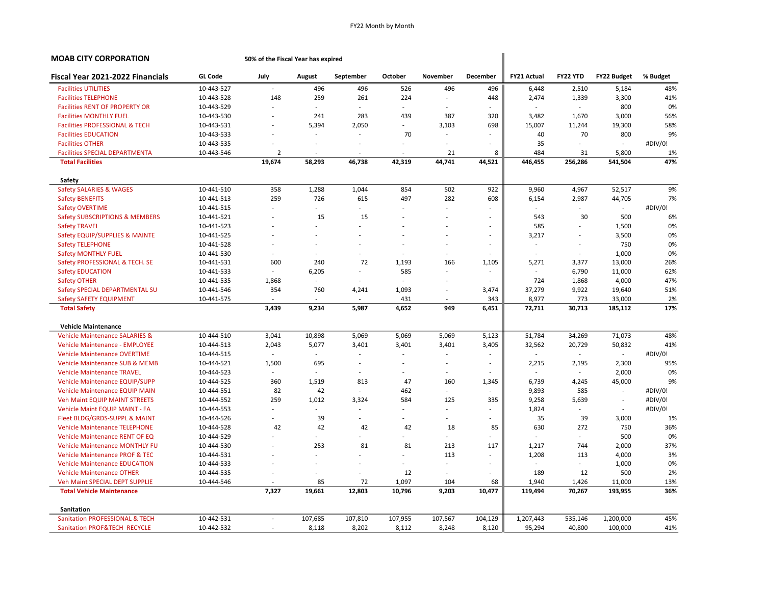FY22 Month by Month

**MOAB CITY CORPORATION** — 50% of the Fiscal Year has expired

| Fiscal Year 2021-2022 Financials | GL Code | July | August | September | October | November | December | FY21 Actual | FY22 YTD | FY22 Budget | % Budget |
|---|---|---|---|---|---|---|---|---|---|---|---|
| Facilities UTILITIES | 10-443-527 | - | 496 | 496 | 526 | 496 | 496 | 6,448 | 2,510 | 5,184 | 48% |
| Facilities TELEPHONE | 10-443-528 | 148 | 259 | 261 | 224 | - | 448 | 2,474 | 1,339 | 3,300 | 41% |
| Facilities RENT OF PROPERTY OR | 10-443-529 | - | - | - | - | - | - | - | - | 800 | 0% |
| Facilities MONTHLY FUEL | 10-443-530 | - | 241 | 283 | 439 | 387 | 320 | 3,482 | 1,670 | 3,000 | 56% |
| Facilities PROFESSIONAL & TECH | 10-443-531 | - | 5,394 | 2,050 | - | 3,103 | 698 | 15,007 | 11,244 | 19,300 | 58% |
| Facilities EDUCATION | 10-443-533 | - | - | - | 70 | - | - | 40 | 70 | 800 | 9% |
| Facilities OTHER | 10-443-535 | - | - | - | - | - | - | 35 | - | - | #DIV/0! |
| Facilities SPECIAL DEPARTMENTA | 10-443-546 | 2 | - | - | - | 21 | 8 | 484 | 31 | 5,800 | 1% |
| **Total Facilities** | | **19,674** | **58,293** | **46,738** | **42,319** | **44,741** | **44,521** | **446,455** | **256,286** | **541,504** | **47%** |
| | | | | | | | | | | | |
| **Safety** | | | | | | | | | | | |
| Safety SALARIES & WAGES | 10-441-510 | 358 | 1,288 | 1,044 | 854 | 502 | 922 | 9,960 | 4,967 | 52,517 | 9% |
| Safety BENEFITS | 10-441-513 | 259 | 726 | 615 | 497 | 282 | 608 | 6,154 | 2,987 | 44,705 | 7% |
| Safety OVERTIME | 10-441-515 | - | - | - | - | - | - | - | - | - | #DIV/0! |
| Safety SUBSCRIPTIONS & MEMBERS | 10-441-521 | - | 15 | 15 | - | - | - | 543 | 30 | 500 | 6% |
| Safety TRAVEL | 10-441-523 | - | - | - | - | - | - | 585 | - | 1,500 | 0% |
| Safety EQUIP/SUPPLIES & MAINTE | 10-441-525 | - | - | - | - | - | - | 3,217 | - | 3,500 | 0% |
| Safety TELEPHONE | 10-441-528 | - | - | - | - | - | - | - | - | 750 | 0% |
| Safety MONTHLY FUEL | 10-441-530 | - | - | - | - | - | - | - | - | 1,000 | 0% |
| Safety PROFESSIONAL & TECH. SE | 10-441-531 | 600 | 240 | 72 | 1,193 | 166 | 1,105 | 5,271 | 3,377 | 13,000 | 26% |
| Safety EDUCATION | 10-441-533 | - | 6,205 | - | 585 | - | - | - | 6,790 | 11,000 | 62% |
| Safety OTHER | 10-441-535 | 1,868 | - | - | - | - | - | 724 | 1,868 | 4,000 | 47% |
| Safety SPECIAL DEPARTMENTAL SU | 10-441-546 | 354 | 760 | 4,241 | 1,093 | - | 3,474 | 37,279 | 9,922 | 19,640 | 51% |
| Safety SAFETY EQUIPMENT | 10-441-575 | - | - | - | 431 | - | 343 | 8,977 | 773 | 33,000 | 2% |
| **Total Safety** | | **3,439** | **9,234** | **5,987** | **4,652** | **949** | **6,451** | **72,711** | **30,713** | **185,112** | **17%** |
| | | | | | | | | | | | |
| **Vehicle Maintenance** | | | | | | | | | | | |
| Vehicle Maintenance SALARIES & | 10-444-510 | 3,041 | 10,898 | 5,069 | 5,069 | 5,069 | 5,123 | 51,784 | 34,269 | 71,073 | 48% |
| Vehicle Maintenance - EMPLOYEE | 10-444-513 | 2,043 | 5,077 | 3,401 | 3,401 | 3,401 | 3,405 | 32,562 | 20,729 | 50,832 | 41% |
| Vehicle Maintenance OVERTIME | 10-444-515 | - | - | - | - | - | - | - | - | - | #DIV/0! |
| Vehicle Maintenance SUB & MEMB | 10-444-521 | 1,500 | 695 | - | - | - | - | 2,215 | 2,195 | 2,300 | 95% |
| Vehicle Maintenance TRAVEL | 10-444-523 | - | - | - | - | - | - | - | - | 2,000 | 0% |
| Vehicle Maintenance EQUIP/SUPP | 10-444-525 | 360 | 1,519 | 813 | 47 | 160 | 1,345 | 6,739 | 4,245 | 45,000 | 9% |
| Vehicle Maintenance EQUIP MAIN | 10-444-551 | 82 | 42 | - | 462 | - | - | 9,893 | 585 | - | #DIV/0! |
| Veh Maint EQUIP MAINT STREETS | 10-444-552 | 259 | 1,012 | 3,324 | 584 | 125 | 335 | 9,258 | 5,639 | - | #DIV/0! |
| Vehicle Maint EQUIP MAINT - FA | 10-444-553 | - | - | - | - | - | - | 1,824 | - | - | #DIV/0! |
| Fleet BLDG/GRDS-SUPPL & MAINT | 10-444-526 | - | 39 | - | - | - | - | 35 | 39 | 3,000 | 1% |
| Vehicle Maintenance TELEPHONE | 10-444-528 | 42 | 42 | 42 | 42 | 18 | 85 | 630 | 272 | 750 | 36% |
| Vehicle Maintenance RENT OF EQ | 10-444-529 | - | - | - | - | - | - | - | - | 500 | 0% |
| Vehicle Maintenance MONTHLY FU | 10-444-530 | - | 253 | 81 | 81 | 213 | 117 | 1,217 | 744 | 2,000 | 37% |
| Vehicle Maintenance PROF & TEC | 10-444-531 | - | - | - | - | 113 | - | 1,208 | 113 | 4,000 | 3% |
| Vehicle Maintenance EDUCATION | 10-444-533 | - | - | - | - | - | - | - | - | 1,000 | 0% |
| Vehicle Maintenance OTHER | 10-444-535 | - | - | - | 12 | - | - | 189 | 12 | 500 | 2% |
| Veh Maint SPECIAL DEPT SUPPLIE | 10-444-546 | - | 85 | 72 | 1,097 | 104 | 68 | 1,940 | 1,426 | 11,000 | 13% |
| **Total Vehicle Maintenance** | | **7,327** | **19,661** | **12,803** | **10,796** | **9,203** | **10,477** | **119,494** | **70,267** | **193,955** | **36%** |
| | | | | | | | | | | | |
| **Sanitation** | | | | | | | | | | | |
| Sanitation PROFESSIONAL & TECH | 10-442-531 | - | 107,685 | 107,810 | 107,955 | 107,567 | 104,129 | 1,207,443 | 535,146 | 1,200,000 | 45% |
| Sanitation PROF&TECH RECYCLE | 10-442-532 | - | 8,118 | 8,202 | 8,112 | 8,248 | 8,120 | 95,294 | 40,800 | 100,000 | 41% |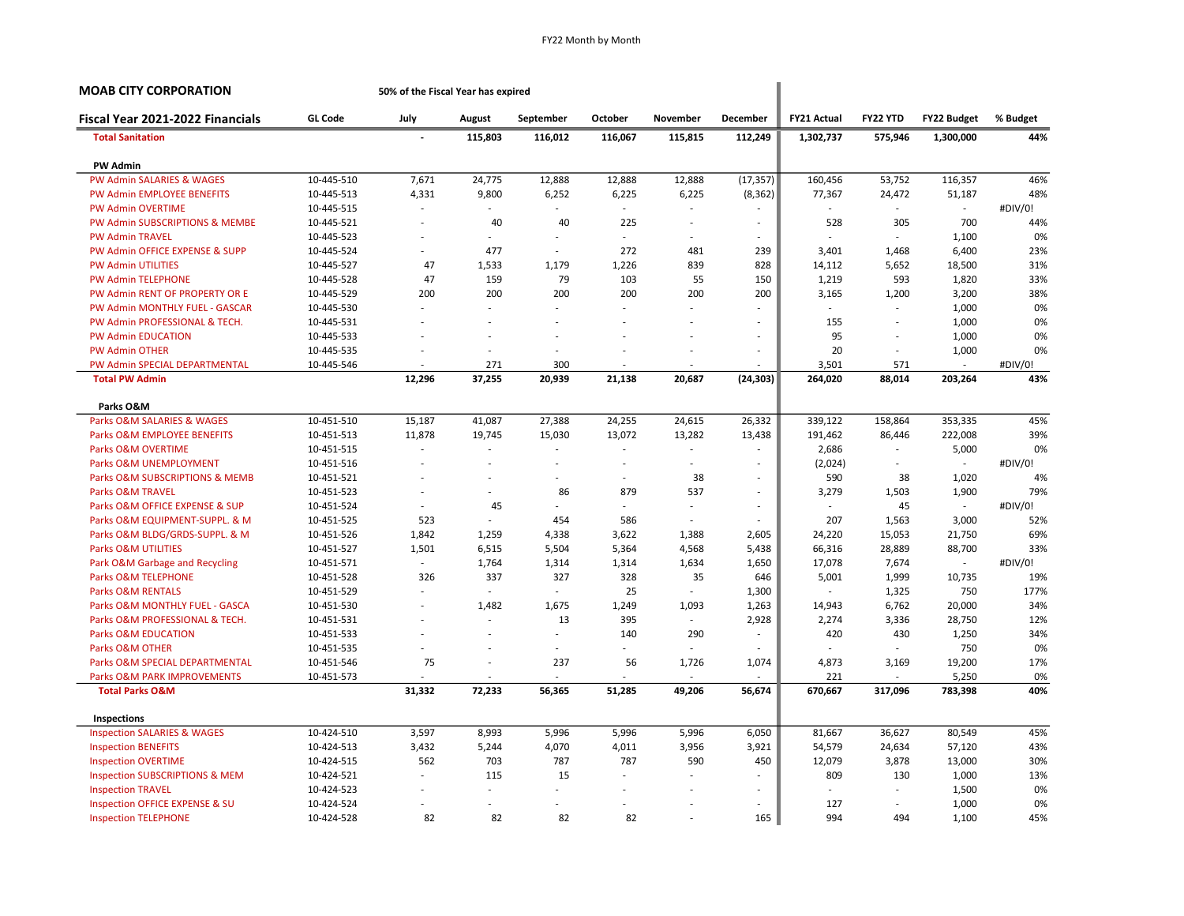FY22 Month by Month

**MOAB CITY CORPORATION** — 50% of the Fiscal Year has expired

| Fiscal Year 2021-2022 Financials | GL Code | July | August | September | October | November | December | FY21 Actual | FY22 YTD | FY22 Budget | % Budget |
|---|---|---|---|---|---|---|---|---|---|---|---|
| **Total Sanitation** | | **-** | **115,803** | **116,012** | **116,067** | **115,815** | **112,249** | **1,302,737** | **575,946** | **1,300,000** | **44%** |
| **PW Admin** | | | | | | | | | | | |
| PW Admin SALARIES & WAGES | 10-445-510 | 7,671 | 24,775 | 12,888 | 12,888 | 12,888 | (17,357) | 160,456 | 53,752 | 116,357 | 46% |
| PW Admin EMPLOYEE BENEFITS | 10-445-513 | 4,331 | 9,800 | 6,252 | 6,225 | 6,225 | (8,362) | 77,367 | 24,472 | 51,187 | 48% |
| PW Admin OVERTIME | 10-445-515 | - | - | - | - | - | - | - | - | - | #DIV/0! |
| PW Admin SUBSCRIPTIONS & MEMBE | 10-445-521 | - | 40 | 40 | 225 | - | - | 528 | 305 | 700 | 44% |
| PW Admin TRAVEL | 10-445-523 | - | - | - | - | - | - | - | - | 1,100 | 0% |
| PW Admin OFFICE EXPENSE & SUPP | 10-445-524 | - | 477 | - | 272 | 481 | 239 | 3,401 | 1,468 | 6,400 | 23% |
| PW Admin UTILITIES | 10-445-527 | 47 | 1,533 | 1,179 | 1,226 | 839 | 828 | 14,112 | 5,652 | 18,500 | 31% |
| PW Admin TELEPHONE | 10-445-528 | 47 | 159 | 79 | 103 | 55 | 150 | 1,219 | 593 | 1,820 | 33% |
| PW Admin RENT OF PROPERTY OR E | 10-445-529 | 200 | 200 | 200 | 200 | 200 | 200 | 3,165 | 1,200 | 3,200 | 38% |
| PW Admin MONTHLY FUEL - GASCAR | 10-445-530 | - | - | - | - | - | - | - | - | 1,000 | 0% |
| PW Admin PROFESSIONAL & TECH. | 10-445-531 | - | - | - | - | - | - | 155 | - | 1,000 | 0% |
| PW Admin EDUCATION | 10-445-533 | - | - | - | - | - | - | 95 | - | 1,000 | 0% |
| PW Admin OTHER | 10-445-535 | - | - | - | - | - | - | 20 | - | 1,000 | 0% |
| PW Admin SPECIAL DEPARTMENTAL | 10-445-546 | - | 271 | 300 | - | - | - | 3,501 | 571 | - | #DIV/0! |
| **Total PW Admin** | | **12,296** | **37,255** | **20,939** | **21,138** | **20,687** | **(24,303)** | **264,020** | **88,014** | **203,264** | **43%** |
| **Parks O&M** | | | | | | | | | | | |
| Parks O&M SALARIES & WAGES | 10-451-510 | 15,187 | 41,087 | 27,388 | 24,255 | 24,615 | 26,332 | 339,122 | 158,864 | 353,335 | 45% |
| Parks O&M EMPLOYEE BENEFITS | 10-451-513 | 11,878 | 19,745 | 15,030 | 13,072 | 13,282 | 13,438 | 191,462 | 86,446 | 222,008 | 39% |
| Parks O&M OVERTIME | 10-451-515 | - | - | - | - | - | - | 2,686 | - | 5,000 | 0% |
| Parks O&M UNEMPLOYMENT | 10-451-516 | - | - | - | - | - | - | (2,024) | - | - | #DIV/0! |
| Parks O&M SUBSCRIPTIONS & MEMB | 10-451-521 | - | - | - | - | 38 | - | 590 | 38 | 1,020 | 4% |
| Parks O&M TRAVEL | 10-451-523 | - | - | 86 | 879 | 537 | - | 3,279 | 1,503 | 1,900 | 79% |
| Parks O&M OFFICE EXPENSE & SUP | 10-451-524 | - | 45 | - | - | - | - | - | 45 | - | #DIV/0! |
| Parks O&M EQUIPMENT-SUPPL. & M | 10-451-525 | 523 | - | 454 | 586 | - | - | 207 | 1,563 | 3,000 | 52% |
| Parks O&M BLDG/GRDS-SUPPL. & M | 10-451-526 | 1,842 | 1,259 | 4,338 | 3,622 | 1,388 | 2,605 | 24,220 | 15,053 | 21,750 | 69% |
| Parks O&M UTILITIES | 10-451-527 | 1,501 | 6,515 | 5,504 | 5,364 | 4,568 | 5,438 | 66,316 | 28,889 | 88,700 | 33% |
| Park O&M Garbage and Recycling | 10-451-571 | - | 1,764 | 1,314 | 1,314 | 1,634 | 1,650 | 17,078 | 7,674 | - | #DIV/0! |
| Parks O&M TELEPHONE | 10-451-528 | 326 | 337 | 327 | 328 | 35 | 646 | 5,001 | 1,999 | 10,735 | 19% |
| Parks O&M RENTALS | 10-451-529 | - | - | - | 25 | - | 1,300 | - | 1,325 | 750 | 177% |
| Parks O&M MONTHLY FUEL - GASCA | 10-451-530 | - | 1,482 | 1,675 | 1,249 | 1,093 | 1,263 | 14,943 | 6,762 | 20,000 | 34% |
| Parks O&M PROFESSIONAL & TECH. | 10-451-531 | - | - | 13 | 395 | - | 2,928 | 2,274 | 3,336 | 28,750 | 12% |
| Parks O&M EDUCATION | 10-451-533 | - | - | - | 140 | 290 | - | 420 | 430 | 1,250 | 34% |
| Parks O&M OTHER | 10-451-535 | - | - | - | - | - | - | - | - | 750 | 0% |
| Parks O&M SPECIAL DEPARTMENTAL | 10-451-546 | 75 | - | 237 | 56 | 1,726 | 1,074 | 4,873 | 3,169 | 19,200 | 17% |
| Parks O&M PARK IMPROVEMENTS | 10-451-573 | - | - | - | - | - | - | 221 | - | 5,250 | 0% |
| **Total Parks O&M** | | **31,332** | **72,233** | **56,365** | **51,285** | **49,206** | **56,674** | **670,667** | **317,096** | **783,398** | **40%** |
| **Inspections** | | | | | | | | | | | |
| Inspection SALARIES & WAGES | 10-424-510 | 3,597 | 8,993 | 5,996 | 5,996 | 5,996 | 6,050 | 81,667 | 36,627 | 80,549 | 45% |
| Inspection BENEFITS | 10-424-513 | 3,432 | 5,244 | 4,070 | 4,011 | 3,956 | 3,921 | 54,579 | 24,634 | 57,120 | 43% |
| Inspection OVERTIME | 10-424-515 | 562 | 703 | 787 | 787 | 590 | 450 | 12,079 | 3,878 | 13,000 | 30% |
| Inspection SUBSCRIPTIONS & MEM | 10-424-521 | - | 115 | 15 | - | - | - | 809 | 130 | 1,000 | 13% |
| Inspection TRAVEL | 10-424-523 | - | - | - | - | - | - | - | - | 1,500 | 0% |
| Inspection OFFICE EXPENSE & SU | 10-424-524 | - | - | - | - | - | - | 127 | - | 1,000 | 0% |
| Inspection TELEPHONE | 10-424-528 | 82 | 82 | 82 | 82 | - | 165 | 994 | 494 | 1,100 | 45% |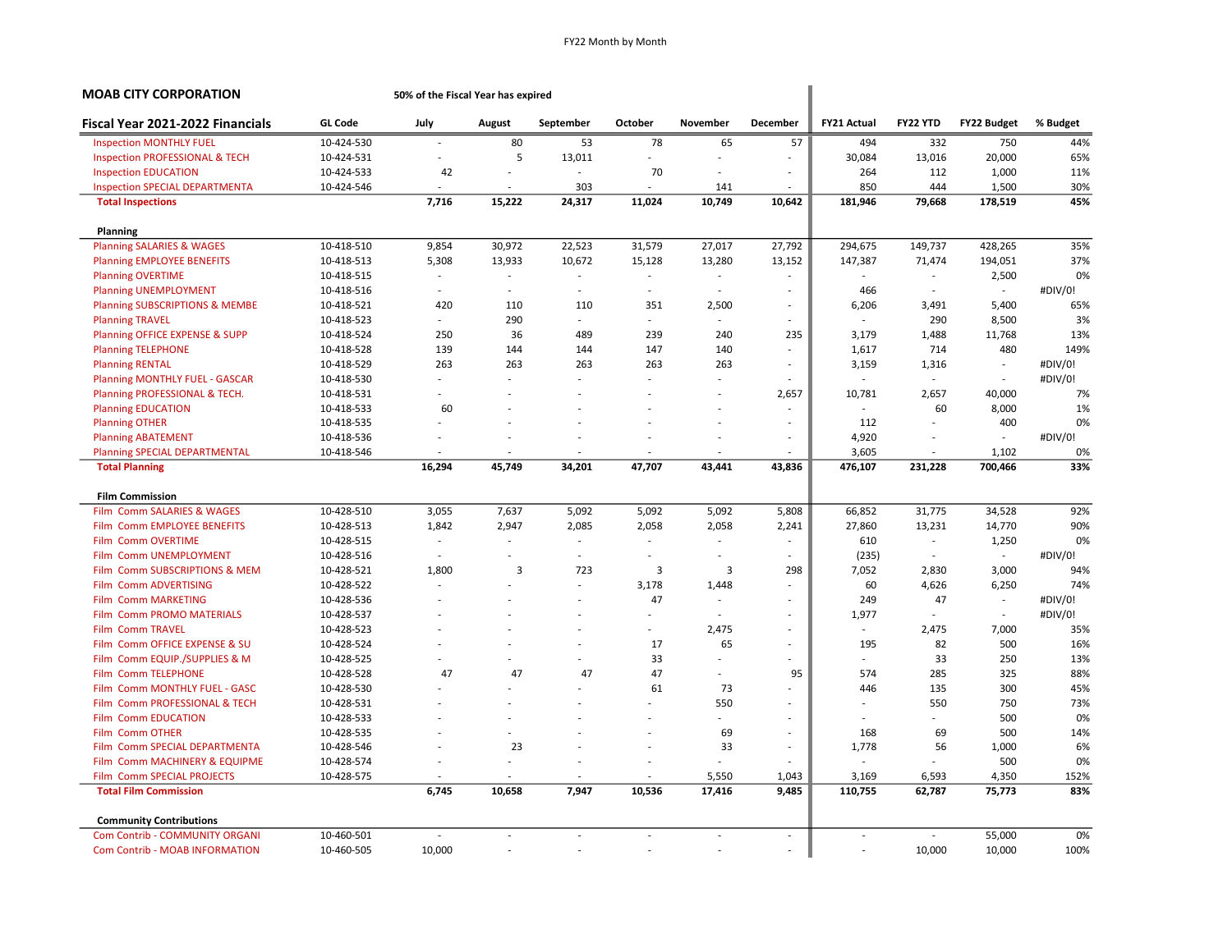**MOAB CITY CORPORATION** — 50% of the Fiscal Year has expired

| Fiscal Year 2021-2022 Financials | GL Code | July | August | September | October | November | December | FY21 Actual | FY22 YTD | FY22 Budget | % Budget |
|---|---|---|---|---|---|---|---|---|---|---|---|
| Inspection MONTHLY FUEL | 10-424-530 | - | 80 | 53 | 78 | 65 | 57 | 494 | 332 | 750 | 44% |
| Inspection PROFESSIONAL & TECH | 10-424-531 | - | 5 | 13,011 | - | - | - | 30,084 | 13,016 | 20,000 | 65% |
| Inspection EDUCATION | 10-424-533 | 42 | - | - | 70 | - | - | 264 | 112 | 1,000 | 11% |
| Inspection SPECIAL DEPARTMENTA | 10-424-546 | - | - | 303 | - | 141 | - | 850 | 444 | 1,500 | 30% |
| **Total Inspections** | | **7,716** | **15,222** | **24,317** | **11,024** | **10,749** | **10,642** | **181,946** | **79,668** | **178,519** | **45%** |
| **Planning** | | | | | | | | | | | |
| Planning SALARIES & WAGES | 10-418-510 | 9,854 | 30,972 | 22,523 | 31,579 | 27,017 | 27,792 | 294,675 | 149,737 | 428,265 | 35% |
| Planning EMPLOYEE BENEFITS | 10-418-513 | 5,308 | 13,933 | 10,672 | 15,128 | 13,280 | 13,152 | 147,387 | 71,474 | 194,051 | 37% |
| Planning OVERTIME | 10-418-515 | - | - | - | - | - | - | - | - | 2,500 | 0% |
| Planning UNEMPLOYMENT | 10-418-516 | - | - | - | - | - | - | 466 | - | - | #DIV/0! |
| Planning SUBSCRIPTIONS & MEMBE | 10-418-521 | 420 | 110 | 110 | 351 | 2,500 | - | 6,206 | 3,491 | 5,400 | 65% |
| Planning TRAVEL | 10-418-523 | - | 290 | - | - | - | - | - | 290 | 8,500 | 3% |
| Planning OFFICE EXPENSE & SUPP | 10-418-524 | 250 | 36 | 489 | 239 | 240 | 235 | 3,179 | 1,488 | 11,768 | 13% |
| Planning TELEPHONE | 10-418-528 | 139 | 144 | 144 | 147 | 140 | - | 1,617 | 714 | 480 | 149% |
| Planning RENTAL | 10-418-529 | 263 | 263 | 263 | 263 | 263 | - | 3,159 | 1,316 | - | #DIV/0! |
| Planning MONTHLY FUEL - GASCAR | 10-418-530 | - | - | - | - | - | - | - | - | - | #DIV/0! |
| Planning PROFESSIONAL & TECH. | 10-418-531 | - | - | - | - | - | 2,657 | 10,781 | 2,657 | 40,000 | 7% |
| Planning EDUCATION | 10-418-533 | 60 | - | - | - | - | - | - | 60 | 8,000 | 1% |
| Planning OTHER | 10-418-535 | - | - | - | - | - | - | 112 | - | 400 | 0% |
| Planning ABATEMENT | 10-418-536 | - | - | - | - | - | - | 4,920 | - | - | #DIV/0! |
| Planning SPECIAL DEPARTMENTAL | 10-418-546 | - | - | - | - | - | - | 3,605 | - | 1,102 | 0% |
| **Total Planning** | | **16,294** | **45,749** | **34,201** | **47,707** | **43,441** | **43,836** | **476,107** | **231,228** | **700,466** | **33%** |
| **Film Commission** | | | | | | | | | | | |
| Film Comm SALARIES & WAGES | 10-428-510 | 3,055 | 7,637 | 5,092 | 5,092 | 5,092 | 5,808 | 66,852 | 31,775 | 34,528 | 92% |
| Film Comm EMPLOYEE BENEFITS | 10-428-513 | 1,842 | 2,947 | 2,085 | 2,058 | 2,058 | 2,241 | 27,860 | 13,231 | 14,770 | 90% |
| Film Comm OVERTIME | 10-428-515 | - | - | - | - | - | - | 610 | - | 1,250 | 0% |
| Film Comm UNEMPLOYMENT | 10-428-516 | - | - | - | - | - | - | (235) | - | - | #DIV/0! |
| Film Comm SUBSCRIPTIONS & MEM | 10-428-521 | 1,800 | 3 | 723 | 3 | 3 | 298 | 7,052 | 2,830 | 3,000 | 94% |
| Film Comm ADVERTISING | 10-428-522 | - | - | - | 3,178 | 1,448 | - | 60 | 4,626 | 6,250 | 74% |
| Film Comm MARKETING | 10-428-536 | - | - | - | 47 | - | - | 249 | 47 | - | #DIV/0! |
| Film Comm PROMO MATERIALS | 10-428-537 | - | - | - | - | - | - | 1,977 | - | - | #DIV/0! |
| Film Comm TRAVEL | 10-428-523 | - | - | - | - | 2,475 | - | - | 2,475 | 7,000 | 35% |
| Film Comm OFFICE EXPENSE & SU | 10-428-524 | - | - | - | 17 | 65 | - | 195 | 82 | 500 | 16% |
| Film Comm EQUIP./SUPPLIES & M | 10-428-525 | - | - | - | 33 | - | - | - | 33 | 250 | 13% |
| Film Comm TELEPHONE | 10-428-528 | 47 | 47 | 47 | 47 | - | 95 | 574 | 285 | 325 | 88% |
| Film Comm MONTHLY FUEL - GASC | 10-428-530 | - | - | - | 61 | 73 | - | 446 | 135 | 300 | 45% |
| Film Comm PROFESSIONAL & TECH | 10-428-531 | - | - | - | - | 550 | - | - | 550 | 750 | 73% |
| Film Comm EDUCATION | 10-428-533 | - | - | - | - | - | - | - | - | 500 | 0% |
| Film Comm OTHER | 10-428-535 | - | - | - | - | 69 | - | 168 | 69 | 500 | 14% |
| Film Comm SPECIAL DEPARTMENTA | 10-428-546 | - | 23 | - | - | 33 | - | 1,778 | 56 | 1,000 | 6% |
| Film Comm MACHINERY & EQUIPME | 10-428-574 | - | - | - | - | - | - | - | - | 500 | 0% |
| Film Comm SPECIAL PROJECTS | 10-428-575 | - | - | - | - | 5,550 | 1,043 | 3,169 | 6,593 | 4,350 | 152% |
| **Total Film Commission** | | **6,745** | **10,658** | **7,947** | **10,536** | **17,416** | **9,485** | **110,755** | **62,787** | **75,773** | **83%** |
| **Community Contributions** | | | | | | | | | | | |
| Com Contrib - COMMUNITY ORGANI | 10-460-501 | - | - | - | - | - | - | - | - | 55,000 | 0% |
| Com Contrib - MOAB INFORMATION | 10-460-505 | 10,000 | - | - | - | - | - | - | 10,000 | 10,000 | 100% |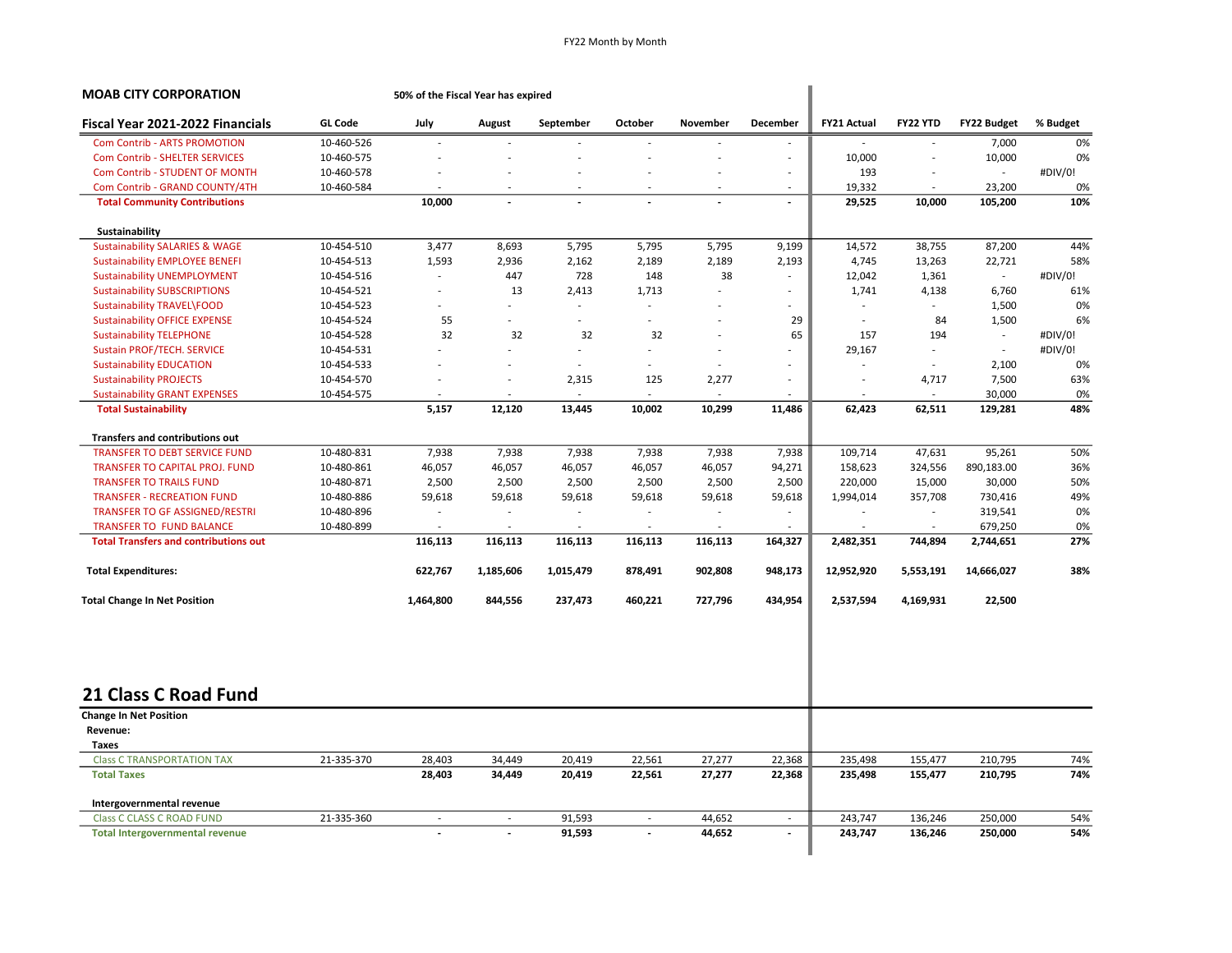**MOAB CITY CORPORATION** — **50% of the Fiscal Year has expired**

| Fiscal Year 2021-2022 Financials | GL Code | July | August | September | October | November | December | FY21 Actual | FY22 YTD | FY22 Budget | % Budget |
|---|---|---|---|---|---|---|---|---|---|---|---|
| Com Contrib - ARTS PROMOTION | 10-460-526 | - | - | - | - | - | - | - | - | 7,000 | 0% |
| Com Contrib - SHELTER SERVICES | 10-460-575 | - | - | - | - | - | - | 10,000 | - | 10,000 | 0% |
| Com Contrib - STUDENT OF MONTH | 10-460-578 | - | - | - | - | - | - | 193 | - | - | #DIV/0! |
| Com Contrib - GRAND COUNTY/4TH | 10-460-584 | - | - | - | - | - | - | 19,332 | - | 23,200 | 0% |
| **Total Community Contributions** | | **10,000** | **-** | **-** | **-** | **-** | **-** | **29,525** | **10,000** | **105,200** | **10%** |
| | | | | | | | | | | | |
| **Sustainability** | | | | | | | | | | | |
| Sustainability SALARIES & WAGE | 10-454-510 | 3,477 | 8,693 | 5,795 | 5,795 | 5,795 | 9,199 | 14,572 | 38,755 | 87,200 | 44% |
| Sustainability EMPLOYEE BENEFI | 10-454-513 | 1,593 | 2,936 | 2,162 | 2,189 | 2,189 | 2,193 | 4,745 | 13,263 | 22,721 | 58% |
| Sustainability UNEMPLOYMENT | 10-454-516 | - | 447 | 728 | 148 | 38 | - | 12,042 | 1,361 | - | #DIV/0! |
| Sustainability SUBSCRIPTIONS | 10-454-521 | - | 13 | 2,413 | 1,713 | - | - | 1,741 | 4,138 | 6,760 | 61% |
| Sustainability TRAVEL\FOOD | 10-454-523 | - | - | - | - | - | - | - | - | 1,500 | 0% |
| Sustainability OFFICE EXPENSE | 10-454-524 | 55 | - | - | - | - | 29 | - | 84 | 1,500 | 6% |
| Sustainability TELEPHONE | 10-454-528 | 32 | 32 | 32 | 32 | - | 65 | 157 | 194 | - | #DIV/0! |
| Sustain PROF/TECH. SERVICE | 10-454-531 | - | - | - | - | - | - | 29,167 | - | - | #DIV/0! |
| Sustainability EDUCATION | 10-454-533 | - | - | - | - | - | - | - | - | 2,100 | 0% |
| Sustainability PROJECTS | 10-454-570 | - | - | 2,315 | 125 | 2,277 | - | - | 4,717 | 7,500 | 63% |
| Sustainability GRANT EXPENSES | 10-454-575 | - | - | - | - | - | - | - | - | 30,000 | 0% |
| **Total Sustainability** | | **5,157** | **12,120** | **13,445** | **10,002** | **10,299** | **11,486** | **62,423** | **62,511** | **129,281** | **48%** |
| | | | | | | | | | | | |
| **Transfers and contributions out** | | | | | | | | | | | |
| TRANSFER TO DEBT SERVICE FUND | 10-480-831 | 7,938 | 7,938 | 7,938 | 7,938 | 7,938 | 7,938 | 109,714 | 47,631 | 95,261 | 50% |
| TRANSFER TO CAPITAL PROJ. FUND | 10-480-861 | 46,057 | 46,057 | 46,057 | 46,057 | 46,057 | 94,271 | 158,623 | 324,556 | 890,183.00 | 36% |
| TRANSFER TO TRAILS FUND | 10-480-871 | 2,500 | 2,500 | 2,500 | 2,500 | 2,500 | 2,500 | 220,000 | 15,000 | 30,000 | 50% |
| TRANSFER - RECREATION FUND | 10-480-886 | 59,618 | 59,618 | 59,618 | 59,618 | 59,618 | 59,618 | 1,994,014 | 357,708 | 730,416 | 49% |
| TRANSFER TO GF ASSIGNED/RESTRI | 10-480-896 | - | - | - | - | - | - | - | - | 319,541 | 0% |
| TRANSFER TO FUND BALANCE | 10-480-899 | - | - | - | - | - | - | - | - | 679,250 | 0% |
| **Total Transfers and contributions out** | | **116,113** | **116,113** | **116,113** | **116,113** | **116,113** | **164,327** | **2,482,351** | **744,894** | **2,744,651** | **27%** |
| | | | | | | | | | | | |
| **Total Expenditures:** | | **622,767** | **1,185,606** | **1,015,479** | **878,491** | **902,808** | **948,173** | **12,952,920** | **5,553,191** | **14,666,027** | **38%** |
| | | | | | | | | | | | |
| **Total Change In Net Position** | | **1,464,800** | **844,556** | **237,473** | **460,221** | **727,796** | **434,954** | **2,537,594** | **4,169,931** | **22,500** | |

## 21 Class C Road Fund

| | GL Code | July | August | September | October | November | December | FY21 Actual | FY22 YTD | FY22 Budget | % Budget |
|---|---|---|---|---|---|---|---|---|---|---|---|
| **Change In Net Position** | | | | | | | | | | | |
| **Revenue:** | | | | | | | | | | | |
| **Taxes** | | | | | | | | | | | |
| Class C TRANSPORTATION TAX | 21-335-370 | 28,403 | 34,449 | 20,419 | 22,561 | 27,277 | 22,368 | 235,498 | 155,477 | 210,795 | 74% |
| **Total Taxes** | | **28,403** | **34,449** | **20,419** | **22,561** | **27,277** | **22,368** | **235,498** | **155,477** | **210,795** | **74%** |
| | | | | | | | | | | | |
| **Intergovernmental revenue** | | | | | | | | | | | |
| Class C CLASS C ROAD FUND | 21-335-360 | - | - | 91,593 | - | 44,652 | - | 243,747 | 136,246 | 250,000 | 54% |
| **Total Intergovernmental revenue** | | **-** | **-** | **91,593** | **-** | **44,652** | **-** | **243,747** | **136,246** | **250,000** | **54%** |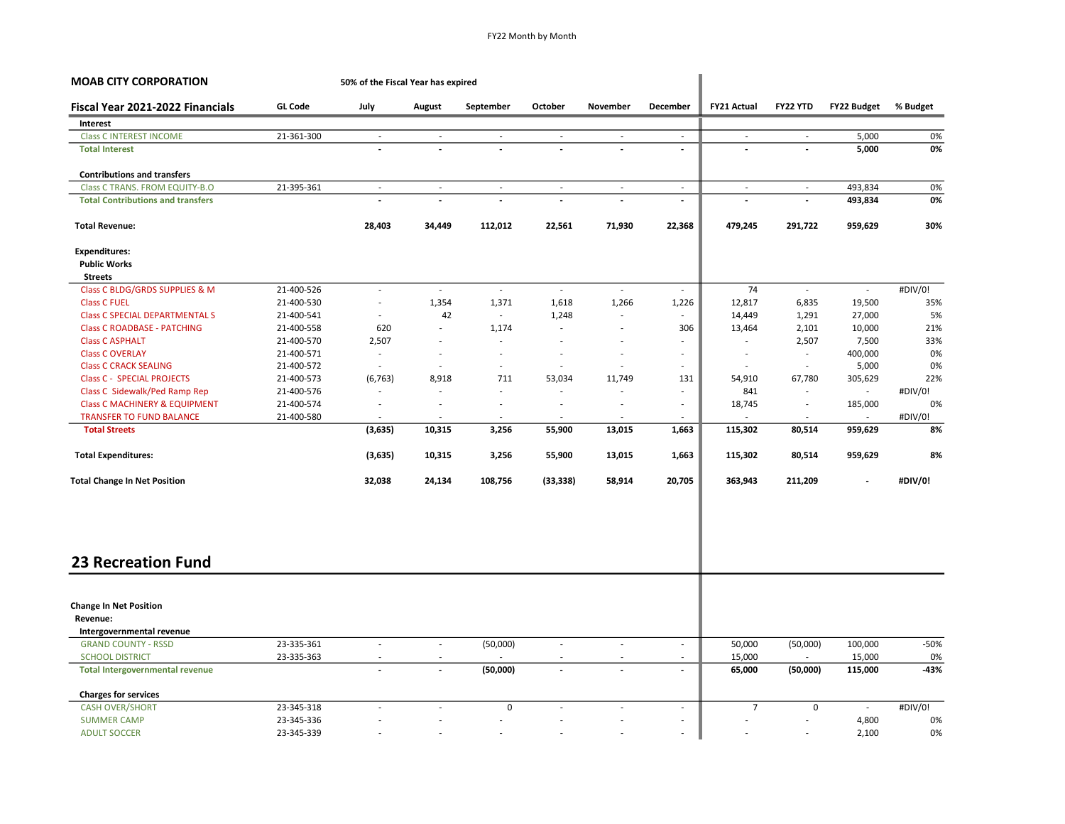FY22 Month by Month

**MOAB CITY CORPORATION** — 50% of the Fiscal Year has expired

| Fiscal Year 2021-2022 Financials | GL Code | July | August | September | October | November | December | FY21 Actual | FY22 YTD | FY22 Budget | % Budget |
|---|---|---|---|---|---|---|---|---|---|---|---|
| **Interest** | | | | | | | | | | | |
| Class C INTEREST INCOME | 21-361-300 | - | - | - | - | - | - | - | - | 5,000 | 0% |
| **Total Interest** | | **-** | **-** | **-** | **-** | **-** | **-** | **-** | **-** | **5,000** | **0%** |
| **Contributions and transfers** | | | | | | | | | | | |
| Class C TRANS. FROM EQUITY-B.O | 21-395-361 | - | - | - | - | - | - | - | - | 493,834 | 0% |
| **Total Contributions and transfers** | | **-** | **-** | **-** | **-** | **-** | **-** | **-** | **-** | **493,834** | **0%** |
| **Total Revenue:** | | **28,403** | **34,449** | **112,012** | **22,561** | **71,930** | **22,368** | **479,245** | **291,722** | **959,629** | **30%** |
| **Expenditures:** | | | | | | | | | | | |
| **Public Works** | | | | | | | | | | | |
| **Streets** | | | | | | | | | | | |
| Class C BLDG/GRDS SUPPLIES & M | 21-400-526 | - | - | - | - | - | - | 74 | - | - | #DIV/0! |
| Class C FUEL | 21-400-530 | - | 1,354 | 1,371 | 1,618 | 1,266 | 1,226 | 12,817 | 6,835 | 19,500 | 35% |
| Class C SPECIAL DEPARTMENTAL S | 21-400-541 | - | 42 | - | 1,248 | - | - | 14,449 | 1,291 | 27,000 | 5% |
| Class C ROADBASE - PATCHING | 21-400-558 | 620 | - | 1,174 | - | - | 306 | 13,464 | 2,101 | 10,000 | 21% |
| Class C ASPHALT | 21-400-570 | 2,507 | - | - | - | - | - | - | 2,507 | 7,500 | 33% |
| Class C OVERLAY | 21-400-571 | - | - | - | - | - | - | - | - | 400,000 | 0% |
| Class C CRACK SEALING | 21-400-572 | - | - | - | - | - | - | - | - | 5,000 | 0% |
| Class C - SPECIAL PROJECTS | 21-400-573 | (6,763) | 8,918 | 711 | 53,034 | 11,749 | 131 | 54,910 | 67,780 | 305,629 | 22% |
| Class C Sidewalk/Ped Ramp Rep | 21-400-576 | - | - | - | - | - | - | 841 | - | - | #DIV/0! |
| Class C MACHINERY & EQUIPMENT | 21-400-574 | - | - | - | - | - | - | 18,745 | - | 185,000 | 0% |
| TRANSFER TO FUND BALANCE | 21-400-580 | - | - | - | - | - | - | - | - | - | #DIV/0! |
| **Total Streets** | | **(3,635)** | **10,315** | **3,256** | **55,900** | **13,015** | **1,663** | **115,302** | **80,514** | **959,629** | **8%** |
| **Total Expenditures:** | | **(3,635)** | **10,315** | **3,256** | **55,900** | **13,015** | **1,663** | **115,302** | **80,514** | **959,629** | **8%** |
| **Total Change In Net Position** | | **32,038** | **24,134** | **108,756** | **(33,338)** | **58,914** | **20,705** | **363,943** | **211,209** | **-** | **#DIV/0!** |

## 23 Recreation Fund

| | GL Code | July | August | September | October | November | December | FY21 Actual | FY22 YTD | FY22 Budget | % Budget |
|---|---|---|---|---|---|---|---|---|---|---|---|
| **Change In Net Position** | | | | | | | | | | | |
| **Revenue:** | | | | | | | | | | | |
| **Intergovernmental revenue** | | | | | | | | | | | |
| GRAND COUNTY - RSSD | 23-335-361 | - | - | (50,000) | - | - | - | 50,000 | (50,000) | 100,000 | -50% |
| SCHOOL DISTRICT | 23-335-363 | - | - | - | - | - | - | 15,000 | - | 15,000 | 0% |
| **Total Intergovernmental revenue** | | **-** | **-** | **(50,000)** | **-** | **-** | **-** | **65,000** | **(50,000)** | **115,000** | **-43%** |
| **Charges for services** | | | | | | | | | | | |
| CASH OVER/SHORT | 23-345-318 | - | - | 0 | - | - | - | 7 | 0 | - | #DIV/0! |
| SUMMER CAMP | 23-345-336 | - | - | - | - | - | - | - | - | 4,800 | 0% |
| ADULT SOCCER | 23-345-339 | - | - | - | - | - | - | - | - | 2,100 | 0% |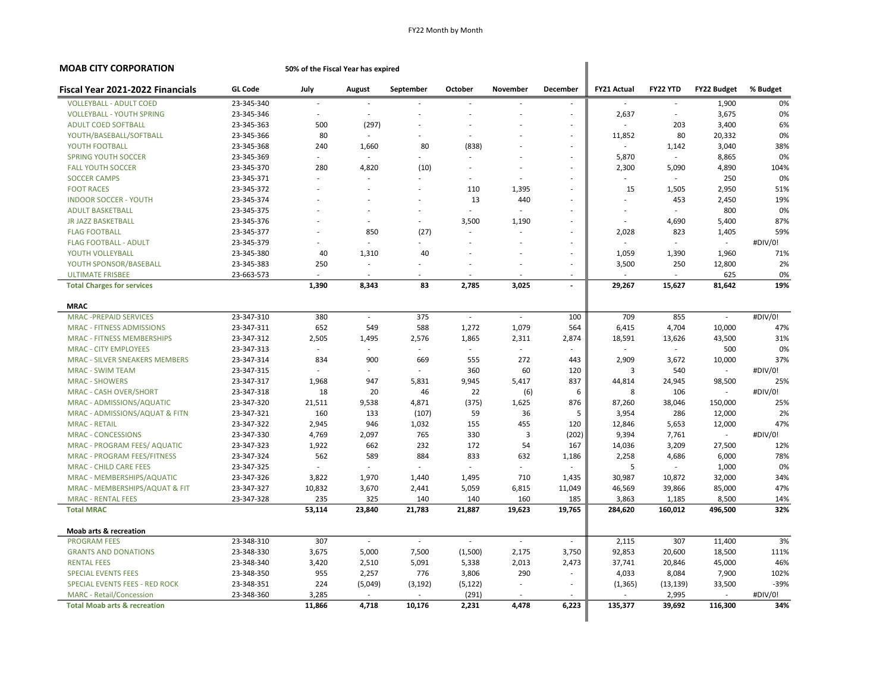FY22 Month by Month

**MOAB CITY CORPORATION** — 50% of the Fiscal Year has expired

| Fiscal Year 2021-2022 Financials | GL Code | July | August | September | October | November | December | FY21 Actual | FY22 YTD | FY22 Budget | % Budget |
|---|---|---|---|---|---|---|---|---|---|---|---|
| VOLLEYBALL - ADULT COED | 23-345-340 | - | - | - | - | - | - | - | - | 1,900 | 0% |
| VOLLEYBALL - YOUTH SPRING | 23-345-346 | - | - | - | - | - | - | 2,637 | - | 3,675 | 0% |
| ADULT COED SOFTBALL | 23-345-363 | 500 | (297) | - | - | - | - | - | 203 | 3,400 | 6% |
| YOUTH/BASEBALL/SOFTBALL | 23-345-366 | 80 | - | - | - | - | - | 11,852 | 80 | 20,332 | 0% |
| YOUTH FOOTBALL | 23-345-368 | 240 | 1,660 | 80 | (838) | - | - | - | 1,142 | 3,040 | 38% |
| SPRING YOUTH SOCCER | 23-345-369 | - | - | - | - | - | - | 5,870 | - | 8,865 | 0% |
| FALL YOUTH SOCCER | 23-345-370 | 280 | 4,820 | (10) | - | - | - | 2,300 | 5,090 | 4,890 | 104% |
| SOCCER CAMPS | 23-345-371 | - | - | - | - | - | - | - | - | 250 | 0% |
| FOOT RACES | 23-345-372 | - | - | - | 110 | 1,395 | - | 15 | 1,505 | 2,950 | 51% |
| INDOOR SOCCER - YOUTH | 23-345-374 | - | - | - | 13 | 440 | - | - | 453 | 2,450 | 19% |
| ADULT BASKETBALL | 23-345-375 | - | - | - | - | - | - | - | - | 800 | 0% |
| JR JAZZ BASKETBALL | 23-345-376 | - | - | - | 3,500 | 1,190 | - | - | 4,690 | 5,400 | 87% |
| FLAG FOOTBALL | 23-345-377 | - | 850 | (27) | - | - | - | 2,028 | 823 | 1,405 | 59% |
| FLAG FOOTBALL - ADULT | 23-345-379 | - | - | - | - | - | - | - | - | - | #DIV/0! |
| YOUTH VOLLEYBALL | 23-345-380 | 40 | 1,310 | 40 | - | - | - | 1,059 | 1,390 | 1,960 | 71% |
| YOUTH SPONSOR/BASEBALL | 23-345-383 | 250 | - | - | - | - | - | 3,500 | 250 | 12,800 | 2% |
| ULTIMATE FRISBEE | 23-663-573 | - | - | - | - | - | - | - | - | 625 | 0% |
| **Total Charges for services** | | **1,390** | **8,343** | **83** | **2,785** | **3,025** | **-** | **29,267** | **15,627** | **81,642** | **19%** |
| **MRAC** | | | | | | | | | | | |
| MRAC -PREPAID SERVICES | 23-347-310 | 380 | - | 375 | - | - | 100 | 709 | 855 | - | #DIV/0! |
| MRAC - FITNESS ADMISSIONS | 23-347-311 | 652 | 549 | 588 | 1,272 | 1,079 | 564 | 6,415 | 4,704 | 10,000 | 47% |
| MRAC - FITNESS MEMBERSHIPS | 23-347-312 | 2,505 | 1,495 | 2,576 | 1,865 | 2,311 | 2,874 | 18,591 | 13,626 | 43,500 | 31% |
| MRAC - CITY EMPLOYEES | 23-347-313 | - | - | - | - | - | - | - | - | 500 | 0% |
| MRAC - SILVER SNEAKERS MEMBERS | 23-347-314 | 834 | 900 | 669 | 555 | 272 | 443 | 2,909 | 3,672 | 10,000 | 37% |
| MRAC - SWIM TEAM | 23-347-315 | - | - | - | 360 | 60 | 120 | 3 | 540 | - | #DIV/0! |
| MRAC - SHOWERS | 23-347-317 | 1,968 | 947 | 5,831 | 9,945 | 5,417 | 837 | 44,814 | 24,945 | 98,500 | 25% |
| MRAC - CASH OVER/SHORT | 23-347-318 | 18 | 20 | 46 | 22 | (6) | 6 | 8 | 106 | - | #DIV/0! |
| MRAC - ADMISSIONS/AQUATIC | 23-347-320 | 21,511 | 9,538 | 4,871 | (375) | 1,625 | 876 | 87,260 | 38,046 | 150,000 | 25% |
| MRAC - ADMISSIONS/AQUAT & FITN | 23-347-321 | 160 | 133 | (107) | 59 | 36 | 5 | 3,954 | 286 | 12,000 | 2% |
| MRAC - RETAIL | 23-347-322 | 2,945 | 946 | 1,032 | 155 | 455 | 120 | 12,846 | 5,653 | 12,000 | 47% |
| MRAC - CONCESSIONS | 23-347-330 | 4,769 | 2,097 | 765 | 330 | 3 | (202) | 9,394 | 7,761 | - | #DIV/0! |
| MRAC - PROGRAM FEES/ AQUATIC | 23-347-323 | 1,922 | 662 | 232 | 172 | 54 | 167 | 14,036 | 3,209 | 27,500 | 12% |
| MRAC - PROGRAM FEES/FITNESS | 23-347-324 | 562 | 589 | 884 | 833 | 632 | 1,186 | 2,258 | 4,686 | 6,000 | 78% |
| MRAC - CHILD CARE FEES | 23-347-325 | - | - | - | - | - | - | 5 | - | 1,000 | 0% |
| MRAC - MEMBERSHIPS/AQUATIC | 23-347-326 | 3,822 | 1,970 | 1,440 | 1,495 | 710 | 1,435 | 30,987 | 10,872 | 32,000 | 34% |
| MRAC - MEMBERSHIPS/AQUAT & FIT | 23-347-327 | 10,832 | 3,670 | 2,441 | 5,059 | 6,815 | 11,049 | 46,569 | 39,866 | 85,000 | 47% |
| MRAC - RENTAL FEES | 23-347-328 | 235 | 325 | 140 | 140 | 160 | 185 | 3,863 | 1,185 | 8,500 | 14% |
| **Total MRAC** | | **53,114** | **23,840** | **21,783** | **21,887** | **19,623** | **19,765** | **284,620** | **160,012** | **496,500** | **32%** |
| **Moab arts & recreation** | | | | | | | | | | | |
| PROGRAM FEES | 23-348-310 | 307 | - | - | - | - | - | 2,115 | 307 | 11,400 | 3% |
| GRANTS AND DONATIONS | 23-348-330 | 3,675 | 5,000 | 7,500 | (1,500) | 2,175 | 3,750 | 92,853 | 20,600 | 18,500 | 111% |
| RENTAL FEES | 23-348-340 | 3,420 | 2,510 | 5,091 | 5,338 | 2,013 | 2,473 | 37,741 | 20,846 | 45,000 | 46% |
| SPECIAL EVENTS FEES | 23-348-350 | 955 | 2,257 | 776 | 3,806 | 290 | - | 4,033 | 8,084 | 7,900 | 102% |
| SPECIAL EVENTS FEES - RED ROCK | 23-348-351 | 224 | (5,049) | (3,192) | (5,122) | - | - | (1,365) | (13,139) | 33,500 | -39% |
| MARC - Retail/Concession | 23-348-360 | 3,285 | - | - | (291) | - | - | - | 2,995 | - | #DIV/0! |
| **Total Moab arts & recreation** | | **11,866** | **4,718** | **10,176** | **2,231** | **4,478** | **6,223** | **135,377** | **39,692** | **116,300** | **34%** |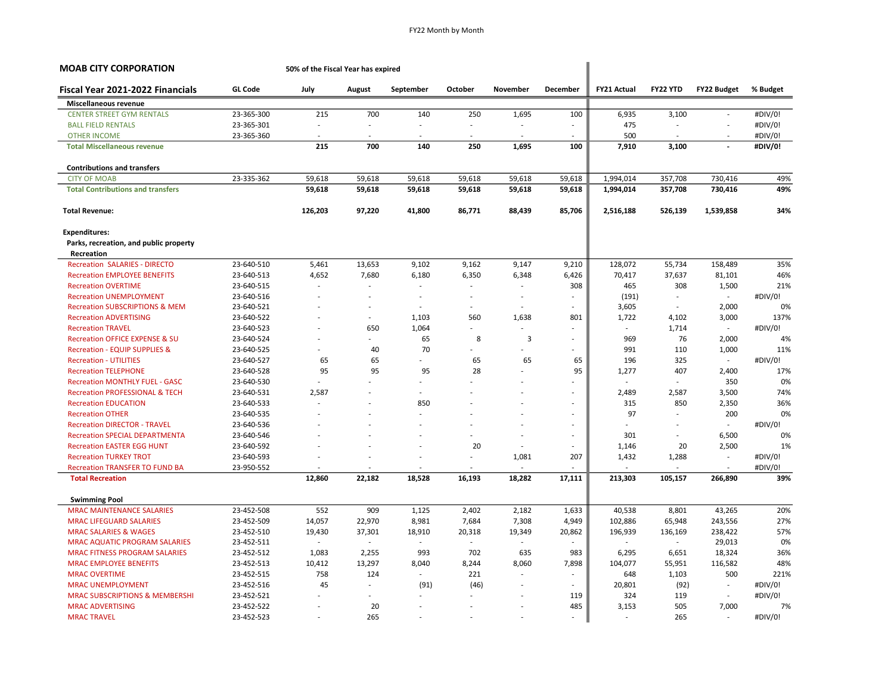**MOAB CITY CORPORATION** — **50% of the Fiscal Year has expired**

| Fiscal Year 2021-2022 Financials | GL Code | July | August | September | October | November | December | FY21 Actual | FY22 YTD | FY22 Budget | % Budget |
|---|---|---|---|---|---|---|---|---|---|---|---|
| **Miscellaneous revenue** | | | | | | | | | | | |
| CENTER STREET GYM RENTALS | 23-365-300 | 215 | 700 | 140 | 250 | 1,695 | 100 | 6,935 | 3,100 | - | #DIV/0! |
| BALL FIELD RENTALS | 23-365-301 | - | - | - | - | - | - | 475 | - | - | #DIV/0! |
| OTHER INCOME | 23-365-360 | - | - | - | - | - | - | 500 | - | - | #DIV/0! |
| **Total Miscellaneous revenue** | | **215** | **700** | **140** | **250** | **1,695** | **100** | **7,910** | **3,100** | **-** | **#DIV/0!** |
| **Contributions and transfers** | | | | | | | | | | | |
| CITY OF MOAB | 23-335-362 | 59,618 | 59,618 | 59,618 | 59,618 | 59,618 | 59,618 | 1,994,014 | 357,708 | 730,416 | 49% |
| **Total Contributions and transfers** | | **59,618** | **59,618** | **59,618** | **59,618** | **59,618** | **59,618** | **1,994,014** | **357,708** | **730,416** | **49%** |
| **Total Revenue:** | | **126,203** | **97,220** | **41,800** | **86,771** | **88,439** | **85,706** | **2,516,188** | **526,139** | **1,539,858** | **34%** |
| **Expenditures:** | | | | | | | | | | | |
| **Parks, recreation, and public property** | | | | | | | | | | | |
| **Recreation** | | | | | | | | | | | |
| Recreation SALARIES - DIRECTO | 23-640-510 | 5,461 | 13,653 | 9,102 | 9,162 | 9,147 | 9,210 | 128,072 | 55,734 | 158,489 | 35% |
| Recreation EMPLOYEE BENEFITS | 23-640-513 | 4,652 | 7,680 | 6,180 | 6,350 | 6,348 | 6,426 | 70,417 | 37,637 | 81,101 | 46% |
| Recreation OVERTIME | 23-640-515 | - | - | - | - | - | 308 | 465 | 308 | 1,500 | 21% |
| Recreation UNEMPLOYMENT | 23-640-516 | - | - | - | - | - | - | (191) | - | - | #DIV/0! |
| Recreation SUBSCRIPTIONS & MEM | 23-640-521 | - | - | - | - | - | - | 3,605 | - | 2,000 | 0% |
| Recreation ADVERTISING | 23-640-522 | - | - | 1,103 | 560 | 1,638 | 801 | 1,722 | 4,102 | 3,000 | 137% |
| Recreation TRAVEL | 23-640-523 | - | 650 | 1,064 | - | - | - | - | 1,714 | - | #DIV/0! |
| Recreation OFFICE EXPENSE & SU | 23-640-524 | - | - | 65 | 8 | 3 | - | 969 | 76 | 2,000 | 4% |
| Recreation - EQUIP SUPPLIES & | 23-640-525 | - | 40 | 70 | - | - | - | 991 | 110 | 1,000 | 11% |
| Recreation - UTILITIES | 23-640-527 | 65 | 65 | - | 65 | 65 | 65 | 196 | 325 | - | #DIV/0! |
| Recreation TELEPHONE | 23-640-528 | 95 | 95 | 95 | 28 | - | 95 | 1,277 | 407 | 2,400 | 17% |
| Recreation MONTHLY FUEL - GASC | 23-640-530 | - | - | - | - | - | - | - | - | 350 | 0% |
| Recreation PROFESSIONAL & TECH | 23-640-531 | 2,587 | - | - | - | - | - | 2,489 | 2,587 | 3,500 | 74% |
| Recreation EDUCATION | 23-640-533 | - | - | 850 | - | - | - | 315 | 850 | 2,350 | 36% |
| Recreation OTHER | 23-640-535 | - | - | - | - | - | - | 97 | - | 200 | 0% |
| Recreation DIRECTOR - TRAVEL | 23-640-536 | - | - | - | - | - | - | - | - | - | #DIV/0! |
| Recreation SPECIAL DEPARTMENTA | 23-640-546 | - | - | - | - | - | - | 301 | - | 6,500 | 0% |
| Recreation EASTER EGG HUNT | 23-640-592 | - | - | - | 20 | - | - | 1,146 | 20 | 2,500 | 1% |
| Recreation TURKEY TROT | 23-640-593 | - | - | - | - | 1,081 | 207 | 1,432 | 1,288 | - | #DIV/0! |
| Recreation TRANSFER TO FUND BA | 23-950-552 | - | - | - | - | - | - | - | - | - | #DIV/0! |
| **Total Recreation** | | **12,860** | **22,182** | **18,528** | **16,193** | **18,282** | **17,111** | **213,303** | **105,157** | **266,890** | **39%** |
| **Swimming Pool** | | | | | | | | | | | |
| MRAC MAINTENANCE SALARIES | 23-452-508 | 552 | 909 | 1,125 | 2,402 | 2,182 | 1,633 | 40,538 | 8,801 | 43,265 | 20% |
| MRAC LIFEGUARD SALARIES | 23-452-509 | 14,057 | 22,970 | 8,981 | 7,684 | 7,308 | 4,949 | 102,886 | 65,948 | 243,556 | 27% |
| MRAC SALARIES & WAGES | 23-452-510 | 19,430 | 37,301 | 18,910 | 20,318 | 19,349 | 20,862 | 196,939 | 136,169 | 238,422 | 57% |
| MRAC AQUATIC PROGRAM SALARIES | 23-452-511 | - | - | - | - | - | - | - | - | 29,013 | 0% |
| MRAC FITNESS PROGRAM SALARIES | 23-452-512 | 1,083 | 2,255 | 993 | 702 | 635 | 983 | 6,295 | 6,651 | 18,324 | 36% |
| MRAC EMPLOYEE BENEFITS | 23-452-513 | 10,412 | 13,297 | 8,040 | 8,244 | 8,060 | 7,898 | 104,077 | 55,951 | 116,582 | 48% |
| MRAC OVERTIME | 23-452-515 | 758 | 124 | - | 221 | - | - | 648 | 1,103 | 500 | 221% |
| MRAC UNEMPLOYMENT | 23-452-516 | 45 | - | (91) | (46) | - | - | 20,801 | (92) | - | #DIV/0! |
| MRAC SUBSCRIPTIONS & MEMBERSHI | 23-452-521 | - | - | - | - | - | 119 | 324 | 119 | - | #DIV/0! |
| MRAC ADVERTISING | 23-452-522 | - | 20 | - | - | - | 485 | 3,153 | 505 | 7,000 | 7% |
| MRAC TRAVEL | 23-452-523 | - | 265 | - | - | - | - | - | 265 | - | #DIV/0! |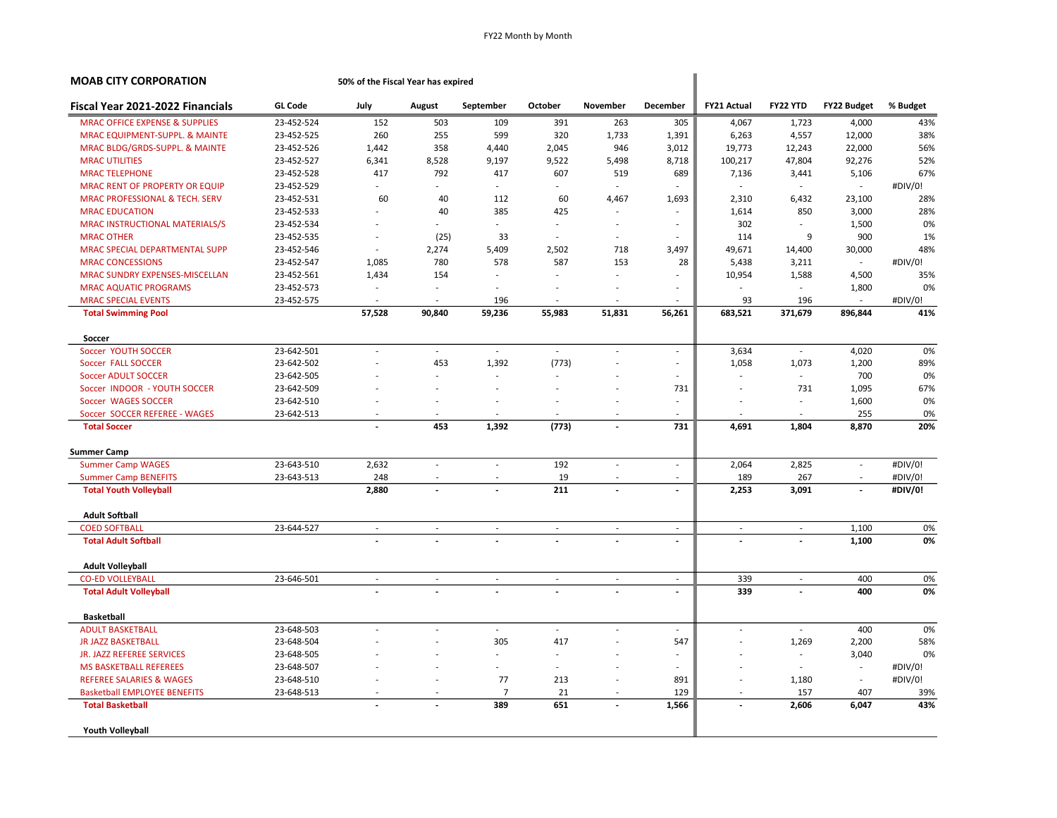FY22 Month by Month

**MOAB CITY CORPORATION** — 50% of the Fiscal Year has expired

| Fiscal Year 2021-2022 Financials | GL Code | July | August | September | October | November | December | FY21 Actual | FY22 YTD | FY22 Budget | % Budget |
|---|---|---|---|---|---|---|---|---|---|---|---|
| MRAC OFFICE EXPENSE & SUPPLIES | 23-452-524 | 152 | 503 | 109 | 391 | 263 | 305 | 4,067 | 1,723 | 4,000 | 43% |
| MRAC EQUIPMENT-SUPPL. & MAINTE | 23-452-525 | 260 | 255 | 599 | 320 | 1,733 | 1,391 | 6,263 | 4,557 | 12,000 | 38% |
| MRAC BLDG/GRDS-SUPPL. & MAINTE | 23-452-526 | 1,442 | 358 | 4,440 | 2,045 | 946 | 3,012 | 19,773 | 12,243 | 22,000 | 56% |
| MRAC UTILITIES | 23-452-527 | 6,341 | 8,528 | 9,197 | 9,522 | 5,498 | 8,718 | 100,217 | 47,804 | 92,276 | 52% |
| MRAC TELEPHONE | 23-452-528 | 417 | 792 | 417 | 607 | 519 | 689 | 7,136 | 3,441 | 5,106 | 67% |
| MRAC RENT OF PROPERTY OR EQUIP | 23-452-529 | - | - | - | - | - | - | - | - | - | #DIV/0! |
| MRAC PROFESSIONAL & TECH. SERV | 23-452-531 | 60 | 40 | 112 | 60 | 4,467 | 1,693 | 2,310 | 6,432 | 23,100 | 28% |
| MRAC EDUCATION | 23-452-533 | - | 40 | 385 | 425 | - | - | 1,614 | 850 | 3,000 | 28% |
| MRAC INSTRUCTIONAL MATERIALS/S | 23-452-534 | - | - | - | - | - | - | 302 | - | 1,500 | 0% |
| MRAC OTHER | 23-452-535 | - | (25) | 33 | - | - | - | 114 | 9 | 900 | 1% |
| MRAC SPECIAL DEPARTMENTAL SUPP | 23-452-546 | - | 2,274 | 5,409 | 2,502 | 718 | 3,497 | 49,671 | 14,400 | 30,000 | 48% |
| MRAC CONCESSIONS | 23-452-547 | 1,085 | 780 | 578 | 587 | 153 | 28 | 5,438 | 3,211 | - | #DIV/0! |
| MRAC SUNDRY EXPENSES-MISCELLAN | 23-452-561 | 1,434 | 154 | - | - | - | - | 10,954 | 1,588 | 4,500 | 35% |
| MRAC AQUATIC PROGRAMS | 23-452-573 | - | - | - | - | - | - | - | - | 1,800 | 0% |
| MRAC SPECIAL EVENTS | 23-452-575 | - | - | 196 | - | - | - | 93 | 196 | - | #DIV/0! |
| **Total Swimming Pool** | | **57,528** | **90,840** | **59,236** | **55,983** | **51,831** | **56,261** | **683,521** | **371,679** | **896,844** | **41%** |
| **Soccer** | | | | | | | | | | | |
| Soccer YOUTH SOCCER | 23-642-501 | - | - | - | - | - | - | 3,634 | - | 4,020 | 0% |
| Soccer FALL SOCCER | 23-642-502 | - | 453 | 1,392 | (773) | - | - | 1,058 | 1,073 | 1,200 | 89% |
| Soccer ADULT SOCCER | 23-642-505 | - | - | - | - | - | - | - | - | 700 | 0% |
| Soccer INDOOR - YOUTH SOCCER | 23-642-509 | - | - | - | - | - | 731 | - | 731 | 1,095 | 67% |
| Soccer WAGES SOCCER | 23-642-510 | - | - | - | - | - | - | - | - | 1,600 | 0% |
| Soccer SOCCER REFEREE - WAGES | 23-642-513 | - | - | - | - | - | - | - | - | 255 | 0% |
| **Total Soccer** | | **-** | **453** | **1,392** | **(773)** | **-** | **731** | **4,691** | **1,804** | **8,870** | **20%** |
| **Summer Camp** | | | | | | | | | | | |
| Summer Camp WAGES | 23-643-510 | 2,632 | - | - | 192 | - | - | 2,064 | 2,825 | - | #DIV/0! |
| Summer Camp BENEFITS | 23-643-513 | 248 | - | - | 19 | - | - | 189 | 267 | - | #DIV/0! |
| **Total Youth Volleyball** | | **2,880** | **-** | **-** | **211** | **-** | **-** | **2,253** | **3,091** | **-** | **#DIV/0!** |
| **Adult Softball** | | | | | | | | | | | |
| COED SOFTBALL | 23-644-527 | - | - | - | - | - | - | - | - | 1,100 | 0% |
| **Total Adult Softball** | | **-** | **-** | **-** | **-** | **-** | **-** | **-** | **-** | **1,100** | **0%** |
| **Adult Volleyball** | | | | | | | | | | | |
| CO-ED VOLLEYBALL | 23-646-501 | - | - | - | - | - | - | 339 | - | 400 | 0% |
| **Total Adult Volleyball** | | **-** | **-** | **-** | **-** | **-** | **-** | **339** | **-** | **400** | **0%** |
| **Basketball** | | | | | | | | | | | |
| ADULT BASKETBALL | 23-648-503 | - | - | - | - | - | - | - | - | 400 | 0% |
| JR JAZZ BASKETBALL | 23-648-504 | - | - | 305 | 417 | - | 547 | - | 1,269 | 2,200 | 58% |
| JR. JAZZ REFEREE SERVICES | 23-648-505 | - | - | - | - | - | - | - | - | 3,040 | 0% |
| MS BASKETBALL REFEREES | 23-648-507 | - | - | - | - | - | - | - | - | - | #DIV/0! |
| REFEREE SALARIES & WAGES | 23-648-510 | - | - | 77 | 213 | - | 891 | - | 1,180 | - | #DIV/0! |
| Basketball EMPLOYEE BENEFITS | 23-648-513 | - | - | 7 | 21 | - | 129 | - | 157 | 407 | 39% |
| **Total Basketball** | | **-** | **-** | **389** | **651** | **-** | **1,566** | **-** | **2,606** | **6,047** | **43%** |
| **Youth Volleyball** | | | | | | | | | | | |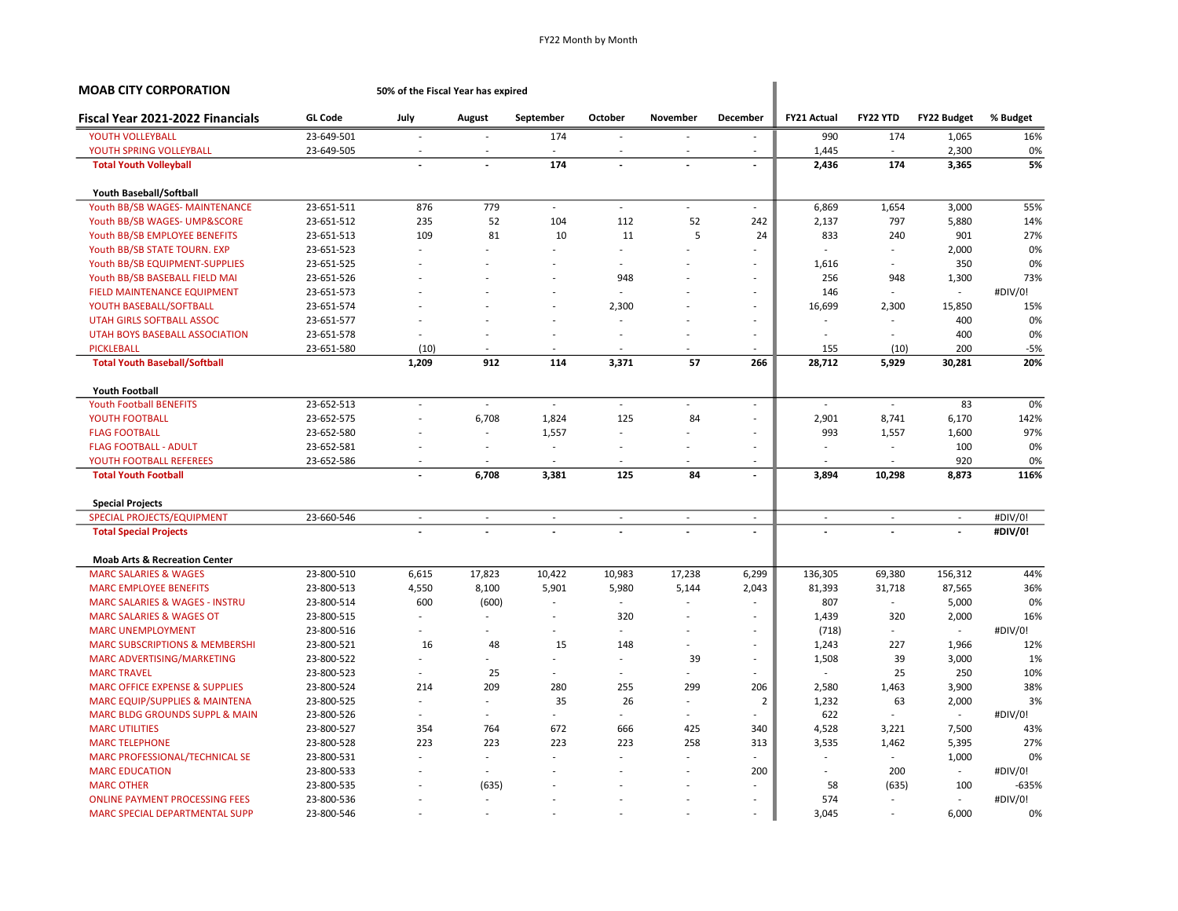FY22 Month by Month

**MOAB CITY CORPORATION** — 50% of the Fiscal Year has expired

| Fiscal Year 2021-2022 Financials | GL Code | July | August | September | October | November | December | FY21 Actual | FY22 YTD | FY22 Budget | % Budget |
|---|---|---|---|---|---|---|---|---|---|---|---|
| YOUTH VOLLEYBALL | 23-649-501 | - | - | 174 | - | - | - | 990 | 174 | 1,065 | 16% |
| YOUTH SPRING VOLLEYBALL | 23-649-505 | - | - | - | - | - | - | 1,445 | - | 2,300 | 0% |
| **Total Youth Volleyball** | | **-** | **-** | **174** | **-** | **-** | **-** | **2,436** | **174** | **3,365** | **5%** |
| **Youth Baseball/Softball** | | | | | | | | | | | |
| Youth BB/SB WAGES- MAINTENANCE | 23-651-511 | 876 | 779 | - | - | - | - | 6,869 | 1,654 | 3,000 | 55% |
| Youth BB/SB WAGES- UMP&SCORE | 23-651-512 | 235 | 52 | 104 | 112 | 52 | 242 | 2,137 | 797 | 5,880 | 14% |
| Youth BB/SB EMPLOYEE BENEFITS | 23-651-513 | 109 | 81 | 10 | 11 | 5 | 24 | 833 | 240 | 901 | 27% |
| Youth BB/SB STATE TOURN. EXP | 23-651-523 | - | - | - | - | - | - | - | - | 2,000 | 0% |
| Youth BB/SB EQUIPMENT-SUPPLIES | 23-651-525 | - | - | - | - | - | - | 1,616 | - | 350 | 0% |
| Youth BB/SB BASEBALL FIELD MAI | 23-651-526 | - | - | - | 948 | - | - | 256 | 948 | 1,300 | 73% |
| FIELD MAINTENANCE EQUIPMENT | 23-651-573 | - | - | - | - | - | - | 146 | - | - | #DIV/0! |
| YOUTH BASEBALL/SOFTBALL | 23-651-574 | - | - | - | 2,300 | - | - | 16,699 | 2,300 | 15,850 | 15% |
| UTAH GIRLS SOFTBALL ASSOC | 23-651-577 | - | - | - | - | - | - | - | - | 400 | 0% |
| UTAH BOYS BASEBALL ASSOCIATION | 23-651-578 | - | - | - | - | - | - | - | - | 400 | 0% |
| PICKLEBALL | 23-651-580 | (10) | - | - | - | - | - | 155 | (10) | 200 | -5% |
| **Total Youth Baseball/Softball** | | **1,209** | **912** | **114** | **3,371** | **57** | **266** | **28,712** | **5,929** | **30,281** | **20%** |
| **Youth Football** | | | | | | | | | | | |
| Youth Football BENEFITS | 23-652-513 | - | - | - | - | - | - | - | - | 83 | 0% |
| YOUTH FOOTBALL | 23-652-575 | - | 6,708 | 1,824 | 125 | 84 | - | 2,901 | 8,741 | 6,170 | 142% |
| FLAG FOOTBALL | 23-652-580 | - | - | 1,557 | - | - | - | 993 | 1,557 | 1,600 | 97% |
| FLAG FOOTBALL - ADULT | 23-652-581 | - | - | - | - | - | - | - | - | 100 | 0% |
| YOUTH FOOTBALL REFEREES | 23-652-586 | - | - | - | - | - | - | - | - | 920 | 0% |
| **Total Youth Football** | | **-** | **6,708** | **3,381** | **125** | **84** | **-** | **3,894** | **10,298** | **8,873** | **116%** |
| **Special Projects** | | | | | | | | | | | |
| SPECIAL PROJECTS/EQUIPMENT | 23-660-546 | - | - | - | - | - | - | - | - | - | #DIV/0! |
| **Total Special Projects** | | **-** | **-** | **-** | **-** | **-** | **-** | **-** | **-** | **-** | **#DIV/0!** |
| **Moab Arts & Recreation Center** | | | | | | | | | | | |
| MARC SALARIES & WAGES | 23-800-510 | 6,615 | 17,823 | 10,422 | 10,983 | 17,238 | 6,299 | 136,305 | 69,380 | 156,312 | 44% |
| MARC EMPLOYEE BENEFITS | 23-800-513 | 4,550 | 8,100 | 5,901 | 5,980 | 5,144 | 2,043 | 81,393 | 31,718 | 87,565 | 36% |
| MARC SALARIES & WAGES - INSTRU | 23-800-514 | 600 | (600) | - | - | - | - | 807 | - | 5,000 | 0% |
| MARC SALARIES & WAGES OT | 23-800-515 | - | - | - | 320 | - | - | 1,439 | 320 | 2,000 | 16% |
| MARC UNEMPLOYMENT | 23-800-516 | - | - | - | - | - | - | (718) | - | - | #DIV/0! |
| MARC SUBSCRIPTIONS & MEMBERSHI | 23-800-521 | 16 | 48 | 15 | 148 | - | - | 1,243 | 227 | 1,966 | 12% |
| MARC ADVERTISING/MARKETING | 23-800-522 | - | - | - | - | 39 | - | 1,508 | 39 | 3,000 | 1% |
| MARC TRAVEL | 23-800-523 | - | 25 | - | - | - | - | - | 25 | 250 | 10% |
| MARC OFFICE EXPENSE & SUPPLIES | 23-800-524 | 214 | 209 | 280 | 255 | 299 | 206 | 2,580 | 1,463 | 3,900 | 38% |
| MARC EQUIP/SUPPLIES & MAINTENA | 23-800-525 | - | - | 35 | 26 | - | 2 | 1,232 | 63 | 2,000 | 3% |
| MARC BLDG GROUNDS SUPPL & MAIN | 23-800-526 | - | - | - | - | - | - | 622 | - | - | #DIV/0! |
| MARC UTILITIES | 23-800-527 | 354 | 764 | 672 | 666 | 425 | 340 | 4,528 | 3,221 | 7,500 | 43% |
| MARC TELEPHONE | 23-800-528 | 223 | 223 | 223 | 223 | 258 | 313 | 3,535 | 1,462 | 5,395 | 27% |
| MARC PROFESSIONAL/TECHNICAL SE | 23-800-531 | - | - | - | - | - | - | - | - | 1,000 | 0% |
| MARC EDUCATION | 23-800-533 | - | - | - | - | - | 200 | - | 200 | - | #DIV/0! |
| MARC OTHER | 23-800-535 | - | (635) | - | - | - | - | 58 | (635) | 100 | -635% |
| ONLINE PAYMENT PROCESSING FEES | 23-800-536 | - | - | - | - | - | - | 574 | - | - | #DIV/0! |
| MARC SPECIAL DEPARTMENTAL SUPP | 23-800-546 | - | - | - | - | - | - | 3,045 | - | 6,000 | 0% |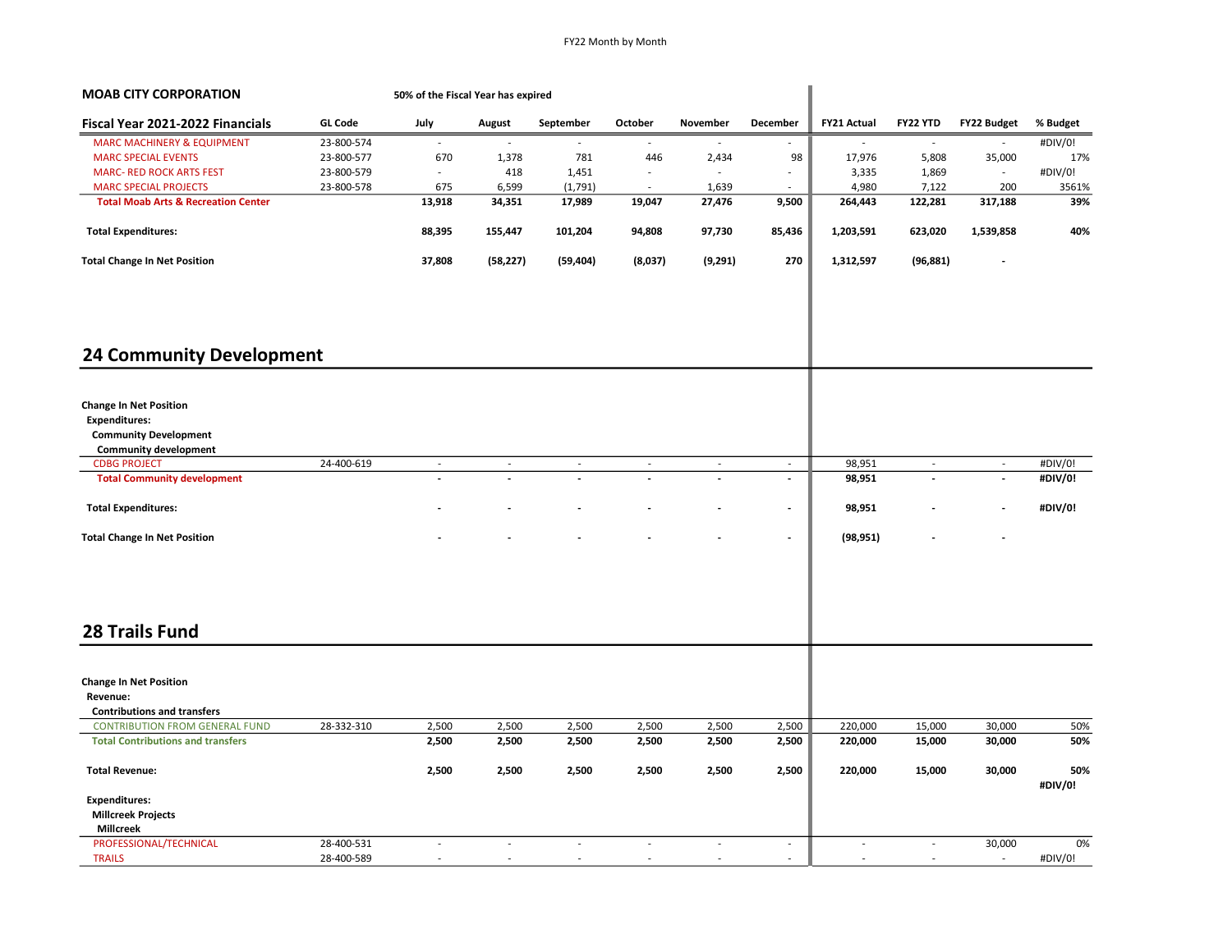**MOAB CITY CORPORATION** — 50% of the Fiscal Year has expired

| Fiscal Year 2021-2022 Financials | GL Code | July | August | September | October | November | December | FY21 Actual | FY22 YTD | FY22 Budget | % Budget |
|---|---|---|---|---|---|---|---|---|---|---|---|
| MARC MACHINERY & EQUIPMENT | 23-800-574 | - | - | - | - | - | - | - | - | - | #DIV/0! |
| MARC SPECIAL EVENTS | 23-800-577 | 670 | 1,378 | 781 | 446 | 2,434 | 98 | 17,976 | 5,808 | 35,000 | 17% |
| MARC- RED ROCK ARTS FEST | 23-800-579 | - | 418 | 1,451 | - | - | - | 3,335 | 1,869 | - | #DIV/0! |
| MARC SPECIAL PROJECTS | 23-800-578 | 675 | 6,599 | (1,791) | - | 1,639 | - | 4,980 | 7,122 | 200 | 3561% |
| **Total Moab Arts & Recreation Center** | | **13,918** | **34,351** | **17,989** | **19,047** | **27,476** | **9,500** | **264,443** | **122,281** | **317,188** | **39%** |
| **Total Expenditures:** | | **88,395** | **155,447** | **101,204** | **94,808** | **97,730** | **85,436** | **1,203,591** | **623,020** | **1,539,858** | **40%** |
| **Total Change In Net Position** | | **37,808** | **(58,227)** | **(59,404)** | **(8,037)** | **(9,291)** | **270** | **1,312,597** | **(96,881)** | **-** | |

## 24 Community Development

| | GL Code | July | August | September | October | November | December | FY21 Actual | FY22 YTD | FY22 Budget | % Budget |
|---|---|---|---|---|---|---|---|---|---|---|---|
| **Change In Net Position** | | | | | | | | | | | |
| **Expenditures:** | | | | | | | | | | | |
| **Community Development** | | | | | | | | | | | |
| **Community development** | | | | | | | | | | | |
| CDBG PROJECT | 24-400-619 | - | - | - | - | - | - | 98,951 | - | - | #DIV/0! |
| **Total Community development** | | **-** | **-** | **-** | **-** | **-** | **-** | **98,951** | **-** | **-** | **#DIV/0!** |
| **Total Expenditures:** | | **-** | **-** | **-** | **-** | **-** | **-** | **98,951** | **-** | **-** | **#DIV/0!** |
| **Total Change In Net Position** | | **-** | **-** | **-** | **-** | **-** | **-** | **(98,951)** | **-** | **-** | |

## 28 Trails Fund

| | GL Code | July | August | September | October | November | December | FY21 Actual | FY22 YTD | FY22 Budget | % Budget |
|---|---|---|---|---|---|---|---|---|---|---|---|
| **Change In Net Position** | | | | | | | | | | | |
| **Revenue:** | | | | | | | | | | | |
| **Contributions and transfers** | | | | | | | | | | | |
| CONTRIBUTION FROM GENERAL FUND | 28-332-310 | 2,500 | 2,500 | 2,500 | 2,500 | 2,500 | 2,500 | 220,000 | 15,000 | 30,000 | 50% |
| **Total Contributions and transfers** | | **2,500** | **2,500** | **2,500** | **2,500** | **2,500** | **2,500** | **220,000** | **15,000** | **30,000** | **50%** |
| **Total Revenue:** | | **2,500** | **2,500** | **2,500** | **2,500** | **2,500** | **2,500** | **220,000** | **15,000** | **30,000** | **50%** |
| | | | | | | | | | | | **#DIV/0!** |
| **Expenditures:** | | | | | | | | | | | |
| **Millcreek Projects** | | | | | | | | | | | |
| **Millcreek** | | | | | | | | | | | |
| PROFESSIONAL/TECHNICAL | 28-400-531 | - | - | - | - | - | - | - | - | 30,000 | 0% |
| TRAILS | 28-400-589 | - | - | - | - | - | - | - | - | - | #DIV/0! |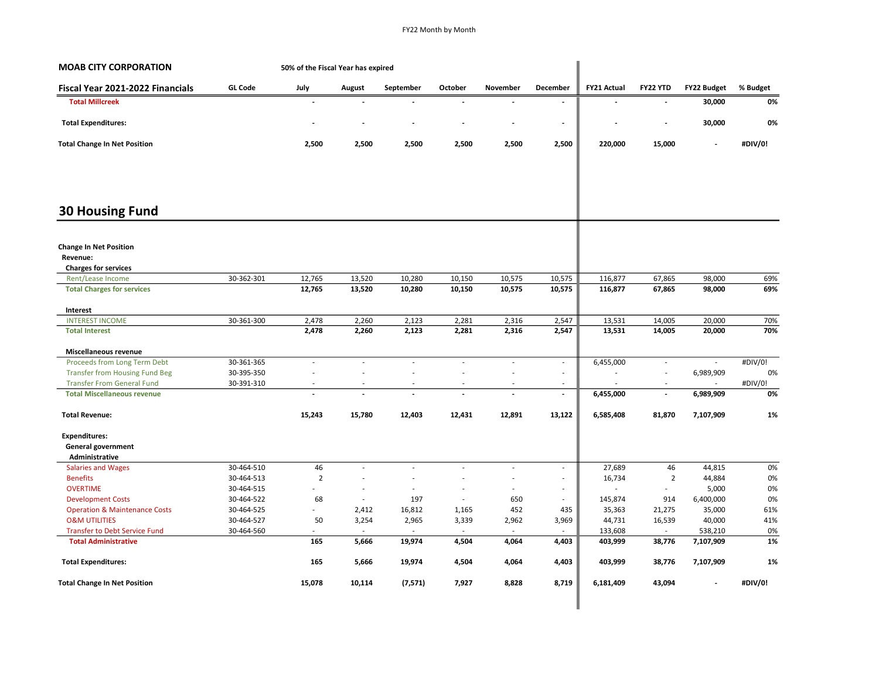**MOAB CITY CORPORATION** — 50% of the Fiscal Year has expired

| Fiscal Year 2021-2022 Financials | GL Code | July | August | September | October | November | December | FY21 Actual | FY22 YTD | FY22 Budget | % Budget |
|---|---|---|---|---|---|---|---|---|---|---|---|
| **Total Millcreek** | | - | - | - | - | - | - | - | - | 30,000 | 0% |
| **Total Expenditures:** | | - | - | - | - | - | - | - | - | 30,000 | 0% |
| **Total Change In Net Position** | | 2,500 | 2,500 | 2,500 | 2,500 | 2,500 | 2,500 | 220,000 | 15,000 | - | #DIV/0! |

# 30 Housing Fund

| | GL Code | July | August | September | October | November | December | FY21 Actual | FY22 YTD | FY22 Budget | % Budget |
|---|---|---|---|---|---|---|---|---|---|---|---|
| **Change In Net Position** | | | | | | | | | | | |
| **Revenue:** | | | | | | | | | | | |
| **Charges for services** | | | | | | | | | | | |
| Rent/Lease Income | 30-362-301 | 12,765 | 13,520 | 10,280 | 10,150 | 10,575 | 10,575 | 116,877 | 67,865 | 98,000 | 69% |
| **Total Charges for services** | | 12,765 | 13,520 | 10,280 | 10,150 | 10,575 | 10,575 | 116,877 | 67,865 | 98,000 | 69% |
| **Interest** | | | | | | | | | | | |
| INTEREST INCOME | 30-361-300 | 2,478 | 2,260 | 2,123 | 2,281 | 2,316 | 2,547 | 13,531 | 14,005 | 20,000 | 70% |
| **Total Interest** | | 2,478 | 2,260 | 2,123 | 2,281 | 2,316 | 2,547 | 13,531 | 14,005 | 20,000 | 70% |
| **Miscellaneous revenue** | | | | | | | | | | | |
| Proceeds from Long Term Debt | 30-361-365 | - | - | - | - | - | - | 6,455,000 | - | - | #DIV/0! |
| Transfer from Housing Fund Beg | 30-395-350 | - | - | - | - | - | - | - | - | 6,989,909 | 0% |
| Transfer From General Fund | 30-391-310 | - | - | - | - | - | - | - | - | - | #DIV/0! |
| **Total Miscellaneous revenue** | | - | - | - | - | - | - | 6,455,000 | - | 6,989,909 | 0% |
| **Total Revenue:** | | 15,243 | 15,780 | 12,403 | 12,431 | 12,891 | 13,122 | 6,585,408 | 81,870 | 7,107,909 | 1% |
| **Expenditures:** | | | | | | | | | | | |
| **General government** | | | | | | | | | | | |
| **Administrative** | | | | | | | | | | | |
| Salaries and Wages | 30-464-510 | 46 | - | - | - | - | - | 27,689 | 46 | 44,815 | 0% |
| Benefits | 30-464-513 | 2 | - | - | - | - | - | 16,734 | 2 | 44,884 | 0% |
| OVERTIME | 30-464-515 | - | - | - | - | - | - | - | - | 5,000 | 0% |
| Development Costs | 30-464-522 | 68 | - | 197 | - | 650 | - | 145,874 | 914 | 6,400,000 | 0% |
| Operation & Maintenance Costs | 30-464-525 | - | 2,412 | 16,812 | 1,165 | 452 | 435 | 35,363 | 21,275 | 35,000 | 61% |
| O&M UTILITIES | 30-464-527 | 50 | 3,254 | 2,965 | 3,339 | 2,962 | 3,969 | 44,731 | 16,539 | 40,000 | 41% |
| Transfer to Debt Service Fund | 30-464-560 | - | - | - | - | - | - | 133,608 | - | 538,210 | 0% |
| **Total Administrative** | | 165 | 5,666 | 19,974 | 4,504 | 4,064 | 4,403 | 403,999 | 38,776 | 7,107,909 | 1% |
| **Total Expenditures:** | | 165 | 5,666 | 19,974 | 4,504 | 4,064 | 4,403 | 403,999 | 38,776 | 7,107,909 | 1% |
| **Total Change In Net Position** | | 15,078 | 10,114 | (7,571) | 7,927 | 8,828 | 8,719 | 6,181,409 | 43,094 | - | #DIV/0! |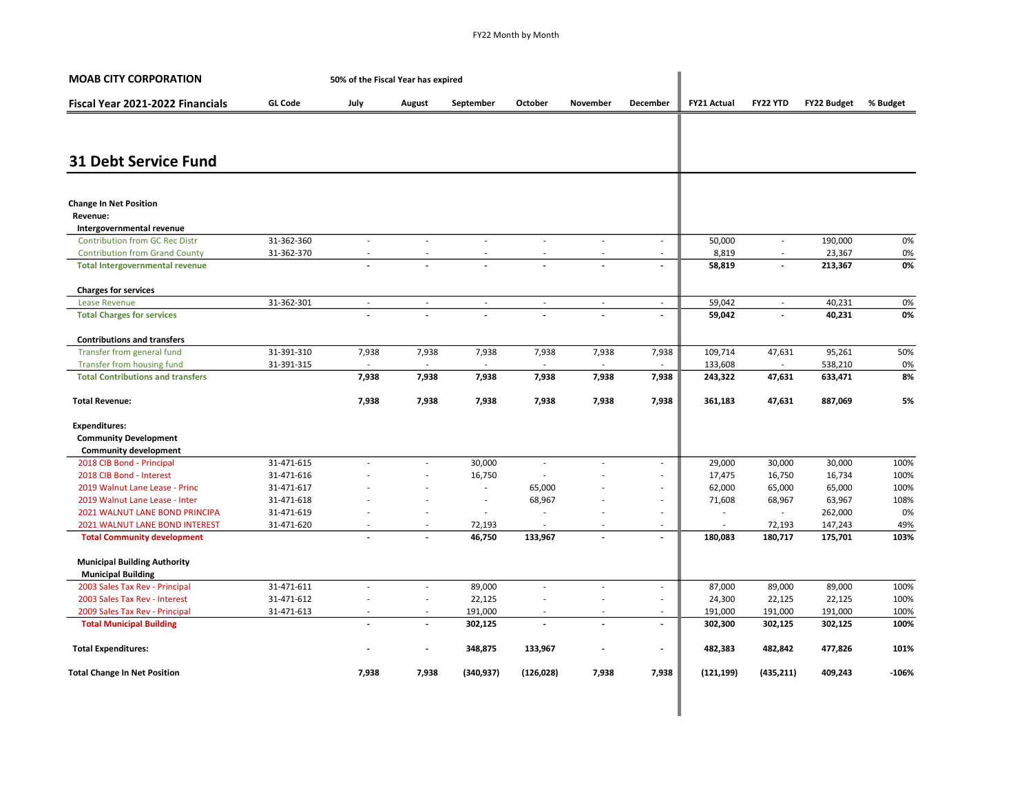**MOAB CITY CORPORATION** — **50% of the Fiscal Year has expired**

| Fiscal Year 2021-2022 Financials | GL Code | July | August | September | October | November | December | FY21 Actual | FY22 YTD | FY22 Budget | % Budget |
|---|---|---|---|---|---|---|---|---|---|---|---|

# 31 Debt Service Fund

| Fiscal Year 2021-2022 Financials | GL Code | July | August | September | October | November | December | FY21 Actual | FY22 YTD | FY22 Budget | % Budget |
|---|---|---|---|---|---|---|---|---|---|---|---|
| **Change In Net Position** | | | | | | | | | | | |
| **Revenue:** | | | | | | | | | | | |
| **Intergovernmental revenue** | | | | | | | | | | | |
| Contribution from GC Rec Distr | 31-362-360 | - | - | - | - | - | - | 50,000 | - | 190,000 | 0% |
| Contribution from Grand County | 31-362-370 | - | - | - | - | - | - | 8,819 | - | 23,367 | 0% |
| **Total Intergovernmental revenue** | | **-** | **-** | **-** | **-** | **-** | **-** | **58,819** | **-** | **213,367** | **0%** |
| **Charges for services** | | | | | | | | | | | |
| Lease Revenue | 31-362-301 | - | - | - | - | - | - | 59,042 | - | 40,231 | 0% |
| **Total Charges for services** | | **-** | **-** | **-** | **-** | **-** | **-** | **59,042** | **-** | **40,231** | **0%** |
| **Contributions and transfers** | | | | | | | | | | | |
| Transfer from general fund | 31-391-310 | 7,938 | 7,938 | 7,938 | 7,938 | 7,938 | 7,938 | 109,714 | 47,631 | 95,261 | 50% |
| Transfer from housing fund | 31-391-315 | - | - | - | - | - | - | 133,608 | - | 538,210 | 0% |
| **Total Contributions and transfers** | | **7,938** | **7,938** | **7,938** | **7,938** | **7,938** | **7,938** | **243,322** | **47,631** | **633,471** | **8%** |
| **Total Revenue:** | | **7,938** | **7,938** | **7,938** | **7,938** | **7,938** | **7,938** | **361,183** | **47,631** | **887,069** | **5%** |
| **Expenditures:** | | | | | | | | | | | |
| **Community Development** | | | | | | | | | | | |
| **Community development** | | | | | | | | | | | |
| 2018 CIB Bond - Principal | 31-471-615 | - | - | 30,000 | - | - | - | 29,000 | 30,000 | 30,000 | 100% |
| 2018 CIB Bond - Interest | 31-471-616 | - | - | 16,750 | - | - | - | 17,475 | 16,750 | 16,734 | 100% |
| 2019 Walnut Lane Lease - Princ | 31-471-617 | - | - | - | 65,000 | - | - | 62,000 | 65,000 | 65,000 | 100% |
| 2019 Walnut Lane Lease - Inter | 31-471-618 | - | - | - | 68,967 | - | - | 71,608 | 68,967 | 63,967 | 108% |
| 2021 WALNUT LANE BOND PRINCIPA | 31-471-619 | - | - | - | - | - | - | - | - | 262,000 | 0% |
| 2021 WALNUT LANE BOND INTEREST | 31-471-620 | - | - | 72,193 | - | - | - | - | 72,193 | 147,243 | 49% |
| **Total Community development** | | **-** | **-** | **46,750** | **133,967** | **-** | **-** | **180,083** | **180,717** | **175,701** | **103%** |
| **Municipal Building Authority** | | | | | | | | | | | |
| **Municipal Building** | | | | | | | | | | | |
| 2003 Sales Tax Rev - Principal | 31-471-611 | - | - | 89,000 | - | - | - | 87,000 | 89,000 | 89,000 | 100% |
| 2003 Sales Tax Rev - Interest | 31-471-612 | - | - | 22,125 | - | - | - | 24,300 | 22,125 | 22,125 | 100% |
| 2009 Sales Tax Rev - Principal | 31-471-613 | - | - | 191,000 | - | - | - | 191,000 | 191,000 | 191,000 | 100% |
| **Total Municipal Building** | | **-** | **-** | **302,125** | **-** | **-** | **-** | **302,300** | **302,125** | **302,125** | **100%** |
| **Total Expenditures:** | | **-** | **-** | **348,875** | **133,967** | **-** | **-** | **482,383** | **482,842** | **477,826** | **101%** |
| **Total Change In Net Position** | | **7,938** | **7,938** | **(340,937)** | **(126,028)** | **7,938** | **7,938** | **(121,199)** | **(435,211)** | **409,243** | **-106%** |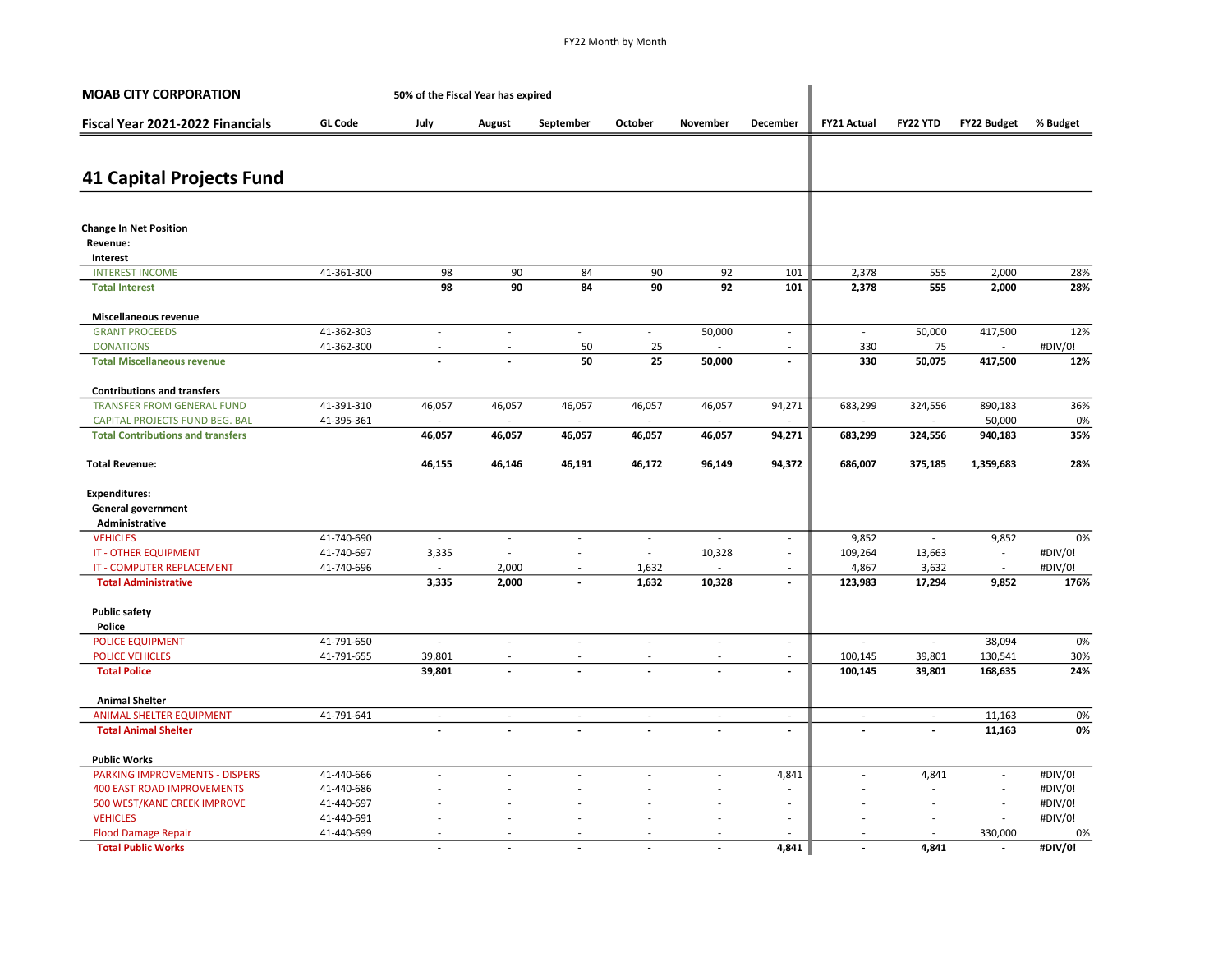**MOAB CITY CORPORATION** — 50% of the Fiscal Year has expired

| Fiscal Year 2021-2022 Financials | GL Code | July | August | September | October | November | December | FY21 Actual | FY22 YTD | FY22 Budget | % Budget |
|---|---|---|---|---|---|---|---|---|---|---|---|
| **41 Capital Projects Fund** | | | | | | | | | | | |
| **Change In Net Position** | | | | | | | | | | | |
| **Revenue:** | | | | | | | | | | | |
| **Interest** | | | | | | | | | | | |
| INTEREST INCOME | 41-361-300 | 98 | 90 | 84 | 90 | 92 | 101 | 2,378 | 555 | 2,000 | 28% |
| **Total Interest** | | **98** | **90** | **84** | **90** | **92** | **101** | **2,378** | **555** | **2,000** | **28%** |
| **Miscellaneous revenue** | | | | | | | | | | | |
| GRANT PROCEEDS | 41-362-303 | - | - | - | - | 50,000 | - | - | 50,000 | 417,500 | 12% |
| DONATIONS | 41-362-300 | - | - | 50 | 25 | - | - | 330 | 75 | - | #DIV/0! |
| **Total Miscellaneous revenue** | | **-** | **-** | **50** | **25** | **50,000** | **-** | **330** | **50,075** | **417,500** | **12%** |
| **Contributions and transfers** | | | | | | | | | | | |
| TRANSFER FROM GENERAL FUND | 41-391-310 | 46,057 | 46,057 | 46,057 | 46,057 | 46,057 | 94,271 | 683,299 | 324,556 | 890,183 | 36% |
| CAPITAL PROJECTS FUND BEG. BAL | 41-395-361 | - | - | - | - | - | - | - | - | 50,000 | 0% |
| **Total Contributions and transfers** | | **46,057** | **46,057** | **46,057** | **46,057** | **46,057** | **94,271** | **683,299** | **324,556** | **940,183** | **35%** |
| **Total Revenue:** | | **46,155** | **46,146** | **46,191** | **46,172** | **96,149** | **94,372** | **686,007** | **375,185** | **1,359,683** | **28%** |
| **Expenditures:** | | | | | | | | | | | |
| **General government** | | | | | | | | | | | |
| **Administrative** | | | | | | | | | | | |
| VEHICLES | 41-740-690 | - | - | - | - | - | - | 9,852 | - | 9,852 | 0% |
| IT - OTHER EQUIPMENT | 41-740-697 | 3,335 | - | - | - | 10,328 | - | 109,264 | 13,663 | - | #DIV/0! |
| IT - COMPUTER REPLACEMENT | 41-740-696 | - | 2,000 | - | 1,632 | - | - | 4,867 | 3,632 | - | #DIV/0! |
| **Total Administrative** | | **3,335** | **2,000** | **-** | **1,632** | **10,328** | **-** | **123,983** | **17,294** | **9,852** | **176%** |
| **Public safety** | | | | | | | | | | | |
| **Police** | | | | | | | | | | | |
| POLICE EQUIPMENT | 41-791-650 | - | - | - | - | - | - | - | - | 38,094 | 0% |
| POLICE VEHICLES | 41-791-655 | 39,801 | - | - | - | - | - | 100,145 | 39,801 | 130,541 | 30% |
| **Total Police** | | **39,801** | **-** | **-** | **-** | **-** | **-** | **100,145** | **39,801** | **168,635** | **24%** |
| **Animal Shelter** | | | | | | | | | | | |
| ANIMAL SHELTER EQUIPMENT | 41-791-641 | - | - | - | - | - | - | - | - | 11,163 | 0% |
| **Total Animal Shelter** | | **-** | **-** | **-** | **-** | **-** | **-** | **-** | **-** | **11,163** | **0%** |
| **Public Works** | | | | | | | | | | | |
| PARKING IMPROVEMENTS - DISPERS | 41-440-666 | - | - | - | - | - | 4,841 | - | 4,841 | - | #DIV/0! |
| 400 EAST ROAD IMPROVEMENTS | 41-440-686 | - | - | - | - | - | - | - | - | - | #DIV/0! |
| 500 WEST/KANE CREEK IMPROVE | 41-440-697 | - | - | - | - | - | - | - | - | - | #DIV/0! |
| VEHICLES | 41-440-691 | - | - | - | - | - | - | - | - | - | #DIV/0! |
| Flood Damage Repair | 41-440-699 | - | - | - | - | - | - | - | - | 330,000 | 0% |
| **Total Public Works** | | **-** | **-** | **-** | **-** | **-** | **4,841** | **-** | **4,841** | **-** | **#DIV/0!** |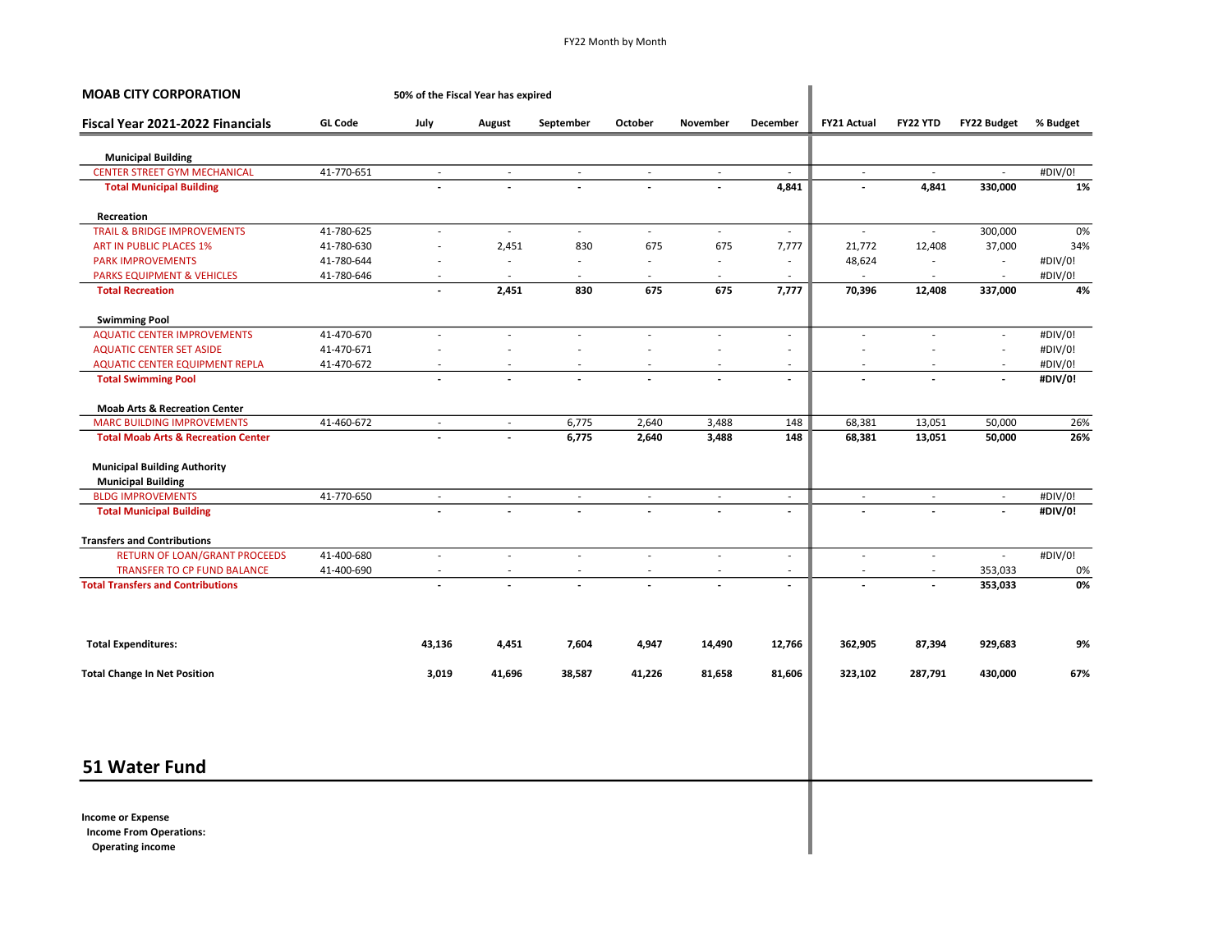FY22 Month by Month

**MOAB CITY CORPORATION** — 50% of the Fiscal Year has expired

| Fiscal Year 2021-2022 Financials | GL Code | July | August | September | October | November | December | FY21 Actual | FY22 YTD | FY22 Budget | % Budget |
|---|---|---|---|---|---|---|---|---|---|---|---|
| **Municipal Building** | | | | | | | | | | | |
| CENTER STREET GYM MECHANICAL | 41-770-651 | - | - | - | - | - | - | - | - | - | #DIV/0! |
| **Total Municipal Building** | | **-** | **-** | **-** | **-** | **-** | **4,841** | **-** | **4,841** | **330,000** | **1%** |
| **Recreation** | | | | | | | | | | | |
| TRAIL & BRIDGE IMPROVEMENTS | 41-780-625 | - | - | - | - | - | - | - | - | 300,000 | 0% |
| ART IN PUBLIC PLACES 1% | 41-780-630 | - | 2,451 | 830 | 675 | 675 | 7,777 | 21,772 | 12,408 | 37,000 | 34% |
| PARK IMPROVEMENTS | 41-780-644 | - | - | - | - | - | - | 48,624 | - | - | #DIV/0! |
| PARKS EQUIPMENT & VEHICLES | 41-780-646 | - | - | - | - | - | - | - | - | - | #DIV/0! |
| **Total Recreation** | | **-** | **2,451** | **830** | **675** | **675** | **7,777** | **70,396** | **12,408** | **337,000** | **4%** |
| **Swimming Pool** | | | | | | | | | | | |
| AQUATIC CENTER IMPROVEMENTS | 41-470-670 | - | - | - | - | - | - | - | - | - | #DIV/0! |
| AQUATIC CENTER SET ASIDE | 41-470-671 | - | - | - | - | - | - | - | - | - | #DIV/0! |
| AQUATIC CENTER EQUIPMENT REPLA | 41-470-672 | - | - | - | - | - | - | - | - | - | #DIV/0! |
| **Total Swimming Pool** | | **-** | **-** | **-** | **-** | **-** | **-** | **-** | **-** | **-** | **#DIV/0!** |
| **Moab Arts & Recreation Center** | | | | | | | | | | | |
| MARC BUILDING IMPROVEMENTS | 41-460-672 | - | - | 6,775 | 2,640 | 3,488 | 148 | 68,381 | 13,051 | 50,000 | 26% |
| **Total Moab Arts & Recreation Center** | | **-** | **-** | **6,775** | **2,640** | **3,488** | **148** | **68,381** | **13,051** | **50,000** | **26%** |
| **Municipal Building Authority** | | | | | | | | | | | |
| **Municipal Building** | | | | | | | | | | | |
| BLDG IMPROVEMENTS | 41-770-650 | - | - | - | - | - | - | - | - | - | #DIV/0! |
| **Total Municipal Building** | | **-** | **-** | **-** | **-** | **-** | **-** | **-** | **-** | **-** | **#DIV/0!** |
| **Transfers and Contributions** | | | | | | | | | | | |
| RETURN OF LOAN/GRANT PROCEEDS | 41-400-680 | - | - | - | - | - | - | - | - | - | #DIV/0! |
| TRANSFER TO CP FUND BALANCE | 41-400-690 | - | - | - | - | - | - | - | - | 353,033 | 0% |
| **Total Transfers and Contributions** | | **-** | **-** | **-** | **-** | **-** | **-** | **-** | **-** | **353,033** | **0%** |
| **Total Expenditures:** | | **43,136** | **4,451** | **7,604** | **4,947** | **14,490** | **12,766** | **362,905** | **87,394** | **929,683** | **9%** |
| **Total Change In Net Position** | | **3,019** | **41,696** | **38,587** | **41,226** | **81,658** | **81,606** | **323,102** | **287,791** | **430,000** | **67%** |

# 51 Water Fund

**Income or Expense**

**Income From Operations:**

**Operating income**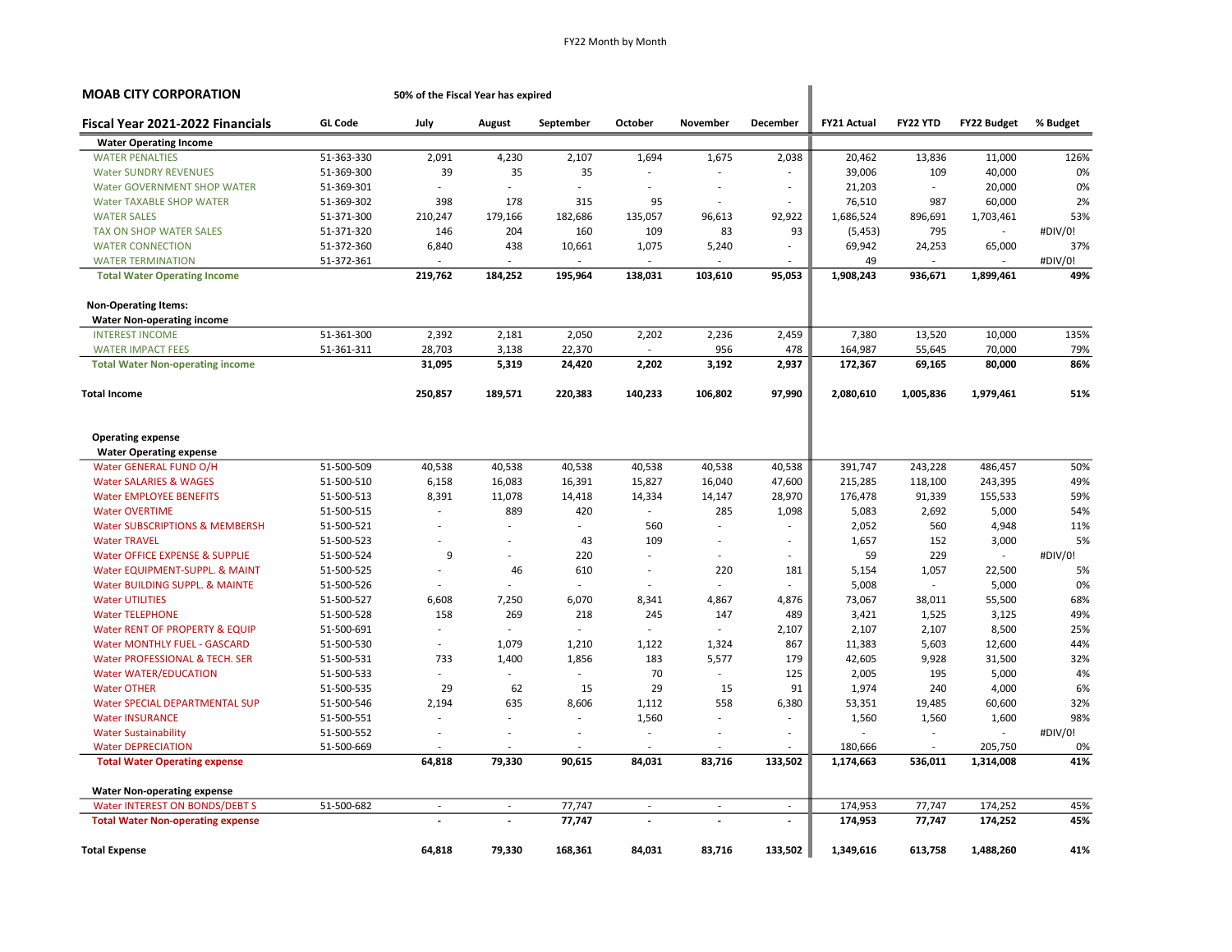FY22 Month by Month

**MOAB CITY CORPORATION** — **50% of the Fiscal Year has expired**

| Fiscal Year 2021-2022 Financials | GL Code | July | August | September | October | November | December | FY21 Actual | FY22 YTD | FY22 Budget | % Budget |
|---|---|---|---|---|---|---|---|---|---|---|---|
| **Water Operating Income** | | | | | | | | | | | |
| WATER PENALTIES | 51-363-330 | 2,091 | 4,230 | 2,107 | 1,694 | 1,675 | 2,038 | 20,462 | 13,836 | 11,000 | 126% |
| Water SUNDRY REVENUES | 51-369-300 | 39 | 35 | 35 | - | - | - | 39,006 | 109 | 40,000 | 0% |
| Water GOVERNMENT SHOP WATER | 51-369-301 | - | - | - | - | - | - | 21,203 | - | 20,000 | 0% |
| Water TAXABLE SHOP WATER | 51-369-302 | 398 | 178 | 315 | 95 | - | - | 76,510 | 987 | 60,000 | 2% |
| WATER SALES | 51-371-300 | 210,247 | 179,166 | 182,686 | 135,057 | 96,613 | 92,922 | 1,686,524 | 896,691 | 1,703,461 | 53% |
| TAX ON SHOP WATER SALES | 51-371-320 | 146 | 204 | 160 | 109 | 83 | 93 | (5,453) | 795 | - | #DIV/0! |
| WATER CONNECTION | 51-372-360 | 6,840 | 438 | 10,661 | 1,075 | 5,240 | - | 69,942 | 24,253 | 65,000 | 37% |
| WATER TERMINATION | 51-372-361 | - | - | - | - | - | - | 49 | - | - | #DIV/0! |
| **Total Water Operating Income** | | **219,762** | **184,252** | **195,964** | **138,031** | **103,610** | **95,053** | **1,908,243** | **936,671** | **1,899,461** | **49%** |
| | | | | | | | | | | | |
| **Non-Operating Items:** | | | | | | | | | | | |
| **Water Non-operating income** | | | | | | | | | | | |
| INTEREST INCOME | 51-361-300 | 2,392 | 2,181 | 2,050 | 2,202 | 2,236 | 2,459 | 7,380 | 13,520 | 10,000 | 135% |
| WATER IMPACT FEES | 51-361-311 | 28,703 | 3,138 | 22,370 | - | 956 | 478 | 164,987 | 55,645 | 70,000 | 79% |
| **Total Water Non-operating income** | | **31,095** | **5,319** | **24,420** | **2,202** | **3,192** | **2,937** | **172,367** | **69,165** | **80,000** | **86%** |
| | | | | | | | | | | | |
| **Total Income** | | **250,857** | **189,571** | **220,383** | **140,233** | **106,802** | **97,990** | **2,080,610** | **1,005,836** | **1,979,461** | **51%** |
| | | | | | | | | | | | |
| **Operating expense** | | | | | | | | | | | |
| **Water Operating expense** | | | | | | | | | | | |
| Water GENERAL FUND O/H | 51-500-509 | 40,538 | 40,538 | 40,538 | 40,538 | 40,538 | 40,538 | 391,747 | 243,228 | 486,457 | 50% |
| Water SALARIES & WAGES | 51-500-510 | 6,158 | 16,083 | 16,391 | 15,827 | 16,040 | 47,600 | 215,285 | 118,100 | 243,395 | 49% |
| Water EMPLOYEE BENEFITS | 51-500-513 | 8,391 | 11,078 | 14,418 | 14,334 | 14,147 | 28,970 | 176,478 | 91,339 | 155,533 | 59% |
| Water OVERTIME | 51-500-515 | - | 889 | 420 | - | 285 | 1,098 | 5,083 | 2,692 | 5,000 | 54% |
| Water SUBSCRIPTIONS & MEMBERSH | 51-500-521 | - | - | - | 560 | - | - | 2,052 | 560 | 4,948 | 11% |
| Water TRAVEL | 51-500-523 | - | - | 43 | 109 | - | - | 1,657 | 152 | 3,000 | 5% |
| Water OFFICE EXPENSE & SUPPLIE | 51-500-524 | 9 | - | 220 | - | - | - | 59 | 229 | - | #DIV/0! |
| Water EQUIPMENT-SUPPL. & MAINT | 51-500-525 | - | 46 | 610 | - | 220 | 181 | 5,154 | 1,057 | 22,500 | 5% |
| Water BUILDING SUPPL. & MAINTE | 51-500-526 | - | - | - | - | - | - | 5,008 | - | 5,000 | 0% |
| Water UTILITIES | 51-500-527 | 6,608 | 7,250 | 6,070 | 8,341 | 4,867 | 4,876 | 73,067 | 38,011 | 55,500 | 68% |
| Water TELEPHONE | 51-500-528 | 158 | 269 | 218 | 245 | 147 | 489 | 3,421 | 1,525 | 3,125 | 49% |
| Water RENT OF PROPERTY & EQUIP | 51-500-691 | - | - | - | - | - | 2,107 | 2,107 | 2,107 | 8,500 | 25% |
| Water MONTHLY FUEL - GASCARD | 51-500-530 | - | 1,079 | 1,210 | 1,122 | 1,324 | 867 | 11,383 | 5,603 | 12,600 | 44% |
| Water PROFESSIONAL & TECH. SER | 51-500-531 | 733 | 1,400 | 1,856 | 183 | 5,577 | 179 | 42,605 | 9,928 | 31,500 | 32% |
| Water WATER/EDUCATION | 51-500-533 | - | - | - | 70 | - | 125 | 2,005 | 195 | 5,000 | 4% |
| Water OTHER | 51-500-535 | 29 | 62 | 15 | 29 | 15 | 91 | 1,974 | 240 | 4,000 | 6% |
| Water SPECIAL DEPARTMENTAL SUP | 51-500-546 | 2,194 | 635 | 8,606 | 1,112 | 558 | 6,380 | 53,351 | 19,485 | 60,600 | 32% |
| Water INSURANCE | 51-500-551 | - | - | - | 1,560 | - | - | 1,560 | 1,560 | 1,600 | 98% |
| Water Sustainability | 51-500-552 | - | - | - | - | - | - | - | - | - | #DIV/0! |
| Water DEPRECIATION | 51-500-669 | - | - | - | - | - | - | 180,666 | - | 205,750 | 0% |
| **Total Water Operating expense** | | **64,818** | **79,330** | **90,615** | **84,031** | **83,716** | **133,502** | **1,174,663** | **536,011** | **1,314,008** | **41%** |
| | | | | | | | | | | | |
| **Water Non-operating expense** | | | | | | | | | | | |
| Water INTEREST ON BONDS/DEBT S | 51-500-682 | - | - | 77,747 | - | - | - | 174,953 | 77,747 | 174,252 | 45% |
| **Total Water Non-operating expense** | | **-** | **-** | **77,747** | **-** | **-** | **-** | **174,953** | **77,747** | **174,252** | **45%** |
| | | | | | | | | | | | |
| **Total Expense** | | **64,818** | **79,330** | **168,361** | **84,031** | **83,716** | **133,502** | **1,349,616** | **613,758** | **1,488,260** | **41%** |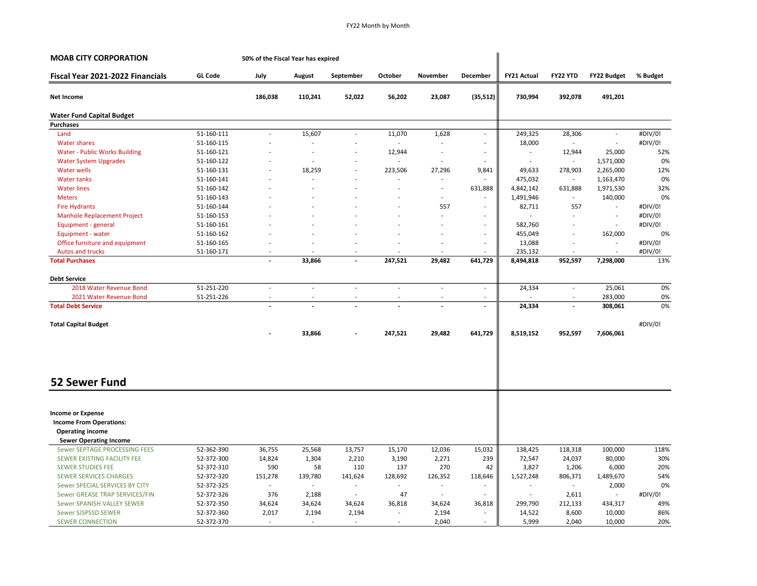**MOAB CITY CORPORATION** — **50% of the Fiscal Year has expired**

| **Fiscal Year 2021-2022 Financials** | **GL Code** | **July** | **August** | **September** | **October** | **November** | **December** | **FY21 Actual** | **FY22 YTD** | **FY22 Budget** | **% Budget** |
|---|---|---|---|---|---|---|---|---|---|---|---|
| **Net Income** | | **186,038** | **110,241** | **52,022** | **56,202** | **23,087** | **(35,512)** | **730,994** | **392,078** | **491,201** | |
| **Water Fund Capital Budget** | | | | | | | | | | | |
| **Purchases** | | | | | | | | | | | |
| Land | 51-160-111 | - | 15,607 | - | 11,070 | 1,628 | - | 249,325 | 28,306 | - | #DIV/0! |
| Water shares | 51-160-115 | - | - | - | - | - | - | 18,000 | - | - | #DIV/0! |
| Water - Public Works Building | 51-160-121 | - | - | - | 12,944 | - | - | - | 12,944 | 25,000 | 52% |
| Water System Upgrades | 51-160-122 | - | - | - | - | - | - | - | - | 1,571,000 | 0% |
| Water wells | 51-160-131 | - | 18,259 | - | 223,506 | 27,296 | 9,841 | 49,633 | 278,903 | 2,265,000 | 12% |
| Water tanks | 51-160-141 | - | - | - | - | - | - | 475,032 | - | 1,163,470 | 0% |
| Water lines | 51-160-142 | - | - | - | - | - | 631,888 | 4,842,142 | 631,888 | 1,971,530 | 32% |
| Meters | 51-160-143 | - | - | - | - | - | - | 1,491,946 | - | 140,000 | 0% |
| Fire Hydrants | 51-160-144 | - | - | - | - | 557 | - | 82,711 | 557 | - | #DIV/0! |
| Manhole Replacement Project | 51-160-153 | - | - | - | - | - | - | - | - | - | #DIV/0! |
| Equipment - general | 51-160-161 | - | - | - | - | - | - | 582,760 | - | - | #DIV/0! |
| Equipment - water | 51-160-162 | - | - | - | - | - | - | 455,049 | - | 162,000 | 0% |
| Office furniture and equipment | 51-160-165 | - | - | - | - | - | - | 13,088 | - | - | #DIV/0! |
| Autos and trucks | 51-160-171 | - | - | - | - | - | - | 235,132 | - | - | #DIV/0! |
| **Total Purchases** | | **-** | **33,866** | **-** | **247,521** | **29,482** | **641,729** | **8,494,818** | **952,597** | **7,298,000** | 13% |
| **Debt Service** | | | | | | | | | | | |
| 2018 Water Revenue Bond | 51-251-220 | - | - | - | - | - | - | 24,334 | - | 25,061 | 0% |
| 2021 Water Revenue Bond | 51-251-226 | - | - | - | - | - | - | - | - | 283,000 | 0% |
| **Total Debt Service** | | **-** | **-** | **-** | **-** | **-** | **-** | **24,334** | **-** | **308,061** | 0% |
| **Total Capital Budget** | | **-** | **33,866** | **-** | **247,521** | **29,482** | **641,729** | **8,519,152** | **952,597** | **7,606,061** | #DIV/0! |

## 52 Sewer Fund

| | GL Code | July | August | September | October | November | December | FY21 Actual | FY22 YTD | FY22 Budget | % Budget |
|---|---|---|---|---|---|---|---|---|---|---|---|
| **Income or Expense** | | | | | | | | | | | |
| **Income From Operations:** | | | | | | | | | | | |
| **Operating income** | | | | | | | | | | | |
| **Sewer Operating Income** | | | | | | | | | | | |
| Sewer SEPTAGE PROCESSING FEES | 52-362-390 | 36,755 | 25,568 | 13,757 | 15,170 | 12,036 | 15,032 | 138,425 | 118,318 | 100,000 | 118% |
| SEWER EXISTING FACILITY FEE | 52-372-300 | 14,824 | 1,304 | 2,210 | 3,190 | 2,271 | 239 | 72,547 | 24,037 | 80,000 | 30% |
| SEWER STUDIES FEE | 52-372-310 | 590 | 58 | 110 | 137 | 270 | 42 | 3,827 | 1,206 | 6,000 | 20% |
| SEWER SERVICES CHARGES | 52-372-320 | 151,278 | 139,780 | 141,624 | 128,692 | 126,352 | 118,646 | 1,527,248 | 806,371 | 1,489,670 | 54% |
| Sewer SPECIAL SERVICES BY CITY | 52-372-325 | - | - | - | - | - | - | - | - | 2,000 | 0% |
| Sewer GREASE TRAP SERVICES/FIN | 52-372-326 | 376 | 2,188 | - | 47 | - | - | - | 2,611 | - | #DIV/0! |
| Sewer SPANISH VALLEY SEWER | 52-372-350 | 34,624 | 34,624 | 34,624 | 36,818 | 34,624 | 36,818 | 299,790 | 212,133 | 434,317 | 49% |
| Sewer SJSPSSD SEWER | 52-372-360 | 2,017 | 2,194 | 2,194 | - | 2,194 | - | 14,522 | 8,600 | 10,000 | 86% |
| SEWER CONNECTION | 52-372-370 | - | - | - | - | 2,040 | - | 5,999 | 2,040 | 10,000 | 20% |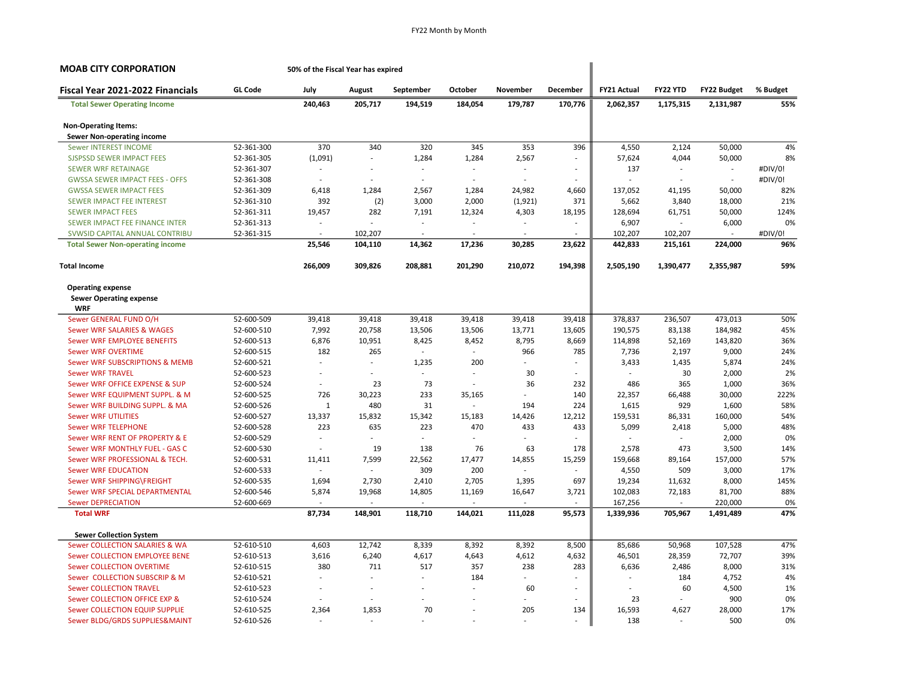**MOAB CITY CORPORATION** — 50% of the Fiscal Year has expired

| Fiscal Year 2021-2022 Financials | GL Code | July | August | September | October | November | December | FY21 Actual | FY22 YTD | FY22 Budget | % Budget |
|---|---|---|---|---|---|---|---|---|---|---|---|
| **Total Sewer Operating Income** | | **240,463** | **205,717** | **194,519** | **184,054** | **179,787** | **170,776** | **2,062,357** | **1,175,315** | **2,131,987** | **55%** |
| **Non-Operating Items:** | | | | | | | | | | | |
| **Sewer Non-operating income** | | | | | | | | | | | |
| Sewer INTEREST INCOME | 52-361-300 | 370 | 340 | 320 | 345 | 353 | 396 | 4,550 | 2,124 | 50,000 | 4% |
| SJSPSSD SEWER IMPACT FEES | 52-361-305 | (1,091) | - | 1,284 | 1,284 | 2,567 | - | 57,624 | 4,044 | 50,000 | 8% |
| SEWER WRF RETAINAGE | 52-361-307 | - | - | - | - | - | - | 137 | - | - | #DIV/0! |
| GWSSA SEWER IMPACT FEES - OFFS | 52-361-308 | - | - | - | - | - | - | - | - | - | #DIV/0! |
| GWSSA SEWER IMPACT FEES | 52-361-309 | 6,418 | 1,284 | 2,567 | 1,284 | 24,982 | 4,660 | 137,052 | 41,195 | 50,000 | 82% |
| SEWER IMPACT FEE INTEREST | 52-361-310 | 392 | (2) | 3,000 | 2,000 | (1,921) | 371 | 5,662 | 3,840 | 18,000 | 21% |
| SEWER IMPACT FEES | 52-361-311 | 19,457 | 282 | 7,191 | 12,324 | 4,303 | 18,195 | 128,694 | 61,751 | 50,000 | 124% |
| SEWER IMPACT FEE FINANCE INTER | 52-361-313 | - | - | - | - | - | - | 6,907 | - | 6,000 | 0% |
| SVWSID CAPITAL ANNUAL CONTRIBU | 52-361-315 | - | 102,207 | - | - | - | - | 102,207 | 102,207 | - | #DIV/0! |
| **Total Sewer Non-operating income** | | **25,546** | **104,110** | **14,362** | **17,236** | **30,285** | **23,622** | **442,833** | **215,161** | **224,000** | **96%** |
| **Total Income** | | **266,009** | **309,826** | **208,881** | **201,290** | **210,072** | **194,398** | **2,505,190** | **1,390,477** | **2,355,987** | **59%** |
| **Operating expense** | | | | | | | | | | | |
| **Sewer Operating expense** | | | | | | | | | | | |
| **WRF** | | | | | | | | | | | |
| Sewer GENERAL FUND O/H | 52-600-509 | 39,418 | 39,418 | 39,418 | 39,418 | 39,418 | 39,418 | 378,837 | 236,507 | 473,013 | 50% |
| Sewer WRF SALARIES & WAGES | 52-600-510 | 7,992 | 20,758 | 13,506 | 13,506 | 13,771 | 13,605 | 190,575 | 83,138 | 184,982 | 45% |
| Sewer WRF EMPLOYEE BENEFITS | 52-600-513 | 6,876 | 10,951 | 8,425 | 8,452 | 8,795 | 8,669 | 114,898 | 52,169 | 143,820 | 36% |
| Sewer WRF OVERTIME | 52-600-515 | 182 | 265 | - | - | 966 | 785 | 7,736 | 2,197 | 9,000 | 24% |
| Sewer WRF SUBSCRIPTIONS & MEMB | 52-600-521 | - | - | 1,235 | 200 | - | - | 3,433 | 1,435 | 5,874 | 24% |
| Sewer WRF TRAVEL | 52-600-523 | - | - | - | - | 30 | - | - | 30 | 2,000 | 2% |
| Sewer WRF OFFICE EXPENSE & SUP | 52-600-524 | - | 23 | 73 | - | 36 | 232 | 486 | 365 | 1,000 | 36% |
| Sewer WRF EQUIPMENT SUPPL. & M | 52-600-525 | 726 | 30,223 | 233 | 35,165 | - | 140 | 22,357 | 66,488 | 30,000 | 222% |
| Sewer WRF BUILDING SUPPL. & MA | 52-600-526 | 1 | 480 | 31 | - | 194 | 224 | 1,615 | 929 | 1,600 | 58% |
| Sewer WRF UTILITIES | 52-600-527 | 13,337 | 15,832 | 15,342 | 15,183 | 14,426 | 12,212 | 159,531 | 86,331 | 160,000 | 54% |
| Sewer WRF TELEPHONE | 52-600-528 | 223 | 635 | 223 | 470 | 433 | 433 | 5,099 | 2,418 | 5,000 | 48% |
| Sewer WRF RENT OF PROPERTY & E | 52-600-529 | - | - | - | - | - | - | - | - | 2,000 | 0% |
| Sewer WRF MONTHLY FUEL - GAS C | 52-600-530 | - | 19 | 138 | 76 | 63 | 178 | 2,578 | 473 | 3,500 | 14% |
| Sewer WRF PROFESSIONAL & TECH. | 52-600-531 | 11,411 | 7,599 | 22,562 | 17,477 | 14,855 | 15,259 | 159,668 | 89,164 | 157,000 | 57% |
| Sewer WRF EDUCATION | 52-600-533 | - | - | 309 | 200 | - | - | 4,550 | 509 | 3,000 | 17% |
| Sewer WRF SHIPPING\FREIGHT | 52-600-535 | 1,694 | 2,730 | 2,410 | 2,705 | 1,395 | 697 | 19,234 | 11,632 | 8,000 | 145% |
| Sewer WRF SPECIAL DEPARTMENTAL | 52-600-546 | 5,874 | 19,968 | 14,805 | 11,169 | 16,647 | 3,721 | 102,083 | 72,183 | 81,700 | 88% |
| Sewer DEPRECIATION | 52-600-669 | - | - | - | - | - | - | 167,256 | - | 220,000 | 0% |
| **Total WRF** | | **87,734** | **148,901** | **118,710** | **144,021** | **111,028** | **95,573** | **1,339,936** | **705,967** | **1,491,489** | **47%** |
| **Sewer Collection System** | | | | | | | | | | | |
| Sewer COLLECTION SALARIES & WA | 52-610-510 | 4,603 | 12,742 | 8,339 | 8,392 | 8,392 | 8,500 | 85,686 | 50,968 | 107,528 | 47% |
| Sewer COLLECTION EMPLOYEE BENE | 52-610-513 | 3,616 | 6,240 | 4,617 | 4,643 | 4,612 | 4,632 | 46,501 | 28,359 | 72,707 | 39% |
| Sewer COLLECTION OVERTIME | 52-610-515 | 380 | 711 | 517 | 357 | 238 | 283 | 6,636 | 2,486 | 8,000 | 31% |
| Sewer COLLECTION SUBSCRIP & M | 52-610-521 | - | - | - | 184 | - | - | - | 184 | 4,752 | 4% |
| Sewer COLLECTION TRAVEL | 52-610-523 | - | - | - | - | 60 | - | - | 60 | 4,500 | 1% |
| Sewer COLLECTION OFFICE EXP & | 52-610-524 | - | - | - | - | - | - | 23 | - | 900 | 0% |
| Sewer COLLECTION EQUIP SUPPLIE | 52-610-525 | 2,364 | 1,853 | 70 | - | 205 | 134 | 16,593 | 4,627 | 28,000 | 17% |
| Sewer BLDG/GRDS SUPPLIES&MAINT | 52-610-526 | - | - | - | - | - | - | 138 | - | 500 | 0% |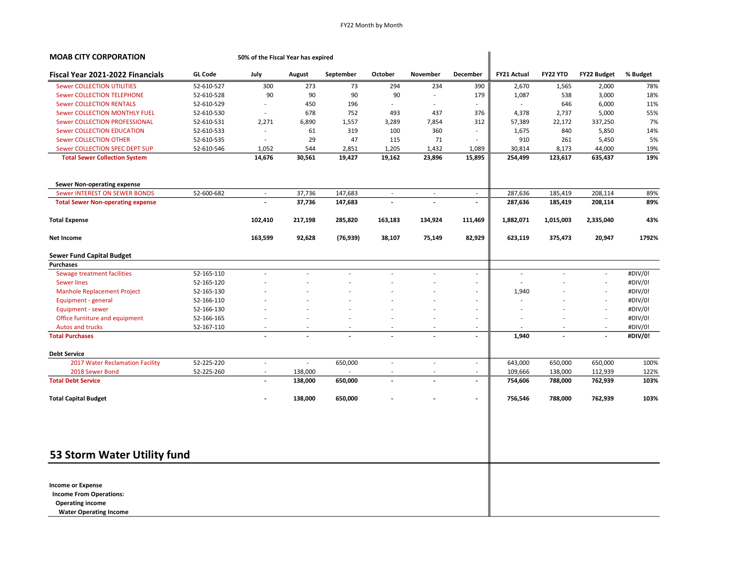**MOAB CITY CORPORATION** — 50% of the Fiscal Year has expired

| Fiscal Year 2021-2022 Financials | GL Code | July | August | September | October | November | December | FY21 Actual | FY22 YTD | FY22 Budget | % Budget |
|---|---|---|---|---|---|---|---|---|---|---|---|
| Sewer COLLECTION UTILITIES | 52-610-527 | 300 | 273 | 73 | 294 | 234 | 390 | 2,670 | 1,565 | 2,000 | 78% |
| Sewer COLLECTION TELEPHONE | 52-610-528 | 90 | 90 | 90 | 90 | - | 179 | 1,087 | 538 | 3,000 | 18% |
| Sewer COLLECTION RENTALS | 52-610-529 | - | 450 | 196 | - | - | - | - | 646 | 6,000 | 11% |
| Sewer COLLECTION MONTHLY FUEL | 52-610-530 | - | 678 | 752 | 493 | 437 | 376 | 4,378 | 2,737 | 5,000 | 55% |
| Sewer COLLECTION PROFESSIONAL | 52-610-531 | 2,271 | 6,890 | 1,557 | 3,289 | 7,854 | 312 | 57,389 | 22,172 | 337,250 | 7% |
| Sewer COLLECTION EDUCATION | 52-610-533 | - | 61 | 319 | 100 | 360 | - | 1,675 | 840 | 5,850 | 14% |
| Sewer COLLECTION OTHER | 52-610-535 | - | 29 | 47 | 115 | 71 | - | 910 | 261 | 5,450 | 5% |
| Sewer COLLECTION SPEC DEPT SUP | 52-610-546 | 1,052 | 544 | 2,851 | 1,205 | 1,432 | 1,089 | 30,814 | 8,173 | 44,000 | 19% |
| **Total Sewer Collection System** | | **14,676** | **30,561** | **19,427** | **19,162** | **23,896** | **15,895** | **254,499** | **123,617** | **635,437** | **19%** |
| | | | | | | | | | | | |
| **Sewer Non-operating expense** | | | | | | | | | | | |
| Sewer INTEREST ON SEWER BONDS | 52-600-682 | - | 37,736 | 147,683 | - | - | - | 287,636 | 185,419 | 208,114 | 89% |
| **Total Sewer Non-operating expense** | | **-** | **37,736** | **147,683** | **-** | **-** | **-** | **287,636** | **185,419** | **208,114** | **89%** |
| | | | | | | | | | | | |
| **Total Expense** | | **102,410** | **217,198** | **285,820** | **163,183** | **134,924** | **111,469** | **1,882,071** | **1,015,003** | **2,335,040** | **43%** |
| | | | | | | | | | | | |
| **Net Income** | | **163,599** | **92,628** | **(76,939)** | **38,107** | **75,149** | **82,929** | **623,119** | **375,473** | **20,947** | **1792%** |
| | | | | | | | | | | | |
| **Sewer Fund Capital Budget** | | | | | | | | | | | |
| **Purchases** | | | | | | | | | | | |
| Sewage treatment facilities | 52-165-110 | - | - | - | - | - | - | - | - | - | #DIV/0! |
| Sewer lines | 52-165-120 | - | - | - | - | - | - | - | - | - | #DIV/0! |
| Manhole Replacement Project | 52-165-130 | - | - | - | - | - | - | 1,940 | - | - | #DIV/0! |
| Equipment - general | 52-166-110 | - | - | - | - | - | - | - | - | - | #DIV/0! |
| Equipment - sewer | 52-166-130 | - | - | - | - | - | - | - | - | - | #DIV/0! |
| Office furniture and equipment | 52-166-165 | - | - | - | - | - | - | - | - | - | #DIV/0! |
| Autos and trucks | 52-167-110 | - | - | - | - | - | - | - | - | - | #DIV/0! |
| **Total Purchases** | | **-** | **-** | **-** | **-** | **-** | **-** | **1,940** | **-** | **-** | **#DIV/0!** |
| | | | | | | | | | | | |
| **Debt Service** | | | | | | | | | | | |
| 2017 Water Reclamation Facility | 52-225-220 | - | - | 650,000 | - | - | - | 643,000 | 650,000 | 650,000 | 100% |
| 2018 Sewer Bond | 52-225-260 | - | 138,000 | - | - | - | - | 109,666 | 138,000 | 112,939 | 122% |
| **Total Debt Service** | | **-** | **138,000** | **650,000** | **-** | **-** | **-** | **754,606** | **788,000** | **762,939** | **103%** |
| | | | | | | | | | | | |
| **Total Capital Budget** | | **-** | **138,000** | **650,000** | **-** | **-** | **-** | **756,546** | **788,000** | **762,939** | **103%** |

# 53 Storm Water Utility fund

**Income or Expense**

**Income From Operations:**

**Operating income**

**Water Operating Income**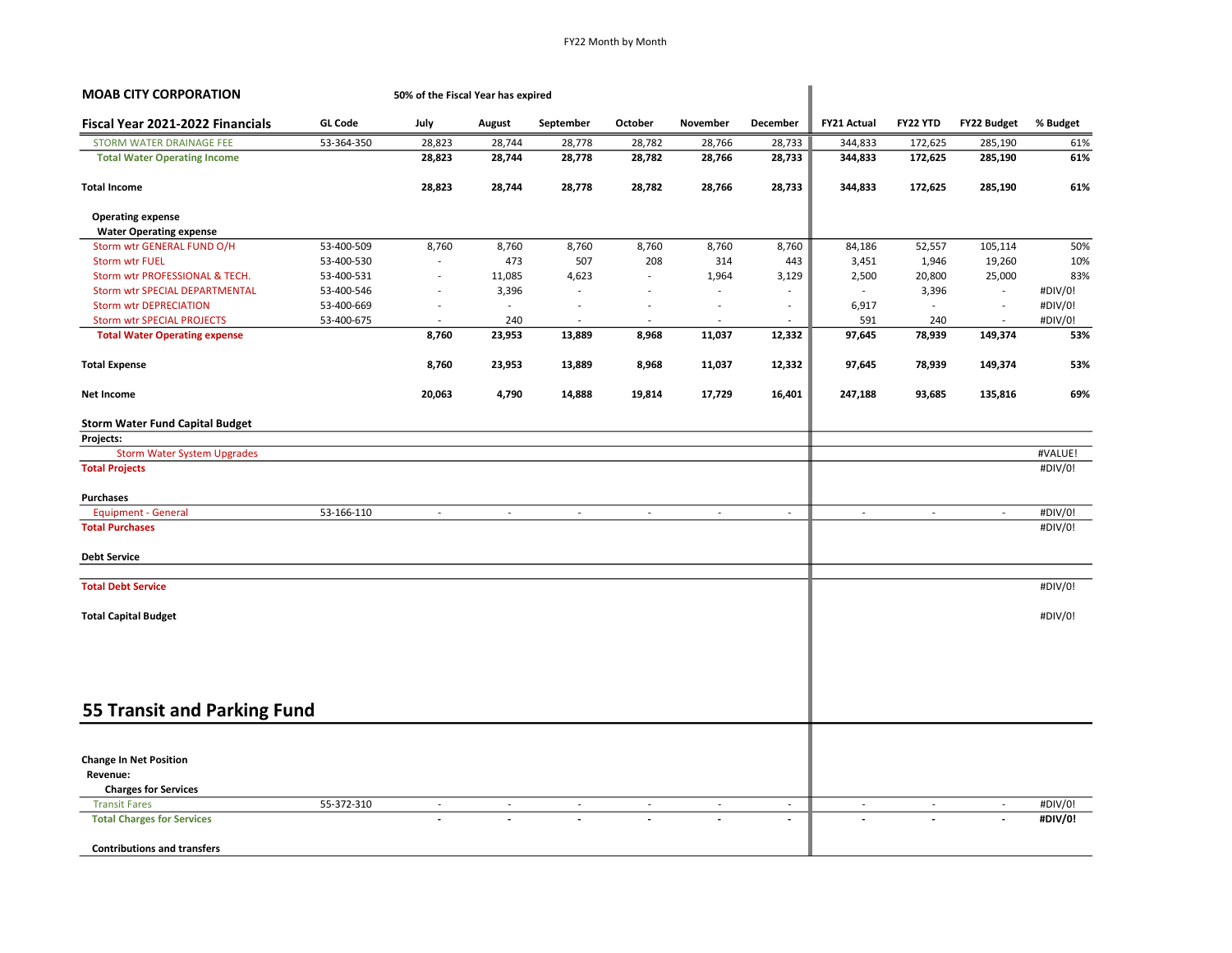**MOAB CITY CORPORATION** — 50% of the Fiscal Year has expired

| Fiscal Year 2021-2022 Financials | GL Code | July | August | September | October | November | December | FY21 Actual | FY22 YTD | FY22 Budget | % Budget |
|---|---|---|---|---|---|---|---|---|---|---|---|
| STORM WATER DRAINAGE FEE | 53-364-350 | 28,823 | 28,744 | 28,778 | 28,782 | 28,766 | 28,733 | 344,833 | 172,625 | 285,190 | 61% |
| **Total Water Operating Income** | | **28,823** | **28,744** | **28,778** | **28,782** | **28,766** | **28,733** | **344,833** | **172,625** | **285,190** | **61%** |
| **Total Income** | | **28,823** | **28,744** | **28,778** | **28,782** | **28,766** | **28,733** | **344,833** | **172,625** | **285,190** | **61%** |
| **Operating expense** | | | | | | | | | | | |
| **Water Operating expense** | | | | | | | | | | | |
| Storm wtr GENERAL FUND O/H | 53-400-509 | 8,760 | 8,760 | 8,760 | 8,760 | 8,760 | 8,760 | 84,186 | 52,557 | 105,114 | 50% |
| Storm wtr FUEL | 53-400-530 | - | 473 | 507 | 208 | 314 | 443 | 3,451 | 1,946 | 19,260 | 10% |
| Storm wtr PROFESSIONAL & TECH. | 53-400-531 | - | 11,085 | 4,623 | - | 1,964 | 3,129 | 2,500 | 20,800 | 25,000 | 83% |
| Storm wtr SPECIAL DEPARTMENTAL | 53-400-546 | - | 3,396 | - | - | - | - | - | 3,396 | - | #DIV/0! |
| Storm wtr DEPRECIATION | 53-400-669 | - | - | - | - | - | - | 6,917 | - | - | #DIV/0! |
| Storm wtr SPECIAL PROJECTS | 53-400-675 | - | 240 | - | - | - | - | 591 | 240 | - | #DIV/0! |
| **Total Water Operating expense** | | **8,760** | **23,953** | **13,889** | **8,968** | **11,037** | **12,332** | **97,645** | **78,939** | **149,374** | **53%** |
| **Total Expense** | | **8,760** | **23,953** | **13,889** | **8,968** | **11,037** | **12,332** | **97,645** | **78,939** | **149,374** | **53%** |
| **Net Income** | | **20,063** | **4,790** | **14,888** | **19,814** | **17,729** | **16,401** | **247,188** | **93,685** | **135,816** | **69%** |
| **Storm Water Fund Capital Budget** | | | | | | | | | | | |
| **Projects:** | | | | | | | | | | | |
| Storm Water System Upgrades | | | | | | | | | | | #VALUE! |
| **Total Projects** | | | | | | | | | | | #DIV/0! |
| **Purchases** | | | | | | | | | | | |
| Equipment - General | 53-166-110 | - | - | - | - | - | - | - | - | - | #DIV/0! |
| **Total Purchases** | | | | | | | | | | | #DIV/0! |
| **Debt Service** | | | | | | | | | | | |
| **Total Debt Service** | | | | | | | | | | | #DIV/0! |
| **Total Capital Budget** | | | | | | | | | | | #DIV/0! |

# 55 Transit and Parking Fund

| | GL Code | July | August | September | October | November | December | FY21 Actual | FY22 YTD | FY22 Budget | % Budget |
|---|---|---|---|---|---|---|---|---|---|---|---|
| **Change In Net Position** | | | | | | | | | | | |
| **Revenue:** | | | | | | | | | | | |
| **Charges for Services** | | | | | | | | | | | |
| Transit Fares | 55-372-310 | - | - | - | - | - | - | - | - | - | #DIV/0! |
| **Total Charges for Services** | | **-** | **-** | **-** | **-** | **-** | **-** | **-** | **-** | **-** | **#DIV/0!** |
| **Contributions and transfers** | | | | | | | | | | | |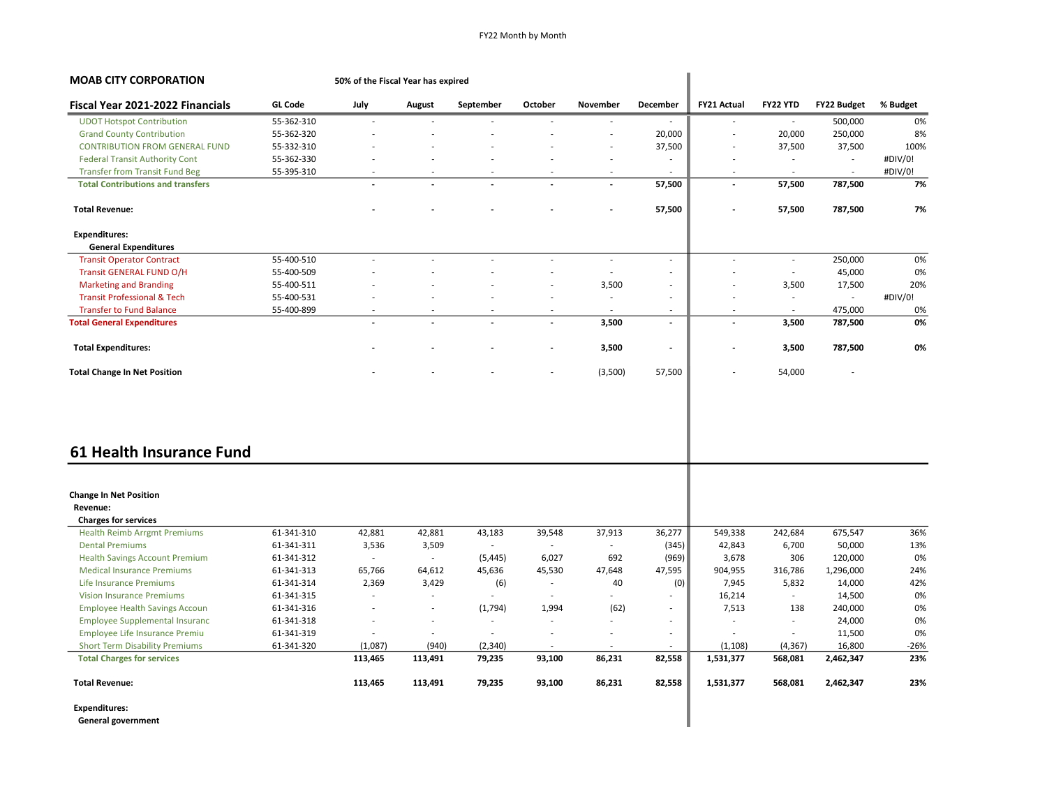**MOAB CITY CORPORATION** 50% of the Fiscal Year has expired

| Fiscal Year 2021-2022 Financials | GL Code | July | August | September | October | November | December | FY21 Actual | FY22 YTD | FY22 Budget | % Budget |
|---|---|---|---|---|---|---|---|---|---|---|---|
| UDOT Hotspot Contribution | 55-362-310 | - | - | - | - | - | - | - | - | 500,000 | 0% |
| Grand County Contribution | 55-362-320 | - | - | - | - | - | 20,000 | - | 20,000 | 250,000 | 8% |
| CONTRIBUTION FROM GENERAL FUND | 55-332-310 | - | - | - | - | - | 37,500 | - | 37,500 | 37,500 | 100% |
| Federal Transit Authority Cont | 55-362-330 | - | - | - | - | - | - | - | - | - | #DIV/0! |
| Transfer from Transit Fund Beg | 55-395-310 | - | - | - | - | - | - | - | - | - | #DIV/0! |
| **Total Contributions and transfers** | | **-** | **-** | **-** | **-** | **-** | **57,500** | **-** | **57,500** | **787,500** | **7%** |
| **Total Revenue:** | | **-** | **-** | **-** | **-** | **-** | **57,500** | **-** | **57,500** | **787,500** | **7%** |
| **Expenditures:** | | | | | | | | | | | |
| **General Expenditures** | | | | | | | | | | | |
| Transit Operator Contract | 55-400-510 | - | - | - | - | - | - | - | - | 250,000 | 0% |
| Transit GENERAL FUND O/H | 55-400-509 | - | - | - | - | - | - | - | - | 45,000 | 0% |
| Marketing and Branding | 55-400-511 | - | - | - | - | 3,500 | - | - | 3,500 | 17,500 | 20% |
| Transit Professional & Tech | 55-400-531 | - | - | - | - | - | - | - | - | - | #DIV/0! |
| Transfer to Fund Balance | 55-400-899 | - | - | - | - | - | - | - | - | 475,000 | 0% |
| **Total General Expenditures** | | **-** | **-** | **-** | **-** | **3,500** | **-** | **-** | **3,500** | **787,500** | **0%** |
| **Total Expenditures:** | | **-** | **-** | **-** | **-** | **3,500** | **-** | **-** | **3,500** | **787,500** | **0%** |
| **Total Change In Net Position** | | - | - | - | - | (3,500) | 57,500 | - | 54,000 | - | |

## 61 Health Insurance Fund

| Fiscal Year 2021-2022 Financials | GL Code | July | August | September | October | November | December | FY21 Actual | FY22 YTD | FY22 Budget | % Budget |
|---|---|---|---|---|---|---|---|---|---|---|---|
| **Change In Net Position** | | | | | | | | | | | |
| **Revenue:** | | | | | | | | | | | |
| **Charges for services** | | | | | | | | | | | |
| Health Reimb Arrgmt Premiums | 61-341-310 | 42,881 | 42,881 | 43,183 | 39,548 | 37,913 | 36,277 | 549,338 | 242,684 | 675,547 | 36% |
| Dental Premiums | 61-341-311 | 3,536 | 3,509 | - | - | - | (345) | 42,843 | 6,700 | 50,000 | 13% |
| Health Savings Account Premium | 61-341-312 | - | - | (5,445) | 6,027 | 692 | (969) | 3,678 | 306 | 120,000 | 0% |
| Medical Insurance Premiums | 61-341-313 | 65,766 | 64,612 | 45,636 | 45,530 | 47,648 | 47,595 | 904,955 | 316,786 | 1,296,000 | 24% |
| Life Insurance Premiums | 61-341-314 | 2,369 | 3,429 | (6) | - | 40 | (0) | 7,945 | 5,832 | 14,000 | 42% |
| Vision Insurance Premiums | 61-341-315 | - | - | - | - | - | - | 16,214 | - | 14,500 | 0% |
| Employee Health Savings Accoun | 61-341-316 | - | - | (1,794) | 1,994 | (62) | - | 7,513 | 138 | 240,000 | 0% |
| Employee Supplemental Insuranc | 61-341-318 | - | - | - | - | - | - | - | - | 24,000 | 0% |
| Employee Life Insurance Premiu | 61-341-319 | - | - | - | - | - | - | - | - | 11,500 | 0% |
| Short Term Disability Premiums | 61-341-320 | (1,087) | (940) | (2,340) | - | - | - | (1,108) | (4,367) | 16,800 | -26% |
| **Total Charges for services** | | **113,465** | **113,491** | **79,235** | **93,100** | **86,231** | **82,558** | **1,531,377** | **568,081** | **2,462,347** | **23%** |
| **Total Revenue:** | | **113,465** | **113,491** | **79,235** | **93,100** | **86,231** | **82,558** | **1,531,377** | **568,081** | **2,462,347** | **23%** |
| **Expenditures:** | | | | | | | | | | | |
| **General government** | | | | | | | | | | | |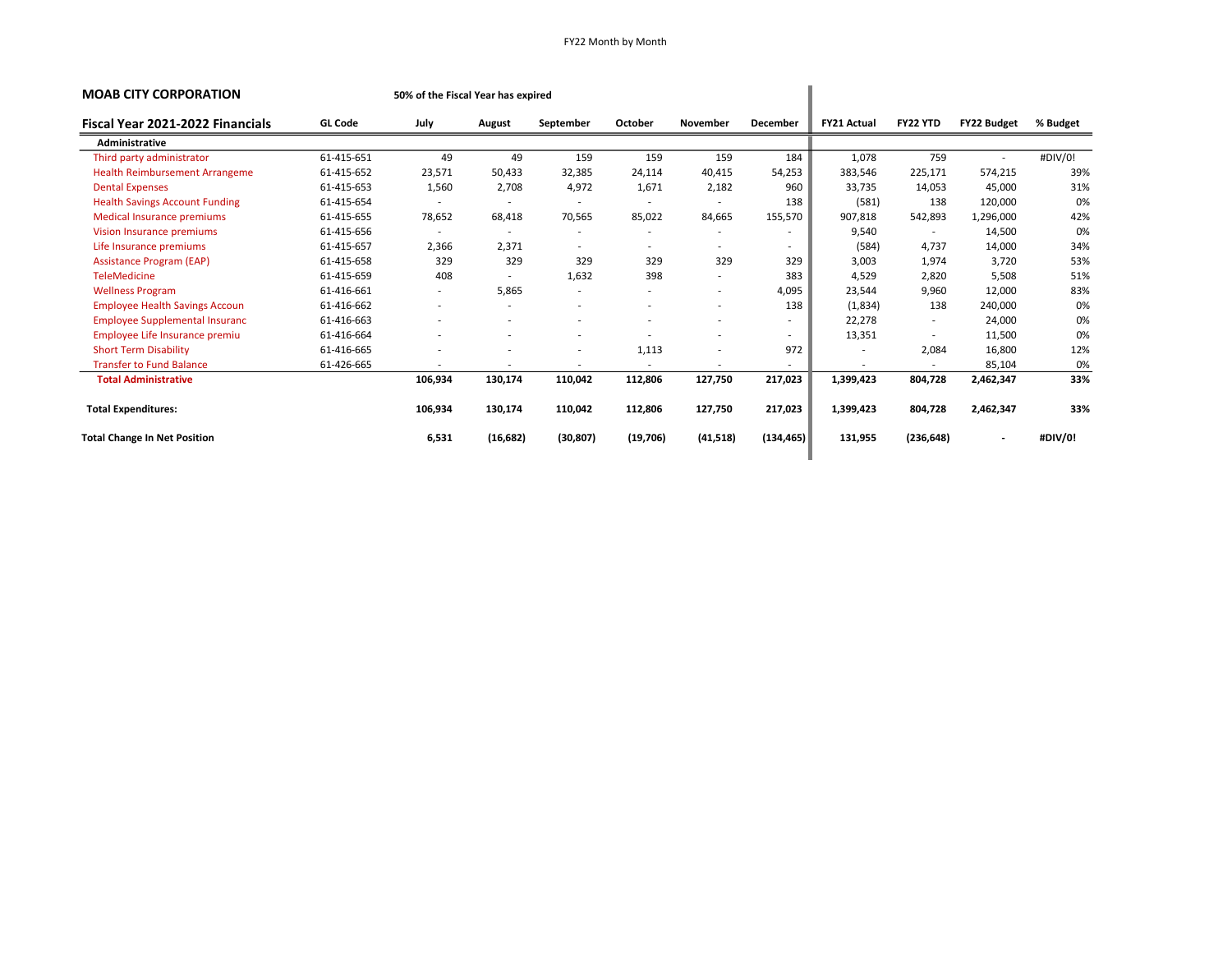FY22 Month by Month

**MOAB CITY CORPORATION** — **50% of the Fiscal Year has expired**

| Fiscal Year 2021-2022 Financials | GL Code | July | August | September | October | November | December | FY21 Actual | FY22 YTD | FY22 Budget | % Budget |
|---|---|---|---|---|---|---|---|---|---|---|---|
| **Administrative** | | | | | | | | | | | |
| Third party administrator | 61-415-651 | 49 | 49 | 159 | 159 | 159 | 184 | 1,078 | 759 | - | #DIV/0! |
| Health Reimbursement Arrangeme | 61-415-652 | 23,571 | 50,433 | 32,385 | 24,114 | 40,415 | 54,253 | 383,546 | 225,171 | 574,215 | 39% |
| Dental Expenses | 61-415-653 | 1,560 | 2,708 | 4,972 | 1,671 | 2,182 | 960 | 33,735 | 14,053 | 45,000 | 31% |
| Health Savings Account Funding | 61-415-654 | - | - | - | - | - | 138 | (581) | 138 | 120,000 | 0% |
| Medical Insurance premiums | 61-415-655 | 78,652 | 68,418 | 70,565 | 85,022 | 84,665 | 155,570 | 907,818 | 542,893 | 1,296,000 | 42% |
| Vision Insurance premiums | 61-415-656 | - | - | - | - | - | - | 9,540 | - | 14,500 | 0% |
| Life Insurance premiums | 61-415-657 | 2,366 | 2,371 | - | - | - | - | (584) | 4,737 | 14,000 | 34% |
| Assistance Program (EAP) | 61-415-658 | 329 | 329 | 329 | 329 | 329 | 329 | 3,003 | 1,974 | 3,720 | 53% |
| TeleMedicine | 61-415-659 | 408 | - | 1,632 | 398 | - | 383 | 4,529 | 2,820 | 5,508 | 51% |
| Wellness Program | 61-416-661 | - | 5,865 | - | - | - | 4,095 | 23,544 | 9,960 | 12,000 | 83% |
| Employee Health Savings Accoun | 61-416-662 | - | - | - | - | - | 138 | (1,834) | 138 | 240,000 | 0% |
| Employee Supplemental Insuranc | 61-416-663 | - | - | - | - | - | - | 22,278 | - | 24,000 | 0% |
| Employee Life Insurance premiu | 61-416-664 | - | - | - | - | - | - | 13,351 | - | 11,500 | 0% |
| Short Term Disability | 61-416-665 | - | - | - | 1,113 | - | 972 | - | 2,084 | 16,800 | 12% |
| Transfer to Fund Balance | 61-426-665 | - | - | - | - | - | - | - | - | 85,104 | 0% |
| **Total Administrative** | | **106,934** | **130,174** | **110,042** | **112,806** | **127,750** | **217,023** | **1,399,423** | **804,728** | **2,462,347** | **33%** |
| **Total Expenditures:** | | **106,934** | **130,174** | **110,042** | **112,806** | **127,750** | **217,023** | **1,399,423** | **804,728** | **2,462,347** | **33%** |
| **Total Change In Net Position** | | **6,531** | **(16,682)** | **(30,807)** | **(19,706)** | **(41,518)** | **(134,465)** | **131,955** | **(236,648)** | **-** | **#DIV/0!** |